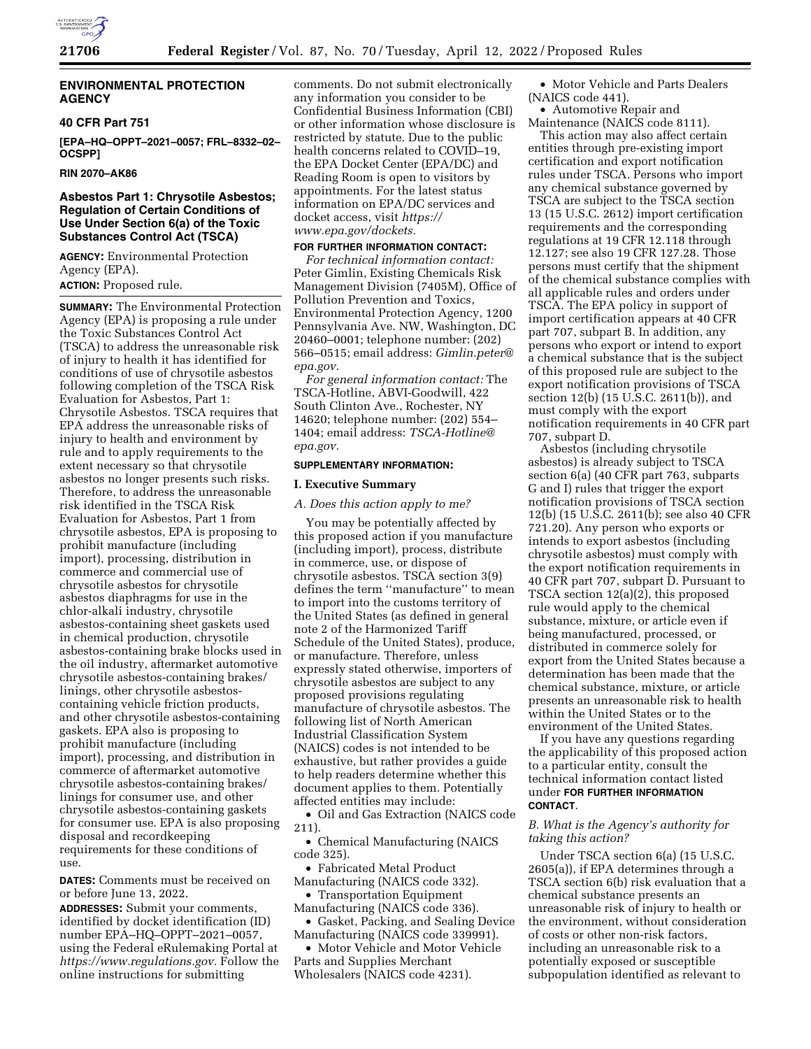## ENVIRONMENTAL PROTECTION AGENCY

### 40 CFR Part 751

**[EPA–HQ–OPPT–2021–0057; FRL–8332–02–OCSPP]**

**RIN 2070–AK86**

### Asbestos Part 1: Chrysotile Asbestos; Regulation of Certain Conditions of Use Under Section 6(a) of the Toxic Substances Control Act (TSCA)

**AGENCY:** Environmental Protection Agency (EPA).

**ACTION:** Proposed rule.

**SUMMARY:** The Environmental Protection Agency (EPA) is proposing a rule under the Toxic Substances Control Act (TSCA) to address the unreasonable risk of injury to health it has identified for conditions of use of chrysotile asbestos following completion of the TSCA Risk Evaluation for Asbestos, Part 1: Chrysotile Asbestos. TSCA requires that EPA address the unreasonable risks of injury to health and environment by rule and to apply requirements to the extent necessary so that chrysotile asbestos no longer presents such risks. Therefore, to address the unreasonable risk identified in the TSCA Risk Evaluation for Asbestos, Part 1 from chrysotile asbestos, EPA is proposing to prohibit manufacture (including import), processing, distribution in commerce and commercial use of chrysotile asbestos for chrysotile asbestos diaphragms for use in the chlor-alkali industry, chrysotile asbestos-containing sheet gaskets used in chemical production, chrysotile asbestos-containing brake blocks used in the oil industry, aftermarket automotive chrysotile asbestos-containing brakes/linings, other chrysotile asbestos-containing vehicle friction products, and other chrysotile asbestos-containing gaskets. EPA also is proposing to prohibit manufacture (including import), processing, and distribution in commerce of aftermarket automotive chrysotile asbestos-containing brakes/linings for consumer use, and other chrysotile asbestos-containing gaskets for consumer use. EPA is also proposing disposal and recordkeeping requirements for these conditions of use.

**DATES:** Comments must be received on or before June 13, 2022.

**ADDRESSES:** Submit your comments, identified by docket identification (ID) number EPA–HQ–OPPT–2021–0057, using the Federal eRulemaking Portal at *https://www.regulations.gov.* Follow the online instructions for submitting comments. Do not submit electronically any information you consider to be Confidential Business Information (CBI) or other information whose disclosure is restricted by statute. Due to the public health concerns related to COVID–19, the EPA Docket Center (EPA/DC) and Reading Room is open to visitors by appointments. For the latest status information on EPA/DC services and docket access, visit *https://www.epa.gov/dockets.*

**FOR FURTHER INFORMATION CONTACT:**

*For technical information contact:* Peter Gimlin, Existing Chemicals Risk Management Division (7405M), Office of Pollution Prevention and Toxics, Environmental Protection Agency, 1200 Pennsylvania Ave. NW, Washington, DC 20460–0001; telephone number: (202) 566–0515; email address: *Gimlin.peter@epa.gov.*

*For general information contact:* The TSCA-Hotline, ABVI-Goodwill, 422 South Clinton Ave., Rochester, NY 14620; telephone number: (202) 554–1404; email address: *TSCA-Hotline@epa.gov.*

**SUPPLEMENTARY INFORMATION:**

## I. Executive Summary

### *A. Does this action apply to me?*

You may be potentially affected by this proposed action if you manufacture (including import), process, distribute in commerce, use, or dispose of chrysotile asbestos. TSCA section 3(9) defines the term ''manufacture'' to mean to import into the customs territory of the United States (as defined in general note 2 of the Harmonized Tariff Schedule of the United States), produce, or manufacture. Therefore, unless expressly stated otherwise, importers of chrysotile asbestos are subject to any proposed provisions regulating manufacture of chrysotile asbestos. The following list of North American Industrial Classification System (NAICS) codes is not intended to be exhaustive, but rather provides a guide to help readers determine whether this document applies to them. Potentially affected entities may include:

- Oil and Gas Extraction (NAICS code 211).
- Chemical Manufacturing (NAICS code 325).
- Fabricated Metal Product Manufacturing (NAICS code 332).
- Transportation Equipment Manufacturing (NAICS code 336).
- Gasket, Packing, and Sealing Device Manufacturing (NAICS code 339991).
- Motor Vehicle and Motor Vehicle Parts and Supplies Merchant Wholesalers (NAICS code 4231).
- Motor Vehicle and Parts Dealers (NAICS code 441).
- Automotive Repair and Maintenance (NAICS code 8111).

This action may also affect certain entities through pre-existing import certification and export notification rules under TSCA. Persons who import any chemical substance governed by TSCA are subject to the TSCA section 13 (15 U.S.C. 2612) import certification requirements and the corresponding regulations at 19 CFR 12.118 through 12.127; see also 19 CFR 127.28. Those persons must certify that the shipment of the chemical substance complies with all applicable rules and orders under TSCA. The EPA policy in support of import certification appears at 40 CFR part 707, subpart B. In addition, any persons who export or intend to export a chemical substance that is the subject of this proposed rule are subject to the export notification provisions of TSCA section 12(b) (15 U.S.C. 2611(b)), and must comply with the export notification requirements in 40 CFR part 707, subpart D.

Asbestos (including chrysotile asbestos) is already subject to TSCA section 6(a) (40 CFR part 763, subparts G and I) rules that trigger the export notification provisions of TSCA section 12(b) (15 U.S.C. 2611(b); see also 40 CFR 721.20). Any person who exports or intends to export asbestos (including chrysotile asbestos) must comply with the export notification requirements in 40 CFR part 707, subpart D. Pursuant to TSCA section 12(a)(2), this proposed rule would apply to the chemical substance, mixture, or article even if being manufactured, processed, or distributed in commerce solely for export from the United States because a determination has been made that the chemical substance, mixture, or article presents an unreasonable risk to health within the United States or to the environment of the United States.

If you have any questions regarding the applicability of this proposed action to a particular entity, consult the technical information contact listed under **FOR FURTHER INFORMATION CONTACT**.

### *B. What is the Agency's authority for taking this action?*

Under TSCA section 6(a) (15 U.S.C. 2605(a)), if EPA determines through a TSCA section 6(b) risk evaluation that a chemical substance presents an unreasonable risk of injury to health or the environment, without consideration of costs or other non-risk factors, including an unreasonable risk to a potentially exposed or susceptible subpopulation identified as relevant to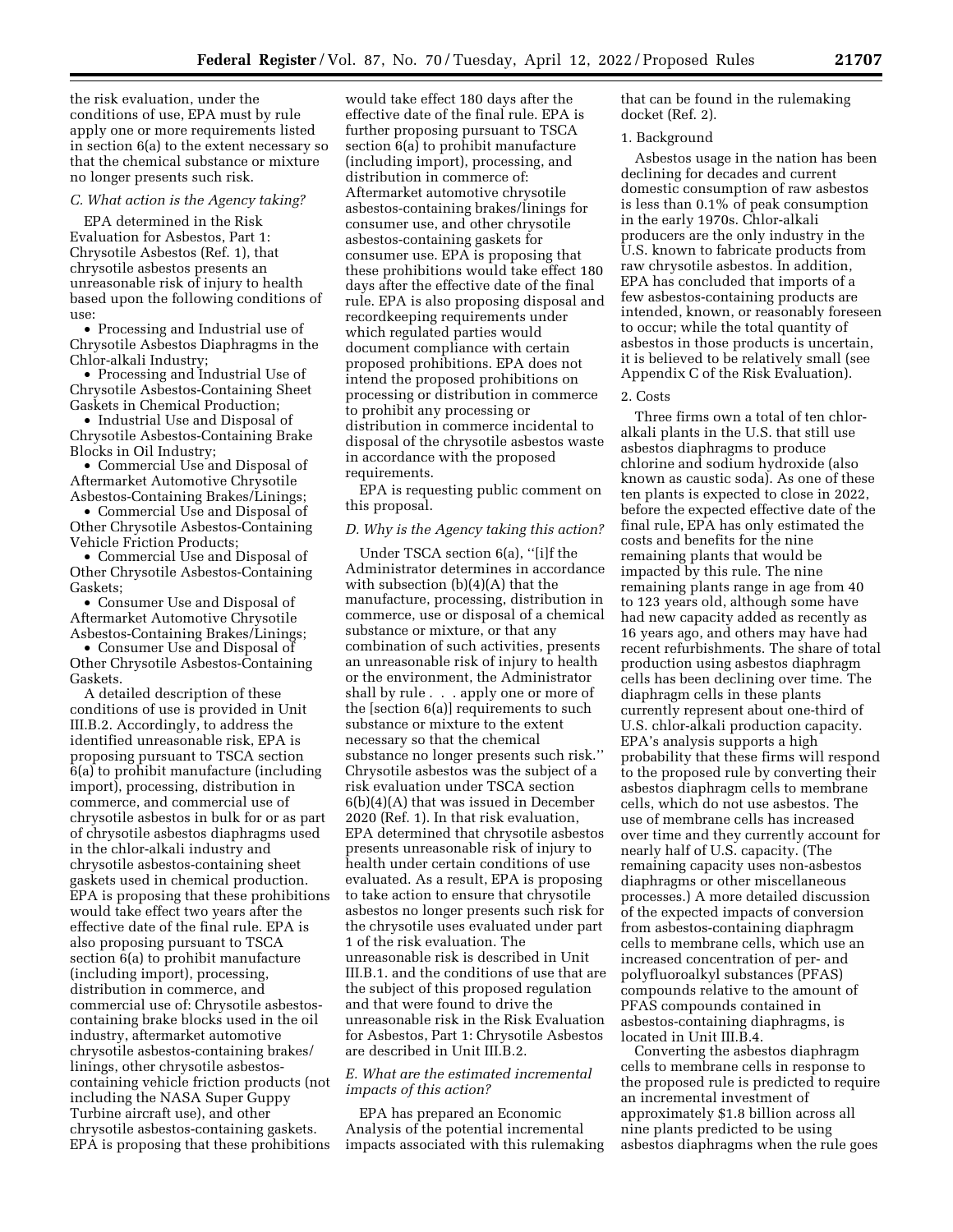the risk evaluation, under the conditions of use, EPA must by rule apply one or more requirements listed in section 6(a) to the extent necessary so that the chemical substance or mixture no longer presents such risk.

### *C. What action is the Agency taking?*

EPA determined in the Risk Evaluation for Asbestos, Part 1: Chrysotile Asbestos (Ref. 1), that chrysotile asbestos presents an unreasonable risk of injury to health based upon the following conditions of use:

- Processing and Industrial use of Chrysotile Asbestos Diaphragms in the Chlor-alkali Industry;
- Processing and Industrial Use of Chrysotile Asbestos-Containing Sheet Gaskets in Chemical Production;
- Industrial Use and Disposal of Chrysotile Asbestos-Containing Brake Blocks in Oil Industry;
- Commercial Use and Disposal of Aftermarket Automotive Chrysotile Asbestos-Containing Brakes/Linings;
- Commercial Use and Disposal of Other Chrysotile Asbestos-Containing Vehicle Friction Products;
- Commercial Use and Disposal of Other Chrysotile Asbestos-Containing Gaskets;
- Consumer Use and Disposal of Aftermarket Automotive Chrysotile Asbestos-Containing Brakes/Linings;
- Consumer Use and Disposal of Other Chrysotile Asbestos-Containing Gaskets.

A detailed description of these conditions of use is provided in Unit III.B.2. Accordingly, to address the identified unreasonable risk, EPA is proposing pursuant to TSCA section 6(a) to prohibit manufacture (including import), processing, distribution in commerce, and commercial use of chrysotile asbestos in bulk for or as part of chrysotile asbestos diaphragms used in the chlor-alkali industry and chrysotile asbestos-containing sheet gaskets used in chemical production. EPA is proposing that these prohibitions would take effect two years after the effective date of the final rule. EPA is also proposing pursuant to TSCA section 6(a) to prohibit manufacture (including import), processing, distribution in commerce, and commercial use of: Chrysotile asbestos-containing brake blocks used in the oil industry, aftermarket automotive chrysotile asbestos-containing brakes/linings, other chrysotile asbestos-containing vehicle friction products (not including the NASA Super Guppy Turbine aircraft use), and other chrysotile asbestos-containing gaskets. EPA is proposing that these prohibitions would take effect 180 days after the effective date of the final rule. EPA is further proposing pursuant to TSCA section 6(a) to prohibit manufacture (including import), processing, and distribution in commerce of: Aftermarket automotive chrysotile asbestos-containing brakes/linings for consumer use, and other chrysotile asbestos-containing gaskets for consumer use. EPA is proposing that these prohibitions would take effect 180 days after the effective date of the final rule. EPA is also proposing disposal and recordkeeping requirements under which regulated parties would document compliance with certain proposed prohibitions. EPA does not intend the proposed prohibitions on processing or distribution in commerce to prohibit any processing or distribution in commerce incidental to disposal of the chrysotile asbestos waste in accordance with the proposed requirements.

EPA is requesting public comment on this proposal.

### *D. Why is the Agency taking this action?*

Under TSCA section 6(a), ''[i]f the Administrator determines in accordance with subsection (b)(4)(A) that the manufacture, processing, distribution in commerce, use or disposal of a chemical substance or mixture, or that any combination of such activities, presents an unreasonable risk of injury to health or the environment, the Administrator shall by rule . . . apply one or more of the [section 6(a)] requirements to such substance or mixture to the extent necessary so that the chemical substance no longer presents such risk.'' Chrysotile asbestos was the subject of a risk evaluation under TSCA section 6(b)(4)(A) that was issued in December 2020 (Ref. 1). In that risk evaluation, EPA determined that chrysotile asbestos presents unreasonable risk of injury to health under certain conditions of use evaluated. As a result, EPA is proposing to take action to ensure that chrysotile asbestos no longer presents such risk for the chrysotile uses evaluated under part 1 of the risk evaluation. The unreasonable risk is described in Unit III.B.1. and the conditions of use that are the subject of this proposed regulation and that were found to drive the unreasonable risk in the Risk Evaluation for Asbestos, Part 1: Chrysotile Asbestos are described in Unit III.B.2.

### *E. What are the estimated incremental impacts of this action?*

EPA has prepared an Economic Analysis of the potential incremental impacts associated with this rulemaking that can be found in the rulemaking docket (Ref. 2).

#### 1. Background

Asbestos usage in the nation has been declining for decades and current domestic consumption of raw asbestos is less than 0.1% of peak consumption in the early 1970s. Chlor-alkali producers are the only industry in the U.S. known to fabricate products from raw chrysotile asbestos. In addition, EPA has concluded that imports of a few asbestos-containing products are intended, known, or reasonably foreseen to occur; while the total quantity of asbestos in those products is uncertain, it is believed to be relatively small (see Appendix C of the Risk Evaluation).

#### 2. Costs

Three firms own a total of ten chlor-alkali plants in the U.S. that still use asbestos diaphragms to produce chlorine and sodium hydroxide (also known as caustic soda). As one of these ten plants is expected to close in 2022, before the expected effective date of the final rule, EPA has only estimated the costs and benefits for the nine remaining plants that would be impacted by this rule. The nine remaining plants range in age from 40 to 123 years old, although some have had new capacity added as recently as 16 years ago, and others may have had recent refurbishments. The share of total production using asbestos diaphragm cells has been declining over time. The diaphragm cells in these plants currently represent about one-third of U.S. chlor-alkali production capacity. EPA's analysis supports a high probability that these firms will respond to the proposed rule by converting their asbestos diaphragm cells to membrane cells, which do not use asbestos. The use of membrane cells has increased over time and they currently account for nearly half of U.S. capacity. (The remaining capacity uses non-asbestos diaphragms or other miscellaneous processes.) A more detailed discussion of the expected impacts of conversion from asbestos-containing diaphragm cells to membrane cells, which use an increased concentration of per- and polyfluoroalkyl substances (PFAS) compounds relative to the amount of PFAS compounds contained in asbestos-containing diaphragms, is located in Unit III.B.4.

Converting the asbestos diaphragm cells to membrane cells in response to the proposed rule is predicted to require an incremental investment of approximately $1.8 billion across all nine plants predicted to be using asbestos diaphragms when the rule goes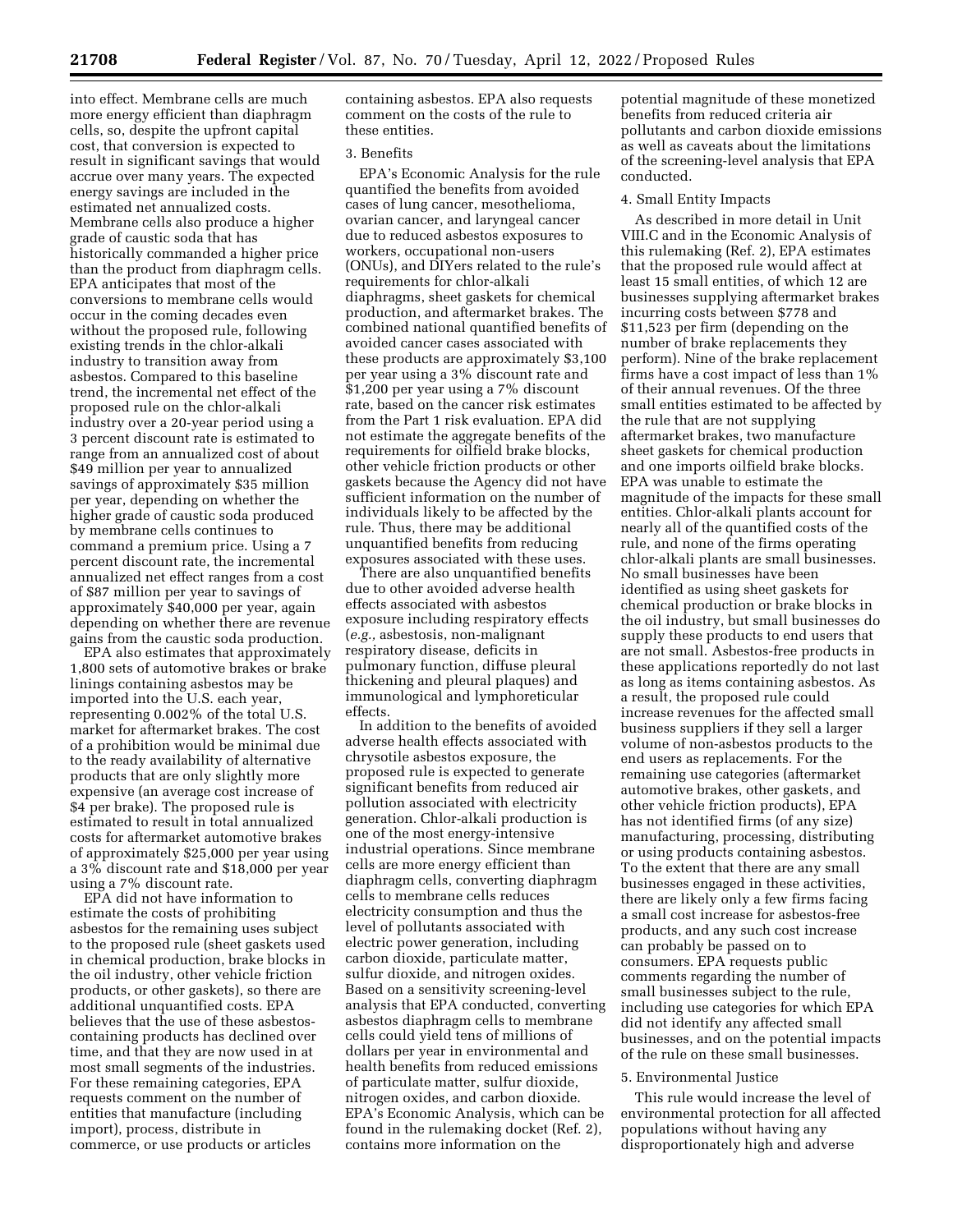into effect. Membrane cells are much more energy efficient than diaphragm cells, so, despite the upfront capital cost, that conversion is expected to result in significant savings that would accrue over many years. The expected energy savings are included in the estimated net annualized costs. Membrane cells also produce a higher grade of caustic soda that has historically commanded a higher price than the product from diaphragm cells. EPA anticipates that most of the conversions to membrane cells would occur in the coming decades even without the proposed rule, following existing trends in the chlor-alkali industry to transition away from asbestos. Compared to this baseline trend, the incremental net effect of the proposed rule on the chlor-alkali industry over a 20-year period using a 3 percent discount rate is estimated to range from an annualized cost of about $49 million per year to annualized savings of approximately $35 million per year, depending on whether the higher grade of caustic soda produced by membrane cells continues to command a premium price. Using a 7 percent discount rate, the incremental annualized net effect ranges from a cost of $87 million per year to savings of approximately $40,000 per year, again depending on whether there are revenue gains from the caustic soda production.

EPA also estimates that approximately 1,800 sets of automotive brakes or brake linings containing asbestos may be imported into the U.S. each year, representing 0.002% of the total U.S. market for aftermarket brakes. The cost of a prohibition would be minimal due to the ready availability of alternative products that are only slightly more expensive (an average cost increase of $4 per brake). The proposed rule is estimated to result in total annualized costs for aftermarket automotive brakes of approximately $25,000 per year using a 3% discount rate and $18,000 per year using a 7% discount rate.

EPA did not have information to estimate the costs of prohibiting asbestos for the remaining uses subject to the proposed rule (sheet gaskets used in chemical production, brake blocks in the oil industry, other vehicle friction products, or other gaskets), so there are additional unquantified costs. EPA believes that the use of these asbestos-containing products has declined over time, and that they are now used in at most small segments of the industries. For these remaining categories, EPA requests comment on the number of entities that manufacture (including import), process, distribute in commerce, or use products or articles containing asbestos. EPA also requests comment on the costs of the rule to these entities.

3. Benefits

EPA's Economic Analysis for the rule quantified the benefits from avoided cases of lung cancer, mesothelioma, ovarian cancer, and laryngeal cancer due to reduced asbestos exposures to workers, occupational non-users (ONUs), and DIYers related to the rule's requirements for chlor-alkali diaphragms, sheet gaskets for chemical production, and aftermarket brakes. The combined national quantified benefits of avoided cancer cases associated with these products are approximately $3,100 per year using a 3% discount rate and $1,200 per year using a 7% discount rate, based on the cancer risk estimates from the Part 1 risk evaluation. EPA did not estimate the aggregate benefits of the requirements for oilfield brake blocks, other vehicle friction products or other gaskets because the Agency did not have sufficient information on the number of individuals likely to be affected by the rule. Thus, there may be additional unquantified benefits from reducing exposures associated with these uses.

There are also unquantified benefits due to other avoided adverse health effects associated with asbestos exposure including respiratory effects (*e.g.,* asbestosis, non-malignant respiratory disease, deficits in pulmonary function, diffuse pleural thickening and pleural plaques) and immunological and lymphoreticular effects.

In addition to the benefits of avoided adverse health effects associated with chrysotile asbestos exposure, the proposed rule is expected to generate significant benefits from reduced air pollution associated with electricity generation. Chlor-alkali production is one of the most energy-intensive industrial operations. Since membrane cells are more energy efficient than diaphragm cells, converting diaphragm cells to membrane cells reduces electricity consumption and thus the level of pollutants associated with electric power generation, including carbon dioxide, particulate matter, sulfur dioxide, and nitrogen oxides. Based on a sensitivity screening-level analysis that EPA conducted, converting asbestos diaphragm cells to membrane cells could yield tens of millions of dollars per year in environmental and health benefits from reduced emissions of particulate matter, sulfur dioxide, nitrogen oxides, and carbon dioxide. EPA's Economic Analysis, which can be found in the rulemaking docket (Ref. 2), contains more information on the potential magnitude of these monetized benefits from reduced criteria air pollutants and carbon dioxide emissions as well as caveats about the limitations of the screening-level analysis that EPA conducted.

4. Small Entity Impacts

As described in more detail in Unit VIII.C and in the Economic Analysis of this rulemaking (Ref. 2), EPA estimates that the proposed rule would affect at least 15 small entities, of which 12 are businesses supplying aftermarket brakes incurring costs between $778 and $11,523 per firm (depending on the number of brake replacements they perform). Nine of the brake replacement firms have a cost impact of less than 1% of their annual revenues. Of the three small entities estimated to be affected by the rule that are not supplying aftermarket brakes, two manufacture sheet gaskets for chemical production and one imports oilfield brake blocks. EPA was unable to estimate the magnitude of the impacts for these small entities. Chlor-alkali plants account for nearly all of the quantified costs of the rule, and none of the firms operating chlor-alkali plants are small businesses. No small businesses have been identified as using sheet gaskets for chemical production or brake blocks in the oil industry, but small businesses do supply these products to end users that are not small. Asbestos-free products in these applications reportedly do not last as long as items containing asbestos. As a result, the proposed rule could increase revenues for the affected small business suppliers if they sell a larger volume of non-asbestos products to the end users as replacements. For the remaining use categories (aftermarket automotive brakes, other gaskets, and other vehicle friction products), EPA has not identified firms (of any size) manufacturing, processing, distributing or using products containing asbestos. To the extent that there are any small businesses engaged in these activities, there are likely only a few firms facing a small cost increase for asbestos-free products, and any such cost increase can probably be passed on to consumers. EPA requests public comments regarding the number of small businesses subject to the rule, including use categories for which EPA did not identify any affected small businesses, and on the potential impacts of the rule on these small businesses.

5. Environmental Justice

This rule would increase the level of environmental protection for all affected populations without having any disproportionately high and adverse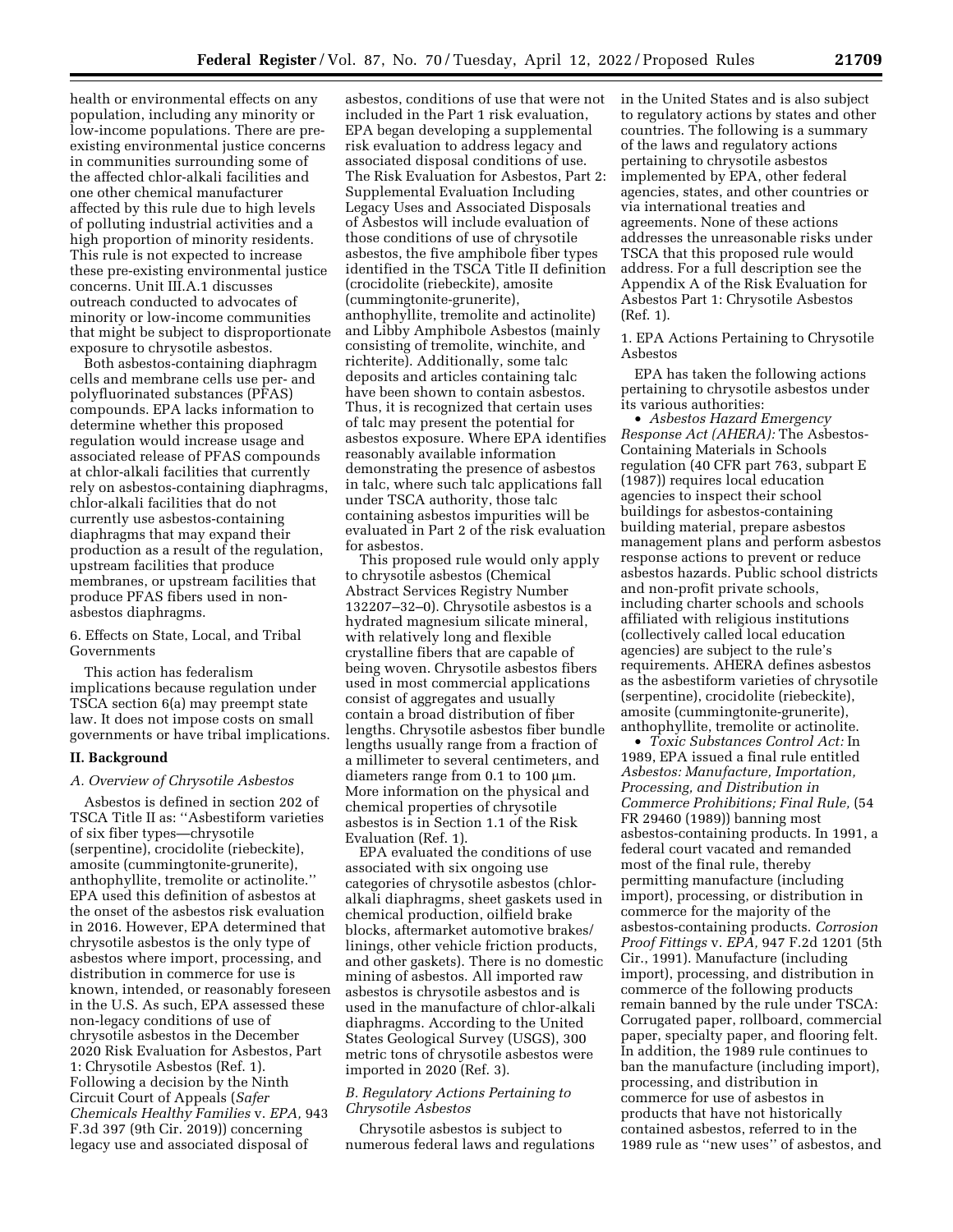health or environmental effects on any population, including any minority or low-income populations. There are pre-existing environmental justice concerns in communities surrounding some of the affected chlor-alkali facilities and one other chemical manufacturer affected by this rule due to high levels of polluting industrial activities and a high proportion of minority residents. This rule is not expected to increase these pre-existing environmental justice concerns. Unit III.A.1 discusses outreach conducted to advocates of minority or low-income communities that might be subject to disproportionate exposure to chrysotile asbestos.

Both asbestos-containing diaphragm cells and membrane cells use per- and polyfluorinated substances (PFAS) compounds. EPA lacks information to determine whether this proposed regulation would increase usage and associated release of PFAS compounds at chlor-alkali facilities that currently rely on asbestos-containing diaphragms, chlor-alkali facilities that do not currently use asbestos-containing diaphragms that may expand their production as a result of the regulation, upstream facilities that produce membranes, or upstream facilities that produce PFAS fibers used in non-asbestos diaphragms.

6. Effects on State, Local, and Tribal Governments

This action has federalism implications because regulation under TSCA section 6(a) may preempt state law. It does not impose costs on small governments or have tribal implications.

## II. Background

### A. Overview of Chrysotile Asbestos

Asbestos is defined in section 202 of TSCA Title II as: ''Asbestiform varieties of six fiber types—chrysotile (serpentine), crocidolite (riebeckite), amosite (cummingtonite-grunerite), anthophyllite, tremolite or actinolite.'' EPA used this definition of asbestos at the onset of the asbestos risk evaluation in 2016. However, EPA determined that chrysotile asbestos is the only type of asbestos where import, processing, and distribution in commerce for use is known, intended, or reasonably foreseen in the U.S. As such, EPA assessed these non-legacy conditions of use of chrysotile asbestos in the December 2020 Risk Evaluation for Asbestos, Part 1: Chrysotile Asbestos (Ref. 1). Following a decision by the Ninth Circuit Court of Appeals (*Safer Chemicals Healthy Families* v. *EPA,* 943 F.3d 397 (9th Cir. 2019)) concerning legacy use and associated disposal of asbestos, conditions of use that were not included in the Part 1 risk evaluation, EPA began developing a supplemental risk evaluation to address legacy and associated disposal conditions of use. The Risk Evaluation for Asbestos, Part 2: Supplemental Evaluation Including Legacy Uses and Associated Disposals of Asbestos will include evaluation of those conditions of use of chrysotile asbestos, the five amphibole fiber types identified in the TSCA Title II definition (crocidolite (riebeckite), amosite (cummingtonite-grunerite), anthophyllite, tremolite and actinolite) and Libby Amphibole Asbestos (mainly consisting of tremolite, winchite, and richterite). Additionally, some talc deposits and articles containing talc have been shown to contain asbestos. Thus, it is recognized that certain uses of talc may present the potential for asbestos exposure. Where EPA identifies reasonably available information demonstrating the presence of asbestos in talc, where such talc applications fall under TSCA authority, those talc containing asbestos impurities will be evaluated in Part 2 of the risk evaluation for asbestos.

This proposed rule would only apply to chrysotile asbestos (Chemical Abstract Services Registry Number 132207–32–0). Chrysotile asbestos is a hydrated magnesium silicate mineral, with relatively long and flexible crystalline fibers that are capable of being woven. Chrysotile asbestos fibers used in most commercial applications consist of aggregates and usually contain a broad distribution of fiber lengths. Chrysotile asbestos fiber bundle lengths usually range from a fraction of a millimeter to several centimeters, and diameters range from 0.1 to 100 µm. More information on the physical and chemical properties of chrysotile asbestos is in Section 1.1 of the Risk Evaluation (Ref. 1).

EPA evaluated the conditions of use associated with six ongoing use categories of chrysotile asbestos (chlor-alkali diaphragms, sheet gaskets used in chemical production, oilfield brake blocks, aftermarket automotive brakes/linings, other vehicle friction products, and other gaskets). There is no domestic mining of asbestos. All imported raw asbestos is chrysotile asbestos and is used in the manufacture of chlor-alkali diaphragms. According to the United States Geological Survey (USGS), 300 metric tons of chrysotile asbestos were imported in 2020 (Ref. 3).

### B. Regulatory Actions Pertaining to Chrysotile Asbestos

Chrysotile asbestos is subject to numerous federal laws and regulations in the United States and is also subject to regulatory actions by states and other countries. The following is a summary of the laws and regulatory actions pertaining to chrysotile asbestos implemented by EPA, other federal agencies, states, and other countries or via international treaties and agreements. None of these actions addresses the unreasonable risks under TSCA that this proposed rule would address. For a full description see the Appendix A of the Risk Evaluation for Asbestos Part 1: Chrysotile Asbestos (Ref. 1).

1. EPA Actions Pertaining to Chrysotile Asbestos

EPA has taken the following actions pertaining to chrysotile asbestos under its various authorities:

- *Asbestos Hazard Emergency Response Act (AHERA):* The Asbestos-Containing Materials in Schools regulation (40 CFR part 763, subpart E (1987)) requires local education agencies to inspect their school buildings for asbestos-containing building material, prepare asbestos management plans and perform asbestos response actions to prevent or reduce asbestos hazards. Public school districts and non-profit private schools, including charter schools and schools affiliated with religious institutions (collectively called local education agencies) are subject to the rule's requirements. AHERA defines asbestos as the asbestiform varieties of chrysotile (serpentine), crocidolite (riebeckite), amosite (cummingtonite-grunerite), anthophyllite, tremolite or actinolite.
- *Toxic Substances Control Act:* In 1989, EPA issued a final rule entitled *Asbestos: Manufacture, Importation, Processing, and Distribution in Commerce Prohibitions; Final Rule,* (54 FR 29460 (1989)) banning most asbestos-containing products. In 1991, a federal court vacated and remanded most of the final rule, thereby permitting manufacture (including import), processing, or distribution in commerce for the majority of the asbestos-containing products. *Corrosion Proof Fittings* v. *EPA,* 947 F.2d 1201 (5th Cir., 1991). Manufacture (including import), processing, and distribution in commerce of the following products remain banned by the rule under TSCA: Corrugated paper, rollboard, commercial paper, specialty paper, and flooring felt. In addition, the 1989 rule continues to ban the manufacture (including import), processing, and distribution in commerce for use of asbestos in products that have not historically contained asbestos, referred to in the 1989 rule as ''new uses'' of asbestos, and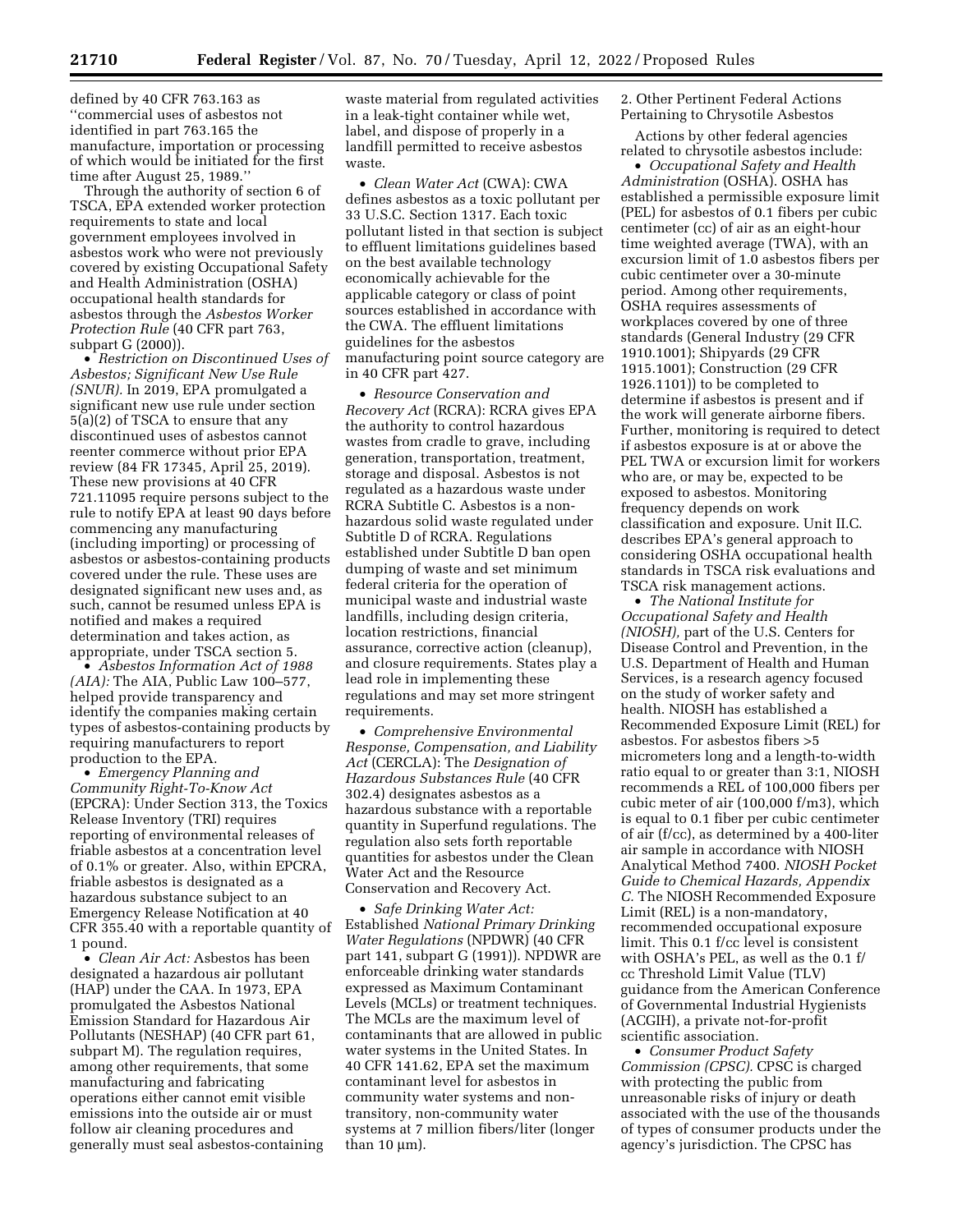defined by 40 CFR 763.163 as ''commercial uses of asbestos not identified in part 763.165 the manufacture, importation or processing of which would be initiated for the first time after August 25, 1989.''

Through the authority of section 6 of TSCA, EPA extended worker protection requirements to state and local government employees involved in asbestos work who were not previously covered by existing Occupational Safety and Health Administration (OSHA) occupational health standards for asbestos through the *Asbestos Worker Protection Rule* (40 CFR part 763, subpart G (2000)).

- *Restriction on Discontinued Uses of Asbestos; Significant New Use Rule (SNUR).* In 2019, EPA promulgated a significant new use rule under section 5(a)(2) of TSCA to ensure that any discontinued uses of asbestos cannot reenter commerce without prior EPA review (84 FR 17345, April 25, 2019). These new provisions at 40 CFR 721.11095 require persons subject to the rule to notify EPA at least 90 days before commencing any manufacturing (including importing) or processing of asbestos or asbestos-containing products covered under the rule. These uses are designated significant new uses and, as such, cannot be resumed unless EPA is notified and makes a required determination and takes action, as appropriate, under TSCA section 5.
- *Asbestos Information Act of 1988 (AIA):* The AIA, Public Law 100–577, helped provide transparency and identify the companies making certain types of asbestos-containing products by requiring manufacturers to report production to the EPA.
- *Emergency Planning and Community Right-To-Know Act* (EPCRA): Under Section 313, the Toxics Release Inventory (TRI) requires reporting of environmental releases of friable asbestos at a concentration level of 0.1% or greater. Also, within EPCRA, friable asbestos is designated as a hazardous substance subject to an Emergency Release Notification at 40 CFR 355.40 with a reportable quantity of 1 pound.
- *Clean Air Act:* Asbestos has been designated a hazardous air pollutant (HAP) under the CAA. In 1973, EPA promulgated the Asbestos National Emission Standard for Hazardous Air Pollutants (NESHAP) (40 CFR part 61, subpart M). The regulation requires, among other requirements, that some manufacturing and fabricating operations either cannot emit visible emissions into the outside air or must follow air cleaning procedures and generally must seal asbestos-containing waste material from regulated activities in a leak-tight container while wet, label, and dispose of properly in a landfill permitted to receive asbestos waste.
- *Clean Water Act* (CWA): CWA defines asbestos as a toxic pollutant per 33 U.S.C. Section 1317. Each toxic pollutant listed in that section is subject to effluent limitations guidelines based on the best available technology economically achievable for the applicable category or class of point sources established in accordance with the CWA. The effluent limitations guidelines for the asbestos manufacturing point source category are in 40 CFR part 427.
- *Resource Conservation and Recovery Act* (RCRA): RCRA gives EPA the authority to control hazardous wastes from cradle to grave, including generation, transportation, treatment, storage and disposal. Asbestos is not regulated as a hazardous waste under RCRA Subtitle C. Asbestos is a non-hazardous solid waste regulated under Subtitle D of RCRA. Regulations established under Subtitle D ban open dumping of waste and set minimum federal criteria for the operation of municipal waste and industrial waste landfills, including design criteria, location restrictions, financial assurance, corrective action (cleanup), and closure requirements. States play a lead role in implementing these regulations and may set more stringent requirements.
- *Comprehensive Environmental Response, Compensation, and Liability Act* (CERCLA): The *Designation of Hazardous Substances Rule* (40 CFR 302.4) designates asbestos as a hazardous substance with a reportable quantity in Superfund regulations. The regulation also sets forth reportable quantities for asbestos under the Clean Water Act and the Resource Conservation and Recovery Act.
- *Safe Drinking Water Act:* Established *National Primary Drinking Water Regulations* (NPDWR) (40 CFR part 141, subpart G (1991)). NPDWR are enforceable drinking water standards expressed as Maximum Contaminant Levels (MCLs) or treatment techniques. The MCLs are the maximum level of contaminants that are allowed in public water systems in the United States. In 40 CFR 141.62, EPA set the maximum contaminant level for asbestos in community water systems and non-transitory, non-community water systems at 7 million fibers/liter (longer than 10 μm).

2. Other Pertinent Federal Actions Pertaining to Chrysotile Asbestos

Actions by other federal agencies related to chrysotile asbestos include:

- *Occupational Safety and Health Administration* (OSHA). OSHA has established a permissible exposure limit (PEL) for asbestos of 0.1 fibers per cubic centimeter (cc) of air as an eight-hour time weighted average (TWA), with an excursion limit of 1.0 asbestos fibers per cubic centimeter over a 30-minute period. Among other requirements, OSHA requires assessments of workplaces covered by one of three standards (General Industry (29 CFR 1910.1001); Shipyards (29 CFR 1915.1001); Construction (29 CFR 1926.1101)) to be completed to determine if asbestos is present and if the work will generate airborne fibers. Further, monitoring is required to detect if asbestos exposure is at or above the PEL TWA or excursion limit for workers who are, or may be, expected to be exposed to asbestos. Monitoring frequency depends on work classification and exposure. Unit II.C. describes EPA's general approach to considering OSHA occupational health standards in TSCA risk evaluations and TSCA risk management actions.
- *The National Institute for Occupational Safety and Health (NIOSH),* part of the U.S. Centers for Disease Control and Prevention, in the U.S. Department of Health and Human Services, is a research agency focused on the study of worker safety and health. NIOSH has established a Recommended Exposure Limit (REL) for asbestos. For asbestos fibers >5 micrometers long and a length-to-width ratio equal to or greater than 3:1, NIOSH recommends a REL of 100,000 fibers per cubic meter of air (100,000 f/m3), which is equal to 0.1 fiber per cubic centimeter of air (f/cc), as determined by a 400-liter air sample in accordance with NIOSH Analytical Method 7400. *NIOSH Pocket Guide to Chemical Hazards, Appendix C.* The NIOSH Recommended Exposure Limit (REL) is a non-mandatory, recommended occupational exposure limit. This 0.1 f/cc level is consistent with OSHA's PEL, as well as the 0.1 f/cc Threshold Limit Value (TLV) guidance from the American Conference of Governmental Industrial Hygienists (ACGIH), a private not-for-profit scientific association.
- *Consumer Product Safety Commission (CPSC).* CPSC is charged with protecting the public from unreasonable risks of injury or death associated with the use of the thousands of types of consumer products under the agency's jurisdiction. The CPSC has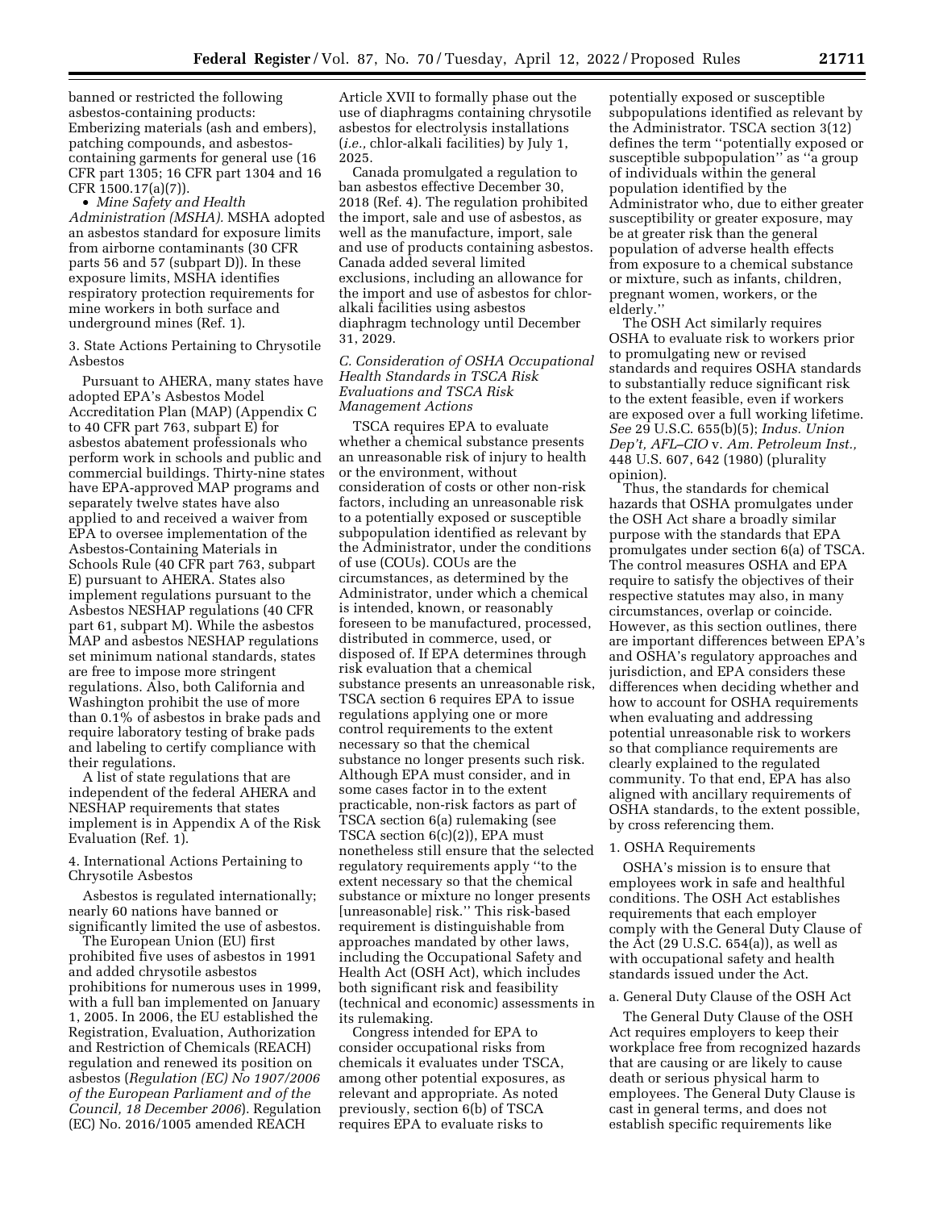banned or restricted the following asbestos-containing products: Emberizing materials (ash and embers), patching compounds, and asbestos-containing garments for general use (16 CFR part 1305; 16 CFR part 1304 and 16 CFR 1500.17(a)(7)).

- *Mine Safety and Health Administration (MSHA).* MSHA adopted an asbestos standard for exposure limits from airborne contaminants (30 CFR parts 56 and 57 (subpart D)). In these exposure limits, MSHA identifies respiratory protection requirements for mine workers in both surface and underground mines (Ref. 1).

3. State Actions Pertaining to Chrysotile Asbestos

Pursuant to AHERA, many states have adopted EPA's Asbestos Model Accreditation Plan (MAP) (Appendix C to 40 CFR part 763, subpart E) for asbestos abatement professionals who perform work in schools and public and commercial buildings. Thirty-nine states have EPA-approved MAP programs and separately twelve states have also applied to and received a waiver from EPA to oversee implementation of the Asbestos-Containing Materials in Schools Rule (40 CFR part 763, subpart E) pursuant to AHERA. States also implement regulations pursuant to the Asbestos NESHAP regulations (40 CFR part 61, subpart M). While the asbestos MAP and asbestos NESHAP regulations set minimum national standards, states are free to impose more stringent regulations. Also, both California and Washington prohibit the use of more than 0.1% of asbestos in brake pads and require laboratory testing of brake pads and labeling to certify compliance with their regulations.

A list of state regulations that are independent of the federal AHERA and NESHAP requirements that states implement is in Appendix A of the Risk Evaluation (Ref. 1).

4. International Actions Pertaining to Chrysotile Asbestos

Asbestos is regulated internationally; nearly 60 nations have banned or significantly limited the use of asbestos.

The European Union (EU) first prohibited five uses of asbestos in 1991 and added chrysotile asbestos prohibitions for numerous uses in 1999, with a full ban implemented on January 1, 2005. In 2006, the EU established the Registration, Evaluation, Authorization and Restriction of Chemicals (REACH) regulation and renewed its position on asbestos (*Regulation (EC) No 1907/2006 of the European Parliament and of the Council, 18 December 2006*). Regulation (EC) No. 2016/1005 amended REACH Article XVII to formally phase out the use of diaphragms containing chrysotile asbestos for electrolysis installations (*i.e.,* chlor-alkali facilities) by July 1, 2025.

Canada promulgated a regulation to ban asbestos effective December 30, 2018 (Ref. 4). The regulation prohibited the import, sale and use of asbestos, as well as the manufacture, import, sale and use of products containing asbestos. Canada added several limited exclusions, including an allowance for the import and use of asbestos for chlor-alkali facilities using asbestos diaphragm technology until December 31, 2029.

*C. Consideration of OSHA Occupational Health Standards in TSCA Risk Evaluations and TSCA Risk Management Actions*

TSCA requires EPA to evaluate whether a chemical substance presents an unreasonable risk of injury to health or the environment, without consideration of costs or other non-risk factors, including an unreasonable risk to a potentially exposed or susceptible subpopulation identified as relevant by the Administrator, under the conditions of use (COUs). COUs are the circumstances, as determined by the Administrator, under which a chemical is intended, known, or reasonably foreseen to be manufactured, processed, distributed in commerce, used, or disposed of. If EPA determines through risk evaluation that a chemical substance presents an unreasonable risk, TSCA section 6 requires EPA to issue regulations applying one or more control requirements to the extent necessary so that the chemical substance no longer presents such risk. Although EPA must consider, and in some cases factor in to the extent practicable, non-risk factors as part of TSCA section 6(a) rulemaking (see TSCA section 6(c)(2)), EPA must nonetheless still ensure that the selected regulatory requirements apply ''to the extent necessary so that the chemical substance or mixture no longer presents [unreasonable] risk.'' This risk-based requirement is distinguishable from approaches mandated by other laws, including the Occupational Safety and Health Act (OSH Act), which includes both significant risk and feasibility (technical and economic) assessments in its rulemaking.

Congress intended for EPA to consider occupational risks from chemicals it evaluates under TSCA, among other potential exposures, as relevant and appropriate. As noted previously, section 6(b) of TSCA requires EPA to evaluate risks to potentially exposed or susceptible subpopulations identified as relevant by the Administrator. TSCA section 3(12) defines the term ''potentially exposed or susceptible subpopulation'' as ''a group of individuals within the general population identified by the Administrator who, due to either greater susceptibility or greater exposure, may be at greater risk than the general population of adverse health effects from exposure to a chemical substance or mixture, such as infants, children, pregnant women, workers, or the elderly.''

The OSH Act similarly requires OSHA to evaluate risk to workers prior to promulgating new or revised standards and requires OSHA standards to substantially reduce significant risk to the extent feasible, even if workers are exposed over a full working lifetime. *See* 29 U.S.C. 655(b)(5); *Indus. Union Dep't, AFL–CIO* v. *Am. Petroleum Inst.,* 448 U.S. 607, 642 (1980) (plurality opinion).

Thus, the standards for chemical hazards that OSHA promulgates under the OSH Act share a broadly similar purpose with the standards that EPA promulgates under section 6(a) of TSCA. The control measures OSHA and EPA require to satisfy the objectives of their respective statutes may also, in many circumstances, overlap or coincide. However, as this section outlines, there are important differences between EPA's and OSHA's regulatory approaches and jurisdiction, and EPA considers these differences when deciding whether and how to account for OSHA requirements when evaluating and addressing potential unreasonable risk to workers so that compliance requirements are clearly explained to the regulated community. To that end, EPA has also aligned with ancillary requirements of OSHA standards, to the extent possible, by cross referencing them.

1. OSHA Requirements

OSHA's mission is to ensure that employees work in safe and healthful conditions. The OSH Act establishes requirements that each employer comply with the General Duty Clause of the Act (29 U.S.C. 654(a)), as well as with occupational safety and health standards issued under the Act.

a. General Duty Clause of the OSH Act

The General Duty Clause of the OSH Act requires employers to keep their workplace free from recognized hazards that are causing or are likely to cause death or serious physical harm to employees. The General Duty Clause is cast in general terms, and does not establish specific requirements like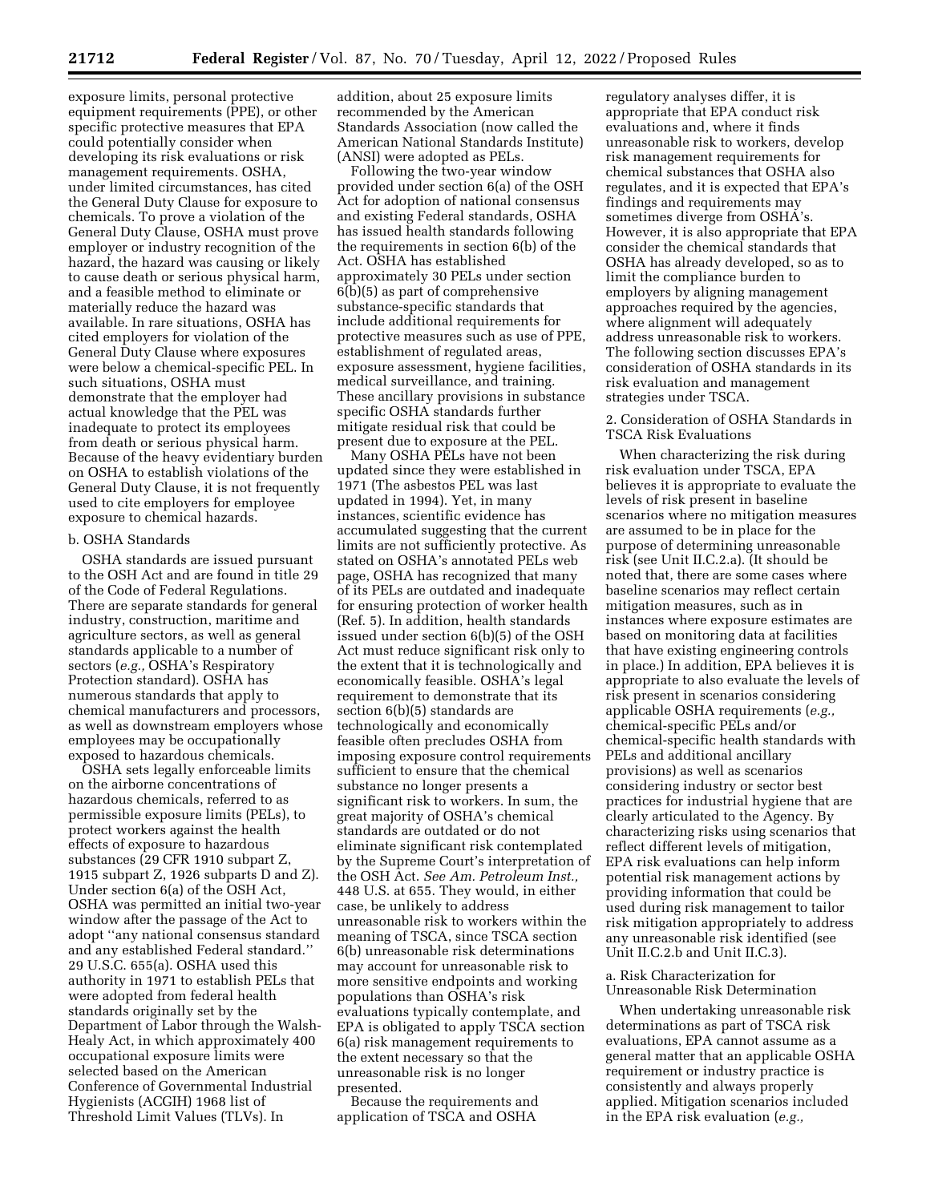exposure limits, personal protective equipment requirements (PPE), or other specific protective measures that EPA could potentially consider when developing its risk evaluations or risk management requirements. OSHA, under limited circumstances, has cited the General Duty Clause for exposure to chemicals. To prove a violation of the General Duty Clause, OSHA must prove employer or industry recognition of the hazard, the hazard was causing or likely to cause death or serious physical harm, and a feasible method to eliminate or materially reduce the hazard was available. In rare situations, OSHA has cited employers for violation of the General Duty Clause where exposures were below a chemical-specific PEL. In such situations, OSHA must demonstrate that the employer had actual knowledge that the PEL was inadequate to protect its employees from death or serious physical harm. Because of the heavy evidentiary burden on OSHA to establish violations of the General Duty Clause, it is not frequently used to cite employers for employee exposure to chemical hazards.

b. OSHA Standards

OSHA standards are issued pursuant to the OSH Act and are found in title 29 of the Code of Federal Regulations. There are separate standards for general industry, construction, maritime and agriculture sectors, as well as general standards applicable to a number of sectors (*e.g.,* OSHA's Respiratory Protection standard). OSHA has numerous standards that apply to chemical manufacturers and processors, as well as downstream employers whose employees may be occupationally exposed to hazardous chemicals.

OSHA sets legally enforceable limits on the airborne concentrations of hazardous chemicals, referred to as permissible exposure limits (PELs), to protect workers against the health effects of exposure to hazardous substances (29 CFR 1910 subpart Z, 1915 subpart Z, 1926 subparts D and Z). Under section 6(a) of the OSH Act, OSHA was permitted an initial two-year window after the passage of the Act to adopt ''any national consensus standard and any established Federal standard.'' 29 U.S.C. 655(a). OSHA used this authority in 1971 to establish PELs that were adopted from federal health standards originally set by the Department of Labor through the Walsh-Healy Act, in which approximately 400 occupational exposure limits were selected based on the American Conference of Governmental Industrial Hygienists (ACGIH) 1968 list of Threshold Limit Values (TLVs). In addition, about 25 exposure limits recommended by the American Standards Association (now called the American National Standards Institute) (ANSI) were adopted as PELs.

Following the two-year window provided under section 6(a) of the OSH Act for adoption of national consensus and existing Federal standards, OSHA has issued health standards following the requirements in section 6(b) of the Act. OSHA has established approximately 30 PELs under section 6(b)(5) as part of comprehensive substance-specific standards that include additional requirements for protective measures such as use of PPE, establishment of regulated areas, exposure assessment, hygiene facilities, medical surveillance, and training. These ancillary provisions in substance specific OSHA standards further mitigate residual risk that could be present due to exposure at the PEL.

Many OSHA PELs have not been updated since they were established in 1971 (The asbestos PEL was last updated in 1994). Yet, in many instances, scientific evidence has accumulated suggesting that the current limits are not sufficiently protective. As stated on OSHA's annotated PELs web page, OSHA has recognized that many of its PELs are outdated and inadequate for ensuring protection of worker health (Ref. 5). In addition, health standards issued under section 6(b)(5) of the OSH Act must reduce significant risk only to the extent that it is technologically and economically feasible. OSHA's legal requirement to demonstrate that its section 6(b)(5) standards are technologically and economically feasible often precludes OSHA from imposing exposure control requirements sufficient to ensure that the chemical substance no longer presents a significant risk to workers. In sum, the great majority of OSHA's chemical standards are outdated or do not eliminate significant risk contemplated by the Supreme Court's interpretation of the OSH Act. *See Am. Petroleum Inst.,* 448 U.S. at 655. They would, in either case, be unlikely to address unreasonable risk to workers within the meaning of TSCA, since TSCA section 6(b) unreasonable risk determinations may account for unreasonable risk to more sensitive endpoints and working populations than OSHA's risk evaluations typically contemplate, and EPA is obligated to apply TSCA section 6(a) risk management requirements to the extent necessary so that the unreasonable risk is no longer presented.

Because the requirements and application of TSCA and OSHA regulatory analyses differ, it is appropriate that EPA conduct risk evaluations and, where it finds unreasonable risk to workers, develop risk management requirements for chemical substances that OSHA also regulates, and it is expected that EPA's findings and requirements may sometimes diverge from OSHA's. However, it is also appropriate that EPA consider the chemical standards that OSHA has already developed, so as to limit the compliance burden to employers by aligning management approaches required by the agencies, where alignment will adequately address unreasonable risk to workers. The following section discusses EPA's consideration of OSHA standards in its risk evaluation and management strategies under TSCA.

2. Consideration of OSHA Standards in TSCA Risk Evaluations

When characterizing the risk during risk evaluation under TSCA, EPA believes it is appropriate to evaluate the levels of risk present in baseline scenarios where no mitigation measures are assumed to be in place for the purpose of determining unreasonable risk (see Unit II.C.2.a). (It should be noted that, there are some cases where baseline scenarios may reflect certain mitigation measures, such as in instances where exposure estimates are based on monitoring data at facilities that have existing engineering controls in place.) In addition, EPA believes it is appropriate to also evaluate the levels of risk present in scenarios considering applicable OSHA requirements (*e.g.,* chemical-specific PELs and/or chemical-specific health standards with PELs and additional ancillary provisions) as well as scenarios considering industry or sector best practices for industrial hygiene that are clearly articulated to the Agency. By characterizing risks using scenarios that reflect different levels of mitigation, EPA risk evaluations can help inform potential risk management actions by providing information that could be used during risk management to tailor risk mitigation appropriately to address any unreasonable risk identified (see Unit II.C.2.b and Unit II.C.3).

a. Risk Characterization for Unreasonable Risk Determination

When undertaking unreasonable risk determinations as part of TSCA risk evaluations, EPA cannot assume as a general matter that an applicable OSHA requirement or industry practice is consistently and always properly applied. Mitigation scenarios included in the EPA risk evaluation (*e.g.,*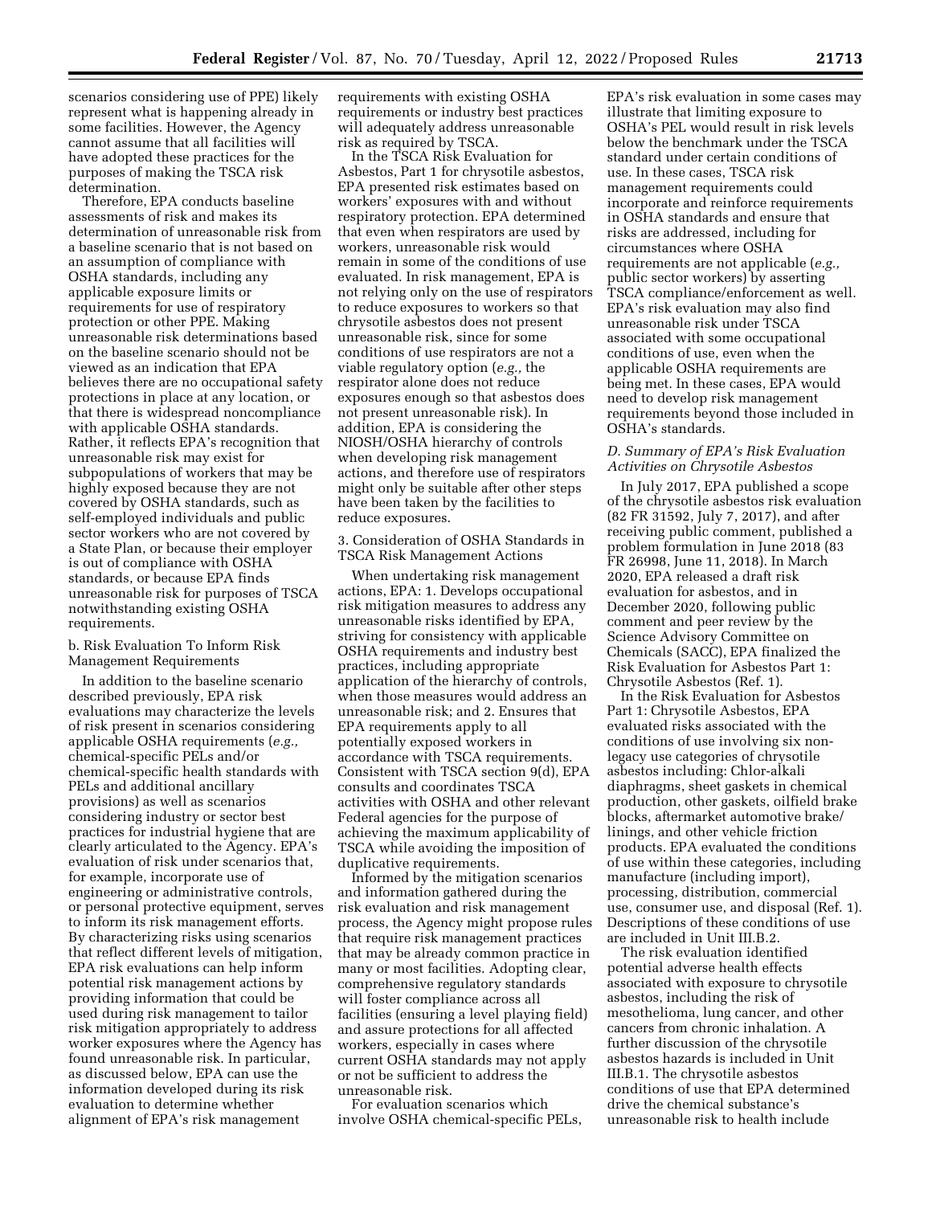scenarios considering use of PPE) likely represent what is happening already in some facilities. However, the Agency cannot assume that all facilities will have adopted these practices for the purposes of making the TSCA risk determination.

Therefore, EPA conducts baseline assessments of risk and makes its determination of unreasonable risk from a baseline scenario that is not based on an assumption of compliance with OSHA standards, including any applicable exposure limits or requirements for use of respiratory protection or other PPE. Making unreasonable risk determinations based on the baseline scenario should not be viewed as an indication that EPA believes there are no occupational safety protections in place at any location, or that there is widespread noncompliance with applicable OSHA standards. Rather, it reflects EPA's recognition that unreasonable risk may exist for subpopulations of workers that may be highly exposed because they are not covered by OSHA standards, such as self-employed individuals and public sector workers who are not covered by a State Plan, or because their employer is out of compliance with OSHA standards, or because EPA finds unreasonable risk for purposes of TSCA notwithstanding existing OSHA requirements.

b. Risk Evaluation To Inform Risk Management Requirements

In addition to the baseline scenario described previously, EPA risk evaluations may characterize the levels of risk present in scenarios considering applicable OSHA requirements (*e.g.,* chemical-specific PELs and/or chemical-specific health standards with PELs and additional ancillary provisions) as well as scenarios considering industry or sector best practices for industrial hygiene that are clearly articulated to the Agency. EPA's evaluation of risk under scenarios that, for example, incorporate use of engineering or administrative controls, or personal protective equipment, serves to inform its risk management efforts. By characterizing risks using scenarios that reflect different levels of mitigation, EPA risk evaluations can help inform potential risk management actions by providing information that could be used during risk management to tailor risk mitigation appropriately to address worker exposures where the Agency has found unreasonable risk. In particular, as discussed below, EPA can use the information developed during its risk evaluation to determine whether alignment of EPA's risk management requirements with existing OSHA requirements or industry best practices will adequately address unreasonable risk as required by TSCA.

In the TSCA Risk Evaluation for Asbestos, Part 1 for chrysotile asbestos, EPA presented risk estimates based on workers' exposures with and without respiratory protection. EPA determined that even when respirators are used by workers, unreasonable risk would remain in some of the conditions of use evaluated. In risk management, EPA is not relying only on the use of respirators to reduce exposures to workers so that chrysotile asbestos does not present unreasonable risk, since for some conditions of use respirators are not a viable regulatory option (*e.g.,* the respirator alone does not reduce exposures enough so that asbestos does not present unreasonable risk). In addition, EPA is considering the NIOSH/OSHA hierarchy of controls when developing risk management actions, and therefore use of respirators might only be suitable after other steps have been taken by the facilities to reduce exposures.

3. Consideration of OSHA Standards in TSCA Risk Management Actions

When undertaking risk management actions, EPA: 1. Develops occupational risk mitigation measures to address any unreasonable risks identified by EPA, striving for consistency with applicable OSHA requirements and industry best practices, including appropriate application of the hierarchy of controls, when those measures would address an unreasonable risk; and 2. Ensures that EPA requirements apply to all potentially exposed workers in accordance with TSCA requirements. Consistent with TSCA section 9(d), EPA consults and coordinates TSCA activities with OSHA and other relevant Federal agencies for the purpose of achieving the maximum applicability of TSCA while avoiding the imposition of duplicative requirements.

Informed by the mitigation scenarios and information gathered during the risk evaluation and risk management process, the Agency might propose rules that require risk management practices that may be already common practice in many or most facilities. Adopting clear, comprehensive regulatory standards will foster compliance across all facilities (ensuring a level playing field) and assure protections for all affected workers, especially in cases where current OSHA standards may not apply or not be sufficient to address the unreasonable risk.

For evaluation scenarios which involve OSHA chemical-specific PELs, EPA's risk evaluation in some cases may illustrate that limiting exposure to OSHA's PEL would result in risk levels below the benchmark under the TSCA standard under certain conditions of use. In these cases, TSCA risk management requirements could incorporate and reinforce requirements in OSHA standards and ensure that risks are addressed, including for circumstances where OSHA requirements are not applicable (*e.g.,* public sector workers) by asserting TSCA compliance/enforcement as well. EPA's risk evaluation may also find unreasonable risk under TSCA associated with some occupational conditions of use, even when the applicable OSHA requirements are being met. In these cases, EPA would need to develop risk management requirements beyond those included in OSHA's standards.

### *D. Summary of EPA's Risk Evaluation Activities on Chrysotile Asbestos*

In July 2017, EPA published a scope of the chrysotile asbestos risk evaluation (82 FR 31592, July 7, 2017), and after receiving public comment, published a problem formulation in June 2018 (83 FR 26998, June 11, 2018). In March 2020, EPA released a draft risk evaluation for asbestos, and in December 2020, following public comment and peer review by the Science Advisory Committee on Chemicals (SACC), EPA finalized the Risk Evaluation for Asbestos Part 1: Chrysotile Asbestos (Ref. 1).

In the Risk Evaluation for Asbestos Part 1: Chrysotile Asbestos, EPA evaluated risks associated with the conditions of use involving six non-legacy use categories of chrysotile asbestos including: Chlor-alkali diaphragms, sheet gaskets in chemical production, other gaskets, oilfield brake blocks, aftermarket automotive brake/linings, and other vehicle friction products. EPA evaluated the conditions of use within these categories, including manufacture (including import), processing, distribution, commercial use, consumer use, and disposal (Ref. 1). Descriptions of these conditions of use are included in Unit III.B.2.

The risk evaluation identified potential adverse health effects associated with exposure to chrysotile asbestos, including the risk of mesothelioma, lung cancer, and other cancers from chronic inhalation. A further discussion of the chrysotile asbestos hazards is included in Unit III.B.1. The chrysotile asbestos conditions of use that EPA determined drive the chemical substance's unreasonable risk to health include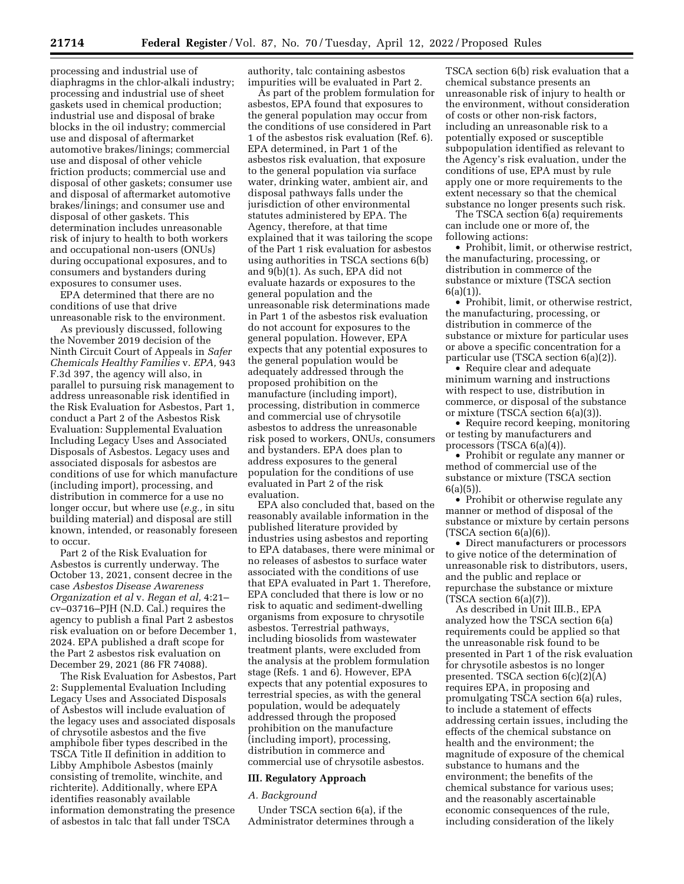processing and industrial use of diaphragms in the chlor-alkali industry; processing and industrial use of sheet gaskets used in chemical production; industrial use and disposal of brake blocks in the oil industry; commercial use and disposal of aftermarket automotive brakes/linings; commercial use and disposal of other vehicle friction products; commercial use and disposal of other gaskets; consumer use and disposal of aftermarket automotive brakes/linings; and consumer use and disposal of other gaskets. This determination includes unreasonable risk of injury to health to both workers and occupational non-users (ONUs) during occupational exposures, and to consumers and bystanders during exposures to consumer uses.

EPA determined that there are no conditions of use that drive unreasonable risk to the environment.

As previously discussed, following the November 2019 decision of the Ninth Circuit Court of Appeals in *Safer Chemicals Healthy Families* v. *EPA,* 943 F.3d 397, the agency will also, in parallel to pursuing risk management to address unreasonable risk identified in the Risk Evaluation for Asbestos, Part 1, conduct a Part 2 of the Asbestos Risk Evaluation: Supplemental Evaluation Including Legacy Uses and Associated Disposals of Asbestos. Legacy uses and associated disposals for asbestos are conditions of use for which manufacture (including import), processing, and distribution in commerce for a use no longer occur, but where use (*e.g.,* in situ building material) and disposal are still known, intended, or reasonably foreseen to occur.

Part 2 of the Risk Evaluation for Asbestos is currently underway. The October 13, 2021, consent decree in the case *Asbestos Disease Awareness Organization et al* v. *Regan et al,* 4:21–cv–03716–PJH (N.D. Cal.) requires the agency to publish a final Part 2 asbestos risk evaluation on or before December 1, 2024. EPA published a draft scope for the Part 2 asbestos risk evaluation on December 29, 2021 (86 FR 74088).

The Risk Evaluation for Asbestos, Part 2: Supplemental Evaluation Including Legacy Uses and Associated Disposals of Asbestos will include evaluation of the legacy uses and associated disposals of chrysotile asbestos and the five amphibole fiber types described in the TSCA Title II definition in addition to Libby Amphibole Asbestos (mainly consisting of tremolite, winchite, and richterite). Additionally, where EPA identifies reasonably available information demonstrating the presence of asbestos in talc that fall under TSCA authority, talc containing asbestos impurities will be evaluated in Part 2.

As part of the problem formulation for asbestos, EPA found that exposures to the general population may occur from the conditions of use considered in Part 1 of the asbestos risk evaluation (Ref. 6). EPA determined, in Part 1 of the asbestos risk evaluation, that exposure to the general population via surface water, drinking water, ambient air, and disposal pathways falls under the jurisdiction of other environmental statutes administered by EPA. The Agency, therefore, at that time explained that it was tailoring the scope of the Part 1 risk evaluation for asbestos using authorities in TSCA sections 6(b) and 9(b)(1). As such, EPA did not evaluate hazards or exposures to the general population and the unreasonable risk determinations made in Part 1 of the asbestos risk evaluation do not account for exposures to the general population. However, EPA expects that any potential exposures to the general population would be adequately addressed through the proposed prohibition on the manufacture (including import), processing, distribution in commerce and commercial use of chrysotile asbestos to address the unreasonable risk posed to workers, ONUs, consumers and bystanders. EPA does plan to address exposures to the general population for the conditions of use evaluated in Part 2 of the risk evaluation.

EPA also concluded that, based on the reasonably available information in the published literature provided by industries using asbestos and reporting to EPA databases, there were minimal or no releases of asbestos to surface water associated with the conditions of use that EPA evaluated in Part 1. Therefore, EPA concluded that there is low or no risk to aquatic and sediment-dwelling organisms from exposure to chrysotile asbestos. Terrestrial pathways, including biosolids from wastewater treatment plants, were excluded from the analysis at the problem formulation stage (Refs. 1 and 6). However, EPA expects that any potential exposures to terrestrial species, as with the general population, would be adequately addressed through the proposed prohibition on the manufacture (including import), processing, distribution in commerce and commercial use of chrysotile asbestos.

## III. Regulatory Approach

### *A. Background*

Under TSCA section 6(a), if the Administrator determines through a TSCA section 6(b) risk evaluation that a chemical substance presents an unreasonable risk of injury to health or the environment, without consideration of costs or other non-risk factors, including an unreasonable risk to a potentially exposed or susceptible subpopulation identified as relevant to the Agency's risk evaluation, under the conditions of use, EPA must by rule apply one or more requirements to the extent necessary so that the chemical substance no longer presents such risk.

The TSCA section 6(a) requirements can include one or more of, the following actions:

- Prohibit, limit, or otherwise restrict, the manufacturing, processing, or distribution in commerce of the substance or mixture (TSCA section 6(a)(1)).
- Prohibit, limit, or otherwise restrict, the manufacturing, processing, or distribution in commerce of the substance or mixture for particular uses or above a specific concentration for a particular use (TSCA section 6(a)(2)).
- Require clear and adequate minimum warning and instructions with respect to use, distribution in commerce, or disposal of the substance or mixture (TSCA section 6(a)(3)).
- Require record keeping, monitoring or testing by manufacturers and processors (TSCA 6(a)(4)).
- Prohibit or regulate any manner or method of commercial use of the substance or mixture (TSCA section 6(a)(5)).
- Prohibit or otherwise regulate any manner or method of disposal of the substance or mixture by certain persons (TSCA section 6(a)(6)).
- Direct manufacturers or processors to give notice of the determination of unreasonable risk to distributors, users, and the public and replace or repurchase the substance or mixture (TSCA section 6(a)(7)).

As described in Unit III.B., EPA analyzed how the TSCA section 6(a) requirements could be applied so that the unreasonable risk found to be presented in Part 1 of the risk evaluation for chrysotile asbestos is no longer presented. TSCA section 6(c)(2)(A) requires EPA, in proposing and promulgating TSCA section 6(a) rules, to include a statement of effects addressing certain issues, including the effects of the chemical substance on health and the environment; the magnitude of exposure of the chemical substance to humans and the environment; the benefits of the chemical substance for various uses; and the reasonably ascertainable economic consequences of the rule, including consideration of the likely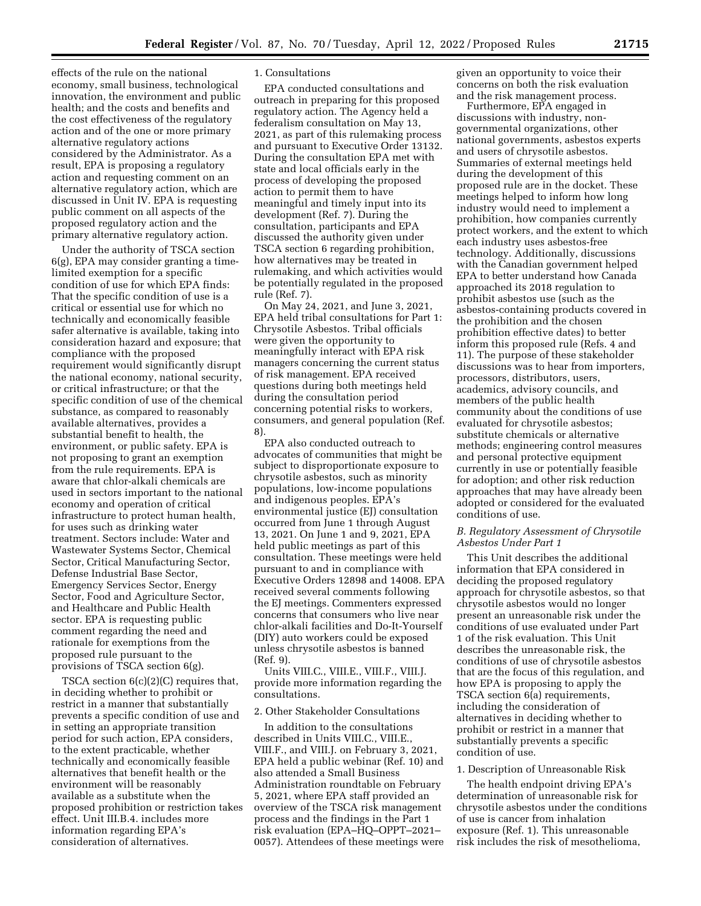effects of the rule on the national economy, small business, technological innovation, the environment and public health; and the costs and benefits and the cost effectiveness of the regulatory action and of the one or more primary alternative regulatory actions considered by the Administrator. As a result, EPA is proposing a regulatory action and requesting comment on an alternative regulatory action, which are discussed in Unit IV. EPA is requesting public comment on all aspects of the proposed regulatory action and the primary alternative regulatory action.

Under the authority of TSCA section 6(g), EPA may consider granting a time-limited exemption for a specific condition of use for which EPA finds: That the specific condition of use is a critical or essential use for which no technically and economically feasible safer alternative is available, taking into consideration hazard and exposure; that compliance with the proposed requirement would significantly disrupt the national economy, national security, or critical infrastructure; or that the specific condition of use of the chemical substance, as compared to reasonably available alternatives, provides a substantial benefit to health, the environment, or public safety. EPA is not proposing to grant an exemption from the rule requirements. EPA is aware that chlor-alkali chemicals are used in sectors important to the national economy and operation of critical infrastructure to protect human health, for uses such as drinking water treatment. Sectors include: Water and Wastewater Systems Sector, Chemical Sector, Critical Manufacturing Sector, Defense Industrial Base Sector, Emergency Services Sector, Energy Sector, Food and Agriculture Sector, and Healthcare and Public Health sector. EPA is requesting public comment regarding the need and rationale for exemptions from the proposed rule pursuant to the provisions of TSCA section 6(g).

TSCA section 6(c)(2)(C) requires that, in deciding whether to prohibit or restrict in a manner that substantially prevents a specific condition of use and in setting an appropriate transition period for such action, EPA considers, to the extent practicable, whether technically and economically feasible alternatives that benefit health or the environment will be reasonably available as a substitute when the proposed prohibition or restriction takes effect. Unit III.B.4. includes more information regarding EPA's consideration of alternatives.

1. Consultations

EPA conducted consultations and outreach in preparing for this proposed regulatory action. The Agency held a federalism consultation on May 13, 2021, as part of this rulemaking process and pursuant to Executive Order 13132. During the consultation EPA met with state and local officials early in the process of developing the proposed action to permit them to have meaningful and timely input into its development (Ref. 7). During the consultation, participants and EPA discussed the authority given under TSCA section 6 regarding prohibition, how alternatives may be treated in rulemaking, and which activities would be potentially regulated in the proposed rule (Ref. 7).

On May 24, 2021, and June 3, 2021, EPA held tribal consultations for Part 1: Chrysotile Asbestos. Tribal officials were given the opportunity to meaningfully interact with EPA risk managers concerning the current status of risk management. EPA received questions during both meetings held during the consultation period concerning potential risks to workers, consumers, and general population (Ref. 8).

EPA also conducted outreach to advocates of communities that might be subject to disproportionate exposure to chrysotile asbestos, such as minority populations, low-income populations and indigenous peoples. EPA's environmental justice (EJ) consultation occurred from June 1 through August 13, 2021. On June 1 and 9, 2021, EPA held public meetings as part of this consultation. These meetings were held pursuant to and in compliance with Executive Orders 12898 and 14008. EPA received several comments following the EJ meetings. Commenters expressed concerns that consumers who live near chlor-alkali facilities and Do-It-Yourself (DIY) auto workers could be exposed unless chrysotile asbestos is banned (Ref. 9).

Units VIII.C., VIII.E., VIII.F., VIII.J. provide more information regarding the consultations.

2. Other Stakeholder Consultations

In addition to the consultations described in Units VIII.C., VIII.E., VIII.F., and VIII.J. on February 3, 2021, EPA held a public webinar (Ref. 10) and also attended a Small Business Administration roundtable on February 5, 2021, where EPA staff provided an overview of the TSCA risk management process and the findings in the Part 1 risk evaluation (EPA–HQ–OPPT–2021–0057). Attendees of these meetings were given an opportunity to voice their concerns on both the risk evaluation and the risk management process.

Furthermore, EPA engaged in discussions with industry, non-governmental organizations, other national governments, asbestos experts and users of chrysotile asbestos. Summaries of external meetings held during the development of this proposed rule are in the docket. These meetings helped to inform how long industry would need to implement a prohibition, how companies currently protect workers, and the extent to which each industry uses asbestos-free technology. Additionally, discussions with the Canadian government helped EPA to better understand how Canada approached its 2018 regulation to prohibit asbestos use (such as the asbestos-containing products covered in the prohibition and the chosen prohibition effective dates) to better inform this proposed rule (Refs. 4 and 11). The purpose of these stakeholder discussions was to hear from importers, processors, distributors, users, academics, advisory councils, and members of the public health community about the conditions of use evaluated for chrysotile asbestos; substitute chemicals or alternative methods; engineering control measures and personal protective equipment currently in use or potentially feasible for adoption; and other risk reduction approaches that may have already been adopted or considered for the evaluated conditions of use.

*B. Regulatory Assessment of Chrysotile Asbestos Under Part 1*

This Unit describes the additional information that EPA considered in deciding the proposed regulatory approach for chrysotile asbestos, so that chrysotile asbestos would no longer present an unreasonable risk under the conditions of use evaluated under Part 1 of the risk evaluation. This Unit describes the unreasonable risk, the conditions of use of chrysotile asbestos that are the focus of this regulation, and how EPA is proposing to apply the TSCA section 6(a) requirements, including the consideration of alternatives in deciding whether to prohibit or restrict in a manner that substantially prevents a specific condition of use.

1. Description of Unreasonable Risk

The health endpoint driving EPA's determination of unreasonable risk for chrysotile asbestos under the conditions of use is cancer from inhalation exposure (Ref. 1). This unreasonable risk includes the risk of mesothelioma,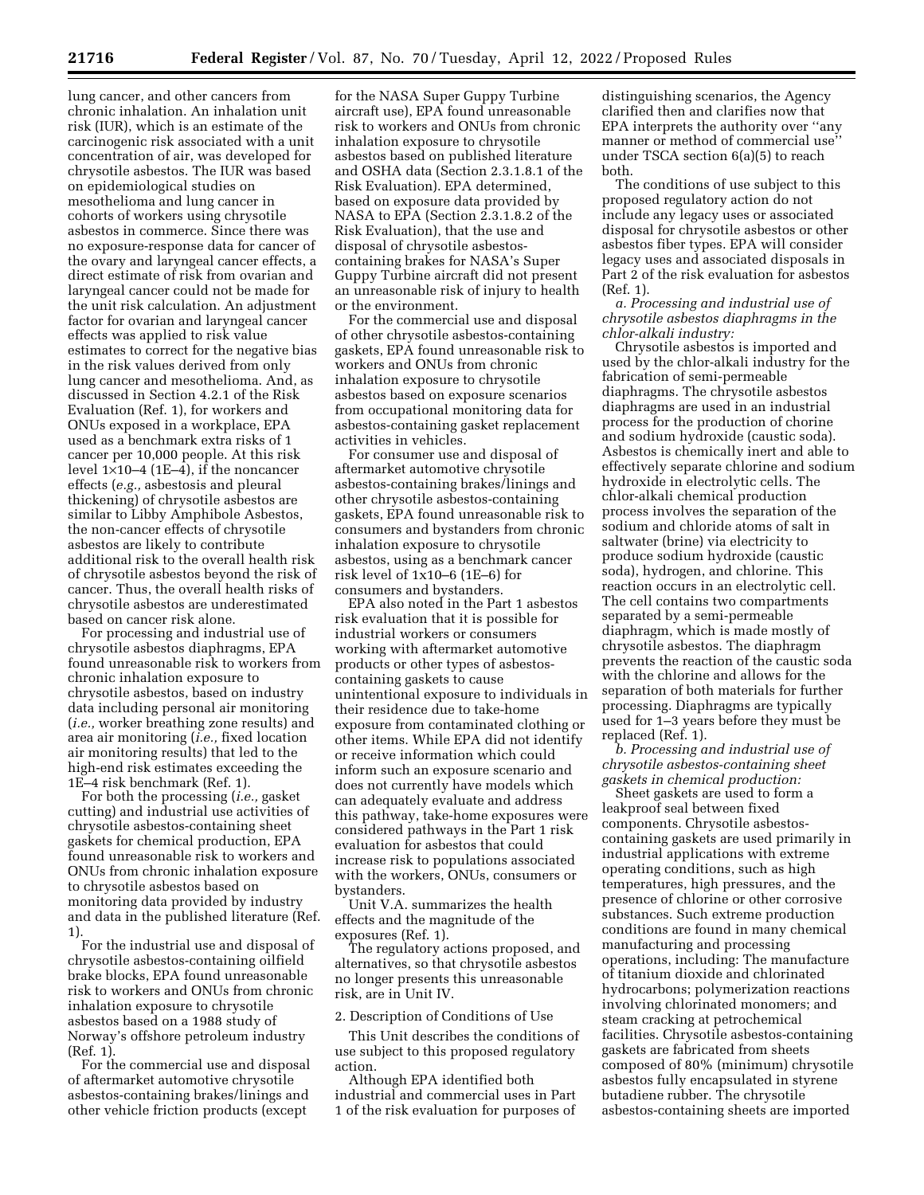lung cancer, and other cancers from chronic inhalation. An inhalation unit risk (IUR), which is an estimate of the carcinogenic risk associated with a unit concentration of air, was developed for chrysotile asbestos. The IUR was based on epidemiological studies on mesothelioma and lung cancer in cohorts of workers using chrysotile asbestos in commerce. Since there was no exposure-response data for cancer of the ovary and laryngeal cancer effects, a direct estimate of risk from ovarian and laryngeal cancer could not be made for the unit risk calculation. An adjustment factor for ovarian and laryngeal cancer effects was applied to risk value estimates to correct for the negative bias in the risk values derived from only lung cancer and mesothelioma. And, as discussed in Section 4.2.1 of the Risk Evaluation (Ref. 1), for workers and ONUs exposed in a workplace, EPA used as a benchmark extra risks of 1 cancer per 10,000 people. At this risk level $1\times10^{-4}$ (1E–4), if the noncancer effects (*e.g.,* asbestosis and pleural thickening) of chrysotile asbestos are similar to Libby Amphibole Asbestos, the non-cancer effects of chrysotile asbestos are likely to contribute additional risk to the overall health risk of chrysotile asbestos beyond the risk of cancer. Thus, the overall health risks of chrysotile asbestos are underestimated based on cancer risk alone.

For processing and industrial use of chrysotile asbestos diaphragms, EPA found unreasonable risk to workers from chronic inhalation exposure to chrysotile asbestos, based on industry data including personal air monitoring (*i.e.,* worker breathing zone results) and area air monitoring (*i.e.,* fixed location air monitoring results) that led to the high-end risk estimates exceeding the 1E–4 risk benchmark (Ref. 1).

For both the processing (*i.e.,* gasket cutting) and industrial use activities of chrysotile asbestos-containing sheet gaskets for chemical production, EPA found unreasonable risk to workers and ONUs from chronic inhalation exposure to chrysotile asbestos based on monitoring data provided by industry and data in the published literature (Ref. 1).

For the industrial use and disposal of chrysotile asbestos-containing oilfield brake blocks, EPA found unreasonable risk to workers and ONUs from chronic inhalation exposure to chrysotile asbestos based on a 1988 study of Norway's offshore petroleum industry (Ref. 1).

For the commercial use and disposal of aftermarket automotive chrysotile asbestos-containing brakes/linings and other vehicle friction products (except for the NASA Super Guppy Turbine aircraft use), EPA found unreasonable risk to workers and ONUs from chronic inhalation exposure to chrysotile asbestos based on published literature and OSHA data (Section 2.3.1.8.1 of the Risk Evaluation). EPA determined, based on exposure data provided by NASA to EPA (Section 2.3.1.8.2 of the Risk Evaluation), that the use and disposal of chrysotile asbestos-containing brakes for NASA's Super Guppy Turbine aircraft did not present an unreasonable risk of injury to health or the environment.

For the commercial use and disposal of other chrysotile asbestos-containing gaskets, EPA found unreasonable risk to workers and ONUs from chronic inhalation exposure to chrysotile asbestos based on exposure scenarios from occupational monitoring data for asbestos-containing gasket replacement activities in vehicles.

For consumer use and disposal of aftermarket automotive chrysotile asbestos-containing brakes/linings and other chrysotile asbestos-containing gaskets, EPA found unreasonable risk to consumers and bystanders from chronic inhalation exposure to chrysotile asbestos, using as a benchmark cancer risk level of $1\times10^{-6}$ (1E–6) for consumers and bystanders.

EPA also noted in the Part 1 asbestos risk evaluation that it is possible for industrial workers or consumers working with aftermarket automotive products or other types of asbestos-containing gaskets to cause unintentional exposure to individuals in their residence due to take-home exposure from contaminated clothing or other items. While EPA did not identify or receive information which could inform such an exposure scenario and does not currently have models which can adequately evaluate and address this pathway, take-home exposures were considered pathways in the Part 1 risk evaluation for asbestos that could increase risk to populations associated with the workers, ONUs, consumers or bystanders.

Unit V.A. summarizes the health effects and the magnitude of the exposures (Ref. 1).

The regulatory actions proposed, and alternatives, so that chrysotile asbestos no longer presents this unreasonable risk, are in Unit IV.

2. Description of Conditions of Use

This Unit describes the conditions of use subject to this proposed regulatory action.

Although EPA identified both industrial and commercial uses in Part 1 of the risk evaluation for purposes of distinguishing scenarios, the Agency clarified then and clarifies now that EPA interprets the authority over ''any manner or method of commercial use'' under TSCA section 6(a)(5) to reach both.

The conditions of use subject to this proposed regulatory action do not include any legacy uses or associated disposal for chrysotile asbestos or other asbestos fiber types. EPA will consider legacy uses and associated disposals in Part 2 of the risk evaluation for asbestos (Ref. 1).

*a. Processing and industrial use of chrysotile asbestos diaphragms in the chlor-alkali industry:*

Chrysotile asbestos is imported and used by the chlor-alkali industry for the fabrication of semi-permeable diaphragms. The chrysotile asbestos diaphragms are used in an industrial process for the production of chorine and sodium hydroxide (caustic soda). Asbestos is chemically inert and able to effectively separate chlorine and sodium hydroxide in electrolytic cells. The chlor-alkali chemical production process involves the separation of the sodium and chloride atoms of salt in saltwater (brine) via electricity to produce sodium hydroxide (caustic soda), hydrogen, and chlorine. This reaction occurs in an electrolytic cell. The cell contains two compartments separated by a semi-permeable diaphragm, which is made mostly of chrysotile asbestos. The diaphragm prevents the reaction of the caustic soda with the chlorine and allows for the separation of both materials for further processing. Diaphragms are typically used for 1–3 years before they must be replaced (Ref. 1).

*b. Processing and industrial use of chrysotile asbestos-containing sheet gaskets in chemical production:*

Sheet gaskets are used to form a leakproof seal between fixed components. Chrysotile asbestos-containing gaskets are used primarily in industrial applications with extreme operating conditions, such as high temperatures, high pressures, and the presence of chlorine or other corrosive substances. Such extreme production conditions are found in many chemical manufacturing and processing operations, including: The manufacture of titanium dioxide and chlorinated hydrocarbons; polymerization reactions involving chlorinated monomers; and steam cracking at petrochemical facilities. Chrysotile asbestos-containing gaskets are fabricated from sheets composed of 80% (minimum) chrysotile asbestos fully encapsulated in styrene butadiene rubber. The chrysotile asbestos-containing sheets are imported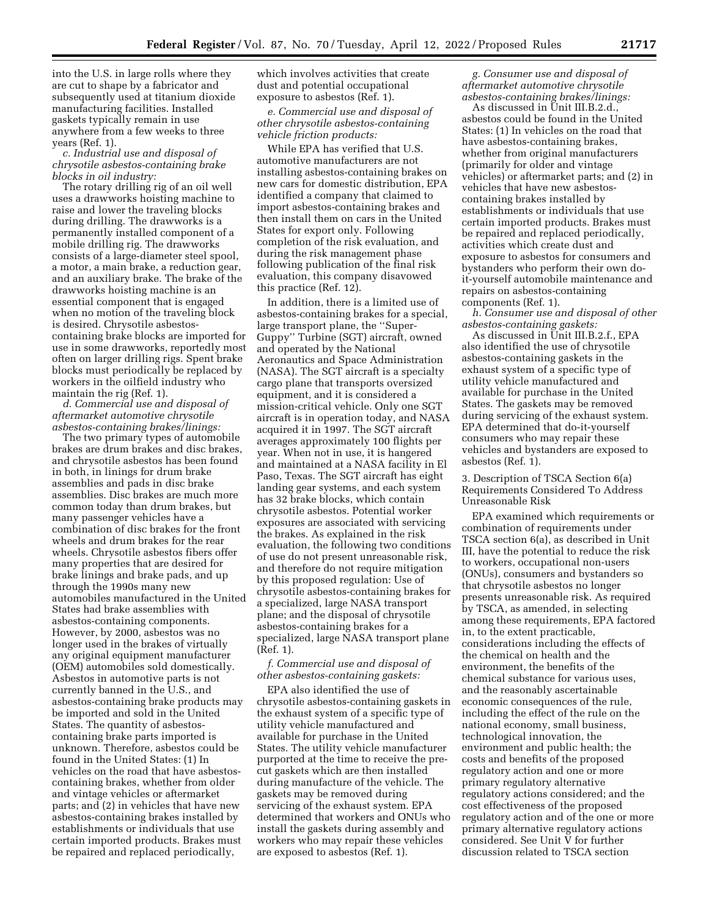into the U.S. in large rolls where they are cut to shape by a fabricator and subsequently used at titanium dioxide manufacturing facilities. Installed gaskets typically remain in use anywhere from a few weeks to three years (Ref. 1).

*c. Industrial use and disposal of chrysotile asbestos-containing brake blocks in oil industry:*

The rotary drilling rig of an oil well uses a drawworks hoisting machine to raise and lower the traveling blocks during drilling. The drawworks is a permanently installed component of a mobile drilling rig. The drawworks consists of a large-diameter steel spool, a motor, a main brake, a reduction gear, and an auxiliary brake. The brake of the drawworks hoisting machine is an essential component that is engaged when no motion of the traveling block is desired. Chrysotile asbestos-containing brake blocks are imported for use in some drawworks, reportedly most often on larger drilling rigs. Spent brake blocks must periodically be replaced by workers in the oilfield industry who maintain the rig (Ref. 1).

*d. Commercial use and disposal of aftermarket automotive chrysotile asbestos-containing brakes/linings:*

The two primary types of automobile brakes are drum brakes and disc brakes, and chrysotile asbestos has been found in both, in linings for drum brake assemblies and pads in disc brake assemblies. Disc brakes are much more common today than drum brakes, but many passenger vehicles have a combination of disc brakes for the front wheels and drum brakes for the rear wheels. Chrysotile asbestos fibers offer many properties that are desired for brake linings and brake pads, and up through the 1990s many new automobiles manufactured in the United States had brake assemblies with asbestos-containing components. However, by 2000, asbestos was no longer used in the brakes of virtually any original equipment manufacturer (OEM) automobiles sold domestically. Asbestos in automotive parts is not currently banned in the U.S., and asbestos-containing brake products may be imported and sold in the United States. The quantity of asbestos-containing brake parts imported is unknown. Therefore, asbestos could be found in the United States: (1) In vehicles on the road that have asbestos-containing brakes, whether from older and vintage vehicles or aftermarket parts; and (2) in vehicles that have new asbestos-containing brakes installed by establishments or individuals that use certain imported products. Brakes must be repaired and replaced periodically, which involves activities that create dust and potential occupational exposure to asbestos (Ref. 1).

*e. Commercial use and disposal of other chrysotile asbestos-containing vehicle friction products:*

While EPA has verified that U.S. automotive manufacturers are not installing asbestos-containing brakes on new cars for domestic distribution, EPA identified a company that claimed to import asbestos-containing brakes and then install them on cars in the United States for export only. Following completion of the risk evaluation, and during the risk management phase following publication of the final risk evaluation, this company disavowed this practice (Ref. 12).

In addition, there is a limited use of asbestos-containing brakes for a special, large transport plane, the ''Super-Guppy'' Turbine (SGT) aircraft, owned and operated by the National Aeronautics and Space Administration (NASA). The SGT aircraft is a specialty cargo plane that transports oversized equipment, and it is considered a mission-critical vehicle. Only one SGT aircraft is in operation today, and NASA acquired it in 1997. The SGT aircraft averages approximately 100 flights per year. When not in use, it is hangered and maintained at a NASA facility in El Paso, Texas. The SGT aircraft has eight landing gear systems, and each system has 32 brake blocks, which contain chrysotile asbestos. Potential worker exposures are associated with servicing the brakes. As explained in the risk evaluation, the following two conditions of use do not present unreasonable risk, and therefore do not require mitigation by this proposed regulation: Use of chrysotile asbestos-containing brakes for a specialized, large NASA transport plane; and the disposal of chrysotile asbestos-containing brakes for a specialized, large NASA transport plane (Ref. 1).

*f. Commercial use and disposal of other asbestos-containing gaskets:*

EPA also identified the use of chrysotile asbestos-containing gaskets in the exhaust system of a specific type of utility vehicle manufactured and available for purchase in the United States. The utility vehicle manufacturer purported at the time to receive the pre-cut gaskets which are then installed during manufacture of the vehicle. The gaskets may be removed during servicing of the exhaust system. EPA determined that workers and ONUs who install the gaskets during assembly and workers who may repair these vehicles are exposed to asbestos (Ref. 1).

*g. Consumer use and disposal of aftermarket automotive chrysotile asbestos-containing brakes/linings:*

As discussed in Unit III.B.2.d., asbestos could be found in the United States: (1) In vehicles on the road that have asbestos-containing brakes, whether from original manufacturers (primarily for older and vintage vehicles) or aftermarket parts; and (2) in vehicles that have new asbestos-containing brakes installed by establishments or individuals that use certain imported products. Brakes must be repaired and replaced periodically, activities which create dust and exposure to asbestos for consumers and bystanders who perform their own do-it-yourself automobile maintenance and repairs on asbestos-containing components (Ref. 1).

*h. Consumer use and disposal of other asbestos-containing gaskets:*

As discussed in Unit III.B.2.f., EPA also identified the use of chrysotile asbestos-containing gaskets in the exhaust system of a specific type of utility vehicle manufactured and available for purchase in the United States. The gaskets may be removed during servicing of the exhaust system. EPA determined that do-it-yourself consumers who may repair these vehicles and bystanders are exposed to asbestos (Ref. 1).

3. Description of TSCA Section 6(a) Requirements Considered To Address Unreasonable Risk

EPA examined which requirements or combination of requirements under TSCA section 6(a), as described in Unit III, have the potential to reduce the risk to workers, occupational non-users (ONUs), consumers and bystanders so that chrysotile asbestos no longer presents unreasonable risk. As required by TSCA, as amended, in selecting among these requirements, EPA factored in, to the extent practicable, considerations including the effects of the chemical on health and the environment, the benefits of the chemical substance for various uses, and the reasonably ascertainable economic consequences of the rule, including the effect of the rule on the national economy, small business, technological innovation, the environment and public health; the costs and benefits of the proposed regulatory action and one or more primary regulatory alternative regulatory actions considered; and the cost effectiveness of the proposed regulatory action and of the one or more primary alternative regulatory actions considered. See Unit V for further discussion related to TSCA section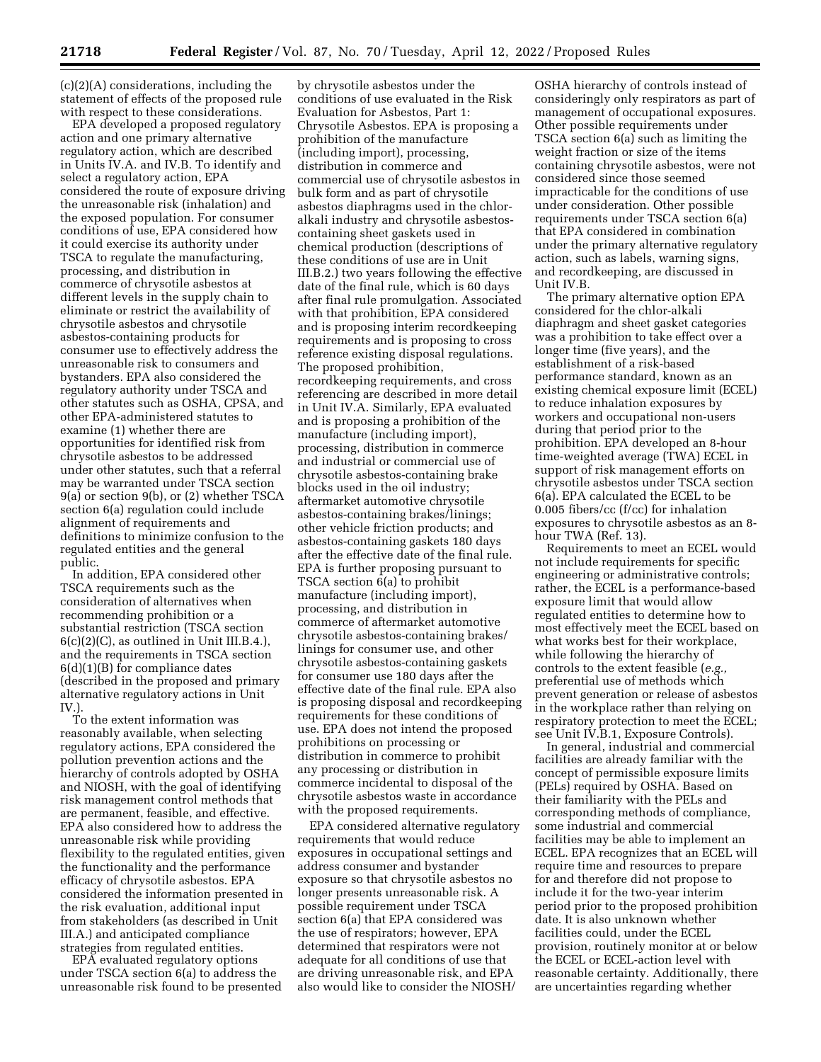(c)(2)(A) considerations, including the statement of effects of the proposed rule with respect to these considerations.

EPA developed a proposed regulatory action and one primary alternative regulatory action, which are described in Units IV.A. and IV.B. To identify and select a regulatory action, EPA considered the route of exposure driving the unreasonable risk (inhalation) and the exposed population. For consumer conditions of use, EPA considered how it could exercise its authority under TSCA to regulate the manufacturing, processing, and distribution in commerce of chrysotile asbestos at different levels in the supply chain to eliminate or restrict the availability of chrysotile asbestos and chrysotile asbestos-containing products for consumer use to effectively address the unreasonable risk to consumers and bystanders. EPA also considered the regulatory authority under TSCA and other statutes such as OSHA, CPSA, and other EPA-administered statutes to examine (1) whether there are opportunities for identified risk from chrysotile asbestos to be addressed under other statutes, such that a referral may be warranted under TSCA section 9(a) or section 9(b), or (2) whether TSCA section 6(a) regulation could include alignment of requirements and definitions to minimize confusion to the regulated entities and the general public.

In addition, EPA considered other TSCA requirements such as the consideration of alternatives when recommending prohibition or a substantial restriction (TSCA section 6(c)(2)(C), as outlined in Unit III.B.4.), and the requirements in TSCA section 6(d)(1)(B) for compliance dates (described in the proposed and primary alternative regulatory actions in Unit IV.).

To the extent information was reasonably available, when selecting regulatory actions, EPA considered the pollution prevention actions and the hierarchy of controls adopted by OSHA and NIOSH, with the goal of identifying risk management control methods that are permanent, feasible, and effective. EPA also considered how to address the unreasonable risk while providing flexibility to the regulated entities, given the functionality and the performance efficacy of chrysotile asbestos. EPA considered the information presented in the risk evaluation, additional input from stakeholders (as described in Unit III.A.) and anticipated compliance strategies from regulated entities.

EPA evaluated regulatory options under TSCA section 6(a) to address the unreasonable risk found to be presented by chrysotile asbestos under the conditions of use evaluated in the Risk Evaluation for Asbestos, Part 1: Chrysotile Asbestos. EPA is proposing a prohibition of the manufacture (including import), processing, distribution in commerce and commercial use of chrysotile asbestos in bulk form and as part of chrysotile asbestos diaphragms used in the chlor-alkali industry and chrysotile asbestos-containing sheet gaskets used in chemical production (descriptions of these conditions of use are in Unit III.B.2.) two years following the effective date of the final rule, which is 60 days after final rule promulgation. Associated with that prohibition, EPA considered and is proposing interim recordkeeping requirements and is proposing to cross reference existing disposal regulations. The proposed prohibition, recordkeeping requirements, and cross referencing are described in more detail in Unit IV.A. Similarly, EPA evaluated and is proposing a prohibition of the manufacture (including import), processing, distribution in commerce and industrial or commercial use of chrysotile asbestos-containing brake blocks used in the oil industry; aftermarket automotive chrysotile asbestos-containing brakes/linings; other vehicle friction products; and asbestos-containing gaskets 180 days after the effective date of the final rule. EPA is further proposing pursuant to TSCA section 6(a) to prohibit manufacture (including import), processing, and distribution in commerce of aftermarket automotive chrysotile asbestos-containing brakes/linings for consumer use, and other chrysotile asbestos-containing gaskets for consumer use 180 days after the effective date of the final rule. EPA also is proposing disposal and recordkeeping requirements for these conditions of use. EPA does not intend the proposed prohibitions on processing or distribution in commerce to prohibit any processing or distribution in commerce incidental to disposal of the chrysotile asbestos waste in accordance with the proposed requirements.

EPA considered alternative regulatory requirements that would reduce exposures in occupational settings and address consumer and bystander exposure so that chrysotile asbestos no longer presents unreasonable risk. A possible requirement under TSCA section 6(a) that EPA considered was the use of respirators; however, EPA determined that respirators were not adequate for all conditions of use that are driving unreasonable risk, and EPA also would like to consider the NIOSH/OSHA hierarchy of controls instead of consideringly only respirators as part of management of occupational exposures. Other possible requirements under TSCA section 6(a) such as limiting the weight fraction or size of the items containing chrysotile asbestos, were not considered since those seemed impracticable for the conditions of use under consideration. Other possible requirements under TSCA section 6(a) that EPA considered in combination under the primary alternative regulatory action, such as labels, warning signs, and recordkeeping, are discussed in Unit IV.B.

The primary alternative option EPA considered for the chlor-alkali diaphragm and sheet gasket categories was a prohibition to take effect over a longer time (five years), and the establishment of a risk-based performance standard, known as an existing chemical exposure limit (ECEL) to reduce inhalation exposures by workers and occupational non-users during that period prior to the prohibition. EPA developed an 8-hour time-weighted average (TWA) ECEL in support of risk management efforts on chrysotile asbestos under TSCA section 6(a). EPA calculated the ECEL to be 0.005 fibers/cc (f/cc) for inhalation exposures to chrysotile asbestos as an 8-hour TWA (Ref. 13).

Requirements to meet an ECEL would not include requirements for specific engineering or administrative controls; rather, the ECEL is a performance-based exposure limit that would allow regulated entities to determine how to most effectively meet the ECEL based on what works best for their workplace, while following the hierarchy of controls to the extent feasible (*e.g.,* preferential use of methods which prevent generation or release of asbestos in the workplace rather than relying on respiratory protection to meet the ECEL; see Unit IV.B.1, Exposure Controls).

In general, industrial and commercial facilities are already familiar with the concept of permissible exposure limits (PELs) required by OSHA. Based on their familiarity with the PELs and corresponding methods of compliance, some industrial and commercial facilities may be able to implement an ECEL. EPA recognizes that an ECEL will require time and resources to prepare for and therefore did not propose to include it for the two-year interim period prior to the proposed prohibition date. It is also unknown whether facilities could, under the ECEL provision, routinely monitor at or below the ECEL or ECEL-action level with reasonable certainty. Additionally, there are uncertainties regarding whether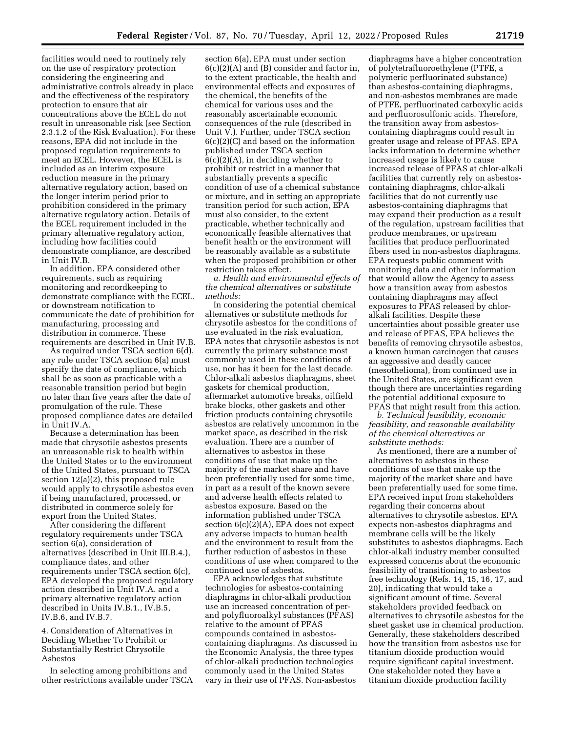facilities would need to routinely rely on the use of respiratory protection considering the engineering and administrative controls already in place and the effectiveness of the respiratory protection to ensure that air concentrations above the ECEL do not result in unreasonable risk (see Section 2.3.1.2 of the Risk Evaluation). For these reasons, EPA did not include in the proposed regulation requirements to meet an ECEL. However, the ECEL is included as an interim exposure reduction measure in the primary alternative regulatory action, based on the longer interim period prior to prohibition considered in the primary alternative regulatory action. Details of the ECEL requirement included in the primary alternative regulatory action, including how facilities could demonstrate compliance, are described in Unit IV.B.

In addition, EPA considered other requirements, such as requiring monitoring and recordkeeping to demonstrate compliance with the ECEL, or downstream notification to communicate the date of prohibition for manufacturing, processing and distribution in commerce. These requirements are described in Unit IV.B.

As required under TSCA section 6(d), any rule under TSCA section 6(a) must specify the date of compliance, which shall be as soon as practicable with a reasonable transition period but begin no later than five years after the date of promulgation of the rule. These proposed compliance dates are detailed in Unit IV.A.

Because a determination has been made that chrysotile asbestos presents an unreasonable risk to health within the United States or to the environment of the United States, pursuant to TSCA section 12(a)(2), this proposed rule would apply to chrysotile asbestos even if being manufactured, processed, or distributed in commerce solely for export from the United States.

After considering the different regulatory requirements under TSCA section 6(a), consideration of alternatives (described in Unit III.B.4.), compliance dates, and other requirements under TSCA section 6(c), EPA developed the proposed regulatory action described in Unit IV.A. and a primary alternative regulatory action described in Units IV.B.1., IV.B.5, IV.B.6, and IV.B.7.

4. Consideration of Alternatives in Deciding Whether To Prohibit or Substantially Restrict Chrysotile Asbestos

In selecting among prohibitions and other restrictions available under TSCA section 6(a), EPA must under section 6(c)(2)(A) and (B) consider and factor in, to the extent practicable, the health and environmental effects and exposures of the chemical, the benefits of the chemical for various uses and the reasonably ascertainable economic consequences of the rule (described in Unit V.). Further, under TSCA section 6(c)(2)(C) and based on the information published under TSCA section 6(c)(2)(A), in deciding whether to prohibit or restrict in a manner that substantially prevents a specific condition of use of a chemical substance or mixture, and in setting an appropriate transition period for such action, EPA must also consider, to the extent practicable, whether technically and economically feasible alternatives that benefit health or the environment will be reasonably available as a substitute when the proposed prohibition or other restriction takes effect.

*a. Health and environmental effects of the chemical alternatives or substitute methods:*

In considering the potential chemical alternatives or substitute methods for chrysotile asbestos for the conditions of use evaluated in the risk evaluation, EPA notes that chrysotile asbestos is not currently the primary substance most commonly used in these conditions of use, nor has it been for the last decade. Chlor-alkali asbestos diaphragms, sheet gaskets for chemical production, aftermarket automotive breaks, oilfield brake blocks, other gaskets and other friction products containing chrysotile asbestos are relatively uncommon in the market space, as described in the risk evaluation. There are a number of alternatives to asbestos in these conditions of use that make up the majority of the market share and have been preferentially used for some time, in part as a result of the known severe and adverse health effects related to asbestos exposure. Based on the information published under TSCA section 6(c)(2)(A), EPA does not expect any adverse impacts to human health and the environment to result from the further reduction of asbestos in these conditions of use when compared to the continued use of asbestos.

EPA acknowledges that substitute technologies for asbestos-containing diaphragms in chlor-alkali production use an increased concentration of per- and polyfluoroalkyl substances (PFAS) relative to the amount of PFAS compounds contained in asbestos-containing diaphragms. As discussed in the Economic Analysis, the three types of chlor-alkali production technologies commonly used in the United States vary in their use of PFAS. Non-asbestos diaphragms have a higher concentration of polytetrafluoroethylene (PTFE, a polymeric perfluorinated substance) than asbestos-containing diaphragms, and non-asbestos membranes are made of PTFE, perfluorinated carboxylic acids and perfluorosulfonic acids. Therefore, the transition away from asbestos-containing diaphragms could result in greater usage and release of PFAS. EPA lacks information to determine whether increased usage is likely to cause increased release of PFAS at chlor-alkali facilities that currently rely on asbestos-containing diaphragms, chlor-alkali facilities that do not currently use asbestos-containing diaphragms that may expand their production as a result of the regulation, upstream facilities that produce membranes, or upstream facilities that produce perfluorinated fibers used in non-asbestos diaphragms. EPA requests public comment with monitoring data and other information that would allow the Agency to assess how a transition away from asbestos containing diaphragms may affect exposures to PFAS released by chlor-alkali facilities. Despite these uncertainties about possible greater use and release of PFAS, EPA believes the benefits of removing chrysotile asbestos, a known human carcinogen that causes an aggressive and deadly cancer (mesothelioma), from continued use in the United States, are significant even though there are uncertainties regarding the potential additional exposure to PFAS that might result from this action.

*b. Technical feasibility, economic feasibility, and reasonable availability of the chemical alternatives or substitute methods:*

As mentioned, there are a number of alternatives to asbestos in these conditions of use that make up the majority of the market share and have been preferentially used for some time. EPA received input from stakeholders regarding their concerns about alternatives to chrysotile asbestos. EPA expects non-asbestos diaphragms and membrane cells will be the likely substitutes to asbestos diaphragms. Each chlor-alkali industry member consulted expressed concerns about the economic feasibility of transitioning to asbestos free technology (Refs. 14, 15, 16, 17, and 20), indicating that would take a significant amount of time. Several stakeholders provided feedback on alternatives to chrysotile asbestos for the sheet gasket use in chemical production. Generally, these stakeholders described how the transition from asbestos use for titanium dioxide production would require significant capital investment. One stakeholder noted they have a titanium dioxide production facility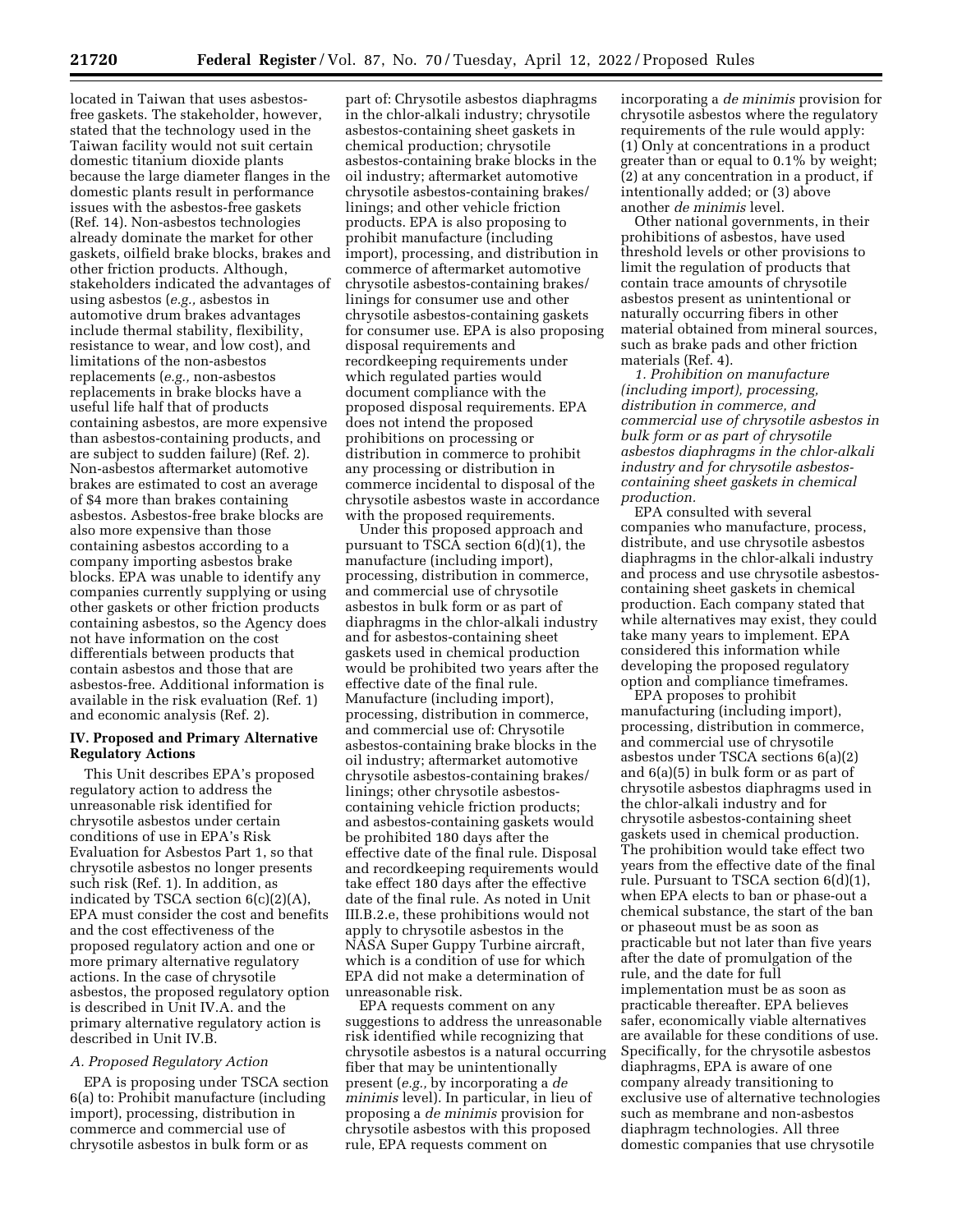located in Taiwan that uses asbestos-free gaskets. The stakeholder, however, stated that the technology used in the Taiwan facility would not suit certain domestic titanium dioxide plants because the large diameter flanges in the domestic plants result in performance issues with the asbestos-free gaskets (Ref. 14). Non-asbestos technologies already dominate the market for other gaskets, oilfield brake blocks, brakes and other friction products. Although, stakeholders indicated the advantages of using asbestos (*e.g.,* asbestos in automotive drum brakes advantages include thermal stability, flexibility, resistance to wear, and low cost), and limitations of the non-asbestos replacements (*e.g.,* non-asbestos replacements in brake blocks have a useful life half that of products containing asbestos, are more expensive than asbestos-containing products, and are subject to sudden failure) (Ref. 2). Non-asbestos aftermarket automotive brakes are estimated to cost an average of $4 more than brakes containing asbestos. Asbestos-free brake blocks are also more expensive than those containing asbestos according to a company importing asbestos brake blocks. EPA was unable to identify any companies currently supplying or using other gaskets or other friction products containing asbestos, so the Agency does not have information on the cost differentials between products that contain asbestos and those that are asbestos-free. Additional information is available in the risk evaluation (Ref. 1) and economic analysis (Ref. 2).

## IV. Proposed and Primary Alternative Regulatory Actions

This Unit describes EPA's proposed regulatory action to address the unreasonable risk identified for chrysotile asbestos under certain conditions of use in EPA's Risk Evaluation for Asbestos Part 1, so that chrysotile asbestos no longer presents such risk (Ref. 1). In addition, as indicated by TSCA section 6(c)(2)(A), EPA must consider the cost and benefits and the cost effectiveness of the proposed regulatory action and one or more primary alternative regulatory actions. In the case of chrysotile asbestos, the proposed regulatory option is described in Unit IV.A. and the primary alternative regulatory action is described in Unit IV.B.

### *A. Proposed Regulatory Action*

EPA is proposing under TSCA section 6(a) to: Prohibit manufacture (including import), processing, distribution in commerce and commercial use of chrysotile asbestos in bulk form or as part of: Chrysotile asbestos diaphragms in the chlor-alkali industry; chrysotile asbestos-containing sheet gaskets in chemical production; chrysotile asbestos-containing brake blocks in the oil industry; aftermarket automotive chrysotile asbestos-containing brakes/linings; and other vehicle friction products. EPA is also proposing to prohibit manufacture (including import), processing, and distribution in commerce of aftermarket automotive chrysotile asbestos-containing brakes/linings for consumer use and other chrysotile asbestos-containing gaskets for consumer use. EPA is also proposing disposal requirements and recordkeeping requirements under which regulated parties would document compliance with the proposed disposal requirements. EPA does not intend the proposed prohibitions on processing or distribution in commerce to prohibit any processing or distribution in commerce incidental to disposal of the chrysotile asbestos waste in accordance with the proposed requirements.

Under this proposed approach and pursuant to TSCA section 6(d)(1), the manufacture (including import), processing, distribution in commerce, and commercial use of chrysotile asbestos in bulk form or as part of diaphragms in the chlor-alkali industry and for asbestos-containing sheet gaskets used in chemical production would be prohibited two years after the effective date of the final rule. Manufacture (including import), processing, distribution in commerce, and commercial use of: Chrysotile asbestos-containing brake blocks in the oil industry; aftermarket automotive chrysotile asbestos-containing brakes/linings; other chrysotile asbestos-containing vehicle friction products; and asbestos-containing gaskets would be prohibited 180 days after the effective date of the final rule. Disposal and recordkeeping requirements would take effect 180 days after the effective date of the final rule. As noted in Unit III.B.2.e, these prohibitions would not apply to chrysotile asbestos in the NASA Super Guppy Turbine aircraft, which is a condition of use for which EPA did not make a determination of unreasonable risk.

EPA requests comment on any suggestions to address the unreasonable risk identified while recognizing that chrysotile asbestos is a natural occurring fiber that may be unintentionally present (*e.g.,* by incorporating a *de minimis* level). In particular, in lieu of proposing a *de minimis* provision for chrysotile asbestos with this proposed rule, EPA requests comment on incorporating a *de minimis* provision for chrysotile asbestos where the regulatory requirements of the rule would apply: (1) Only at concentrations in a product greater than or equal to 0.1% by weight; (2) at any concentration in a product, if intentionally added; or (3) above another *de minimis* level.

Other national governments, in their prohibitions of asbestos, have used threshold levels or other provisions to limit the regulation of products that contain trace amounts of chrysotile asbestos present as unintentional or naturally occurring fibers in other material obtained from mineral sources, such as brake pads and other friction materials (Ref. 4).

*1. Prohibition on manufacture (including import), processing, distribution in commerce, and commercial use of chrysotile asbestos in bulk form or as part of chrysotile asbestos diaphragms in the chlor-alkali industry and for chrysotile asbestos-containing sheet gaskets in chemical production.*

EPA consulted with several companies who manufacture, process, distribute, and use chrysotile asbestos diaphragms in the chlor-alkali industry and process and use chrysotile asbestos-containing sheet gaskets in chemical production. Each company stated that while alternatives may exist, they could take many years to implement. EPA considered this information while developing the proposed regulatory option and compliance timeframes.

EPA proposes to prohibit manufacturing (including import), processing, distribution in commerce, and commercial use of chrysotile asbestos under TSCA sections 6(a)(2) and 6(a)(5) in bulk form or as part of chrysotile asbestos diaphragms used in the chlor-alkali industry and for chrysotile asbestos-containing sheet gaskets used in chemical production. The prohibition would take effect two years from the effective date of the final rule. Pursuant to TSCA section 6(d)(1), when EPA elects to ban or phase-out a chemical substance, the start of the ban or phaseout must be as soon as practicable but not later than five years after the date of promulgation of the rule, and the date for full implementation must be as soon as practicable thereafter. EPA believes safer, economically viable alternatives are available for these conditions of use. Specifically, for the chrysotile asbestos diaphragms, EPA is aware of one company already transitioning to exclusive use of alternative technologies such as membrane and non-asbestos diaphragm technologies. All three domestic companies that use chrysotile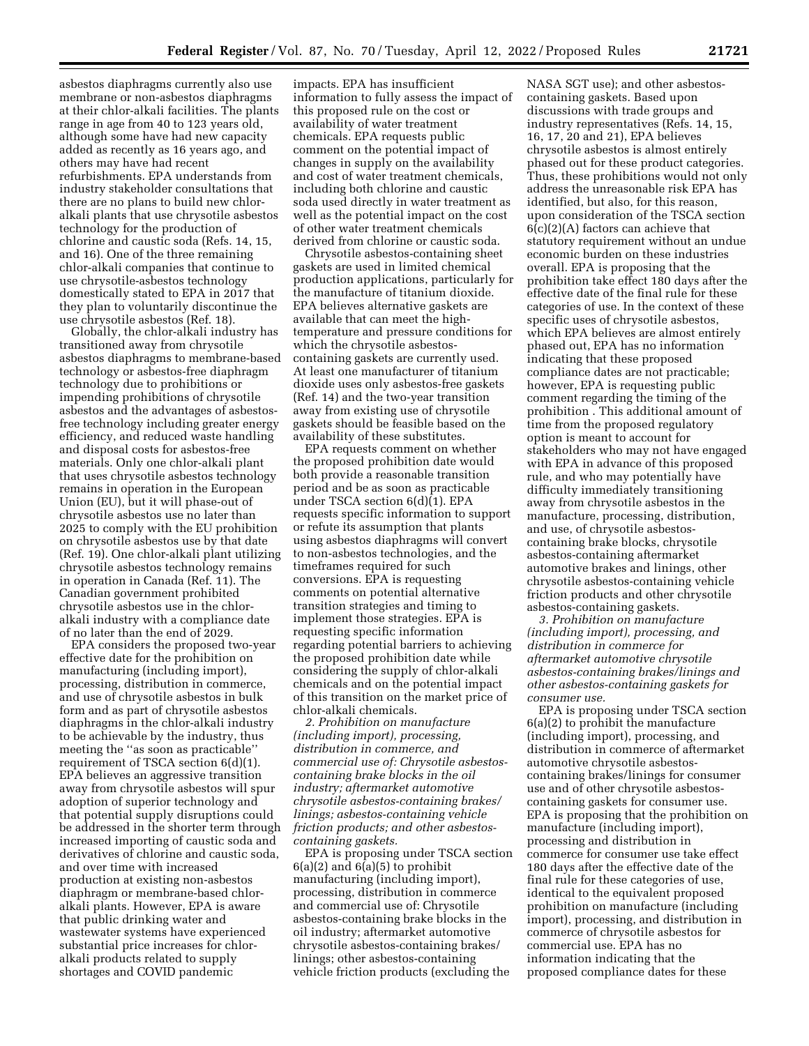asbestos diaphragms currently also use membrane or non-asbestos diaphragms at their chlor-alkali facilities. The plants range in age from 40 to 123 years old, although some have had new capacity added as recently as 16 years ago, and others may have had recent refurbishments. EPA understands from industry stakeholder consultations that there are no plans to build new chlor-alkali plants that use chrysotile asbestos technology for the production of chlorine and caustic soda (Refs. 14, 15, and 16). One of the three remaining chlor-alkali companies that continue to use chrysotile-asbestos technology domestically stated to EPA in 2017 that they plan to voluntarily discontinue the use chrysotile asbestos (Ref. 18).

Globally, the chlor-alkali industry has transitioned away from chrysotile asbestos diaphragms to membrane-based technology or asbestos-free diaphragm technology due to prohibitions or impending prohibitions of chrysotile asbestos and the advantages of asbestos-free technology including greater energy efficiency, and reduced waste handling and disposal costs for asbestos-free materials. Only one chlor-alkali plant that uses chrysotile asbestos technology remains in operation in the European Union (EU), but it will phase-out of chrysotile asbestos use no later than 2025 to comply with the EU prohibition on chrysotile asbestos use by that date (Ref. 19). One chlor-alkali plant utilizing chrysotile asbestos technology remains in operation in Canada (Ref. 11). The Canadian government prohibited chrysotile asbestos use in the chlor-alkali industry with a compliance date of no later than the end of 2029.

EPA considers the proposed two-year effective date for the prohibition on manufacturing (including import), processing, distribution in commerce, and use of chrysotile asbestos in bulk form and as part of chrysotile asbestos diaphragms in the chlor-alkali industry to be achievable by the industry, thus meeting the "as soon as practicable" requirement of TSCA section 6(d)(1). EPA believes an aggressive transition away from chrysotile asbestos will spur adoption of superior technology and that potential supply disruptions could be addressed in the shorter term through increased importing of caustic soda and derivatives of chlorine and caustic soda, and over time with increased production at existing non-asbestos diaphragm or membrane-based chlor-alkali plants. However, EPA is aware that public drinking water and wastewater systems have experienced substantial price increases for chlor-alkali products related to supply shortages and COVID pandemic impacts. EPA has insufficient information to fully assess the impact of this proposed rule on the cost or availability of water treatment chemicals. EPA requests public comment on the potential impact of changes in supply on the availability and cost of water treatment chemicals, including both chlorine and caustic soda used directly in water treatment as well as the potential impact on the cost of other water treatment chemicals derived from chlorine or caustic soda.

Chrysotile asbestos-containing sheet gaskets are used in limited chemical production applications, particularly for the manufacture of titanium dioxide. EPA believes alternative gaskets are available that can meet the high-temperature and pressure conditions for which the chrysotile asbestos-containing gaskets are currently used. At least one manufacturer of titanium dioxide uses only asbestos-free gaskets (Ref. 14) and the two-year transition away from existing use of chrysotile gaskets should be feasible based on the availability of these substitutes.

EPA requests comment on whether the proposed prohibition date would both provide a reasonable transition period and be as soon as practicable under TSCA section 6(d)(1). EPA requests specific information to support or refute its assumption that plants using asbestos diaphragms will convert to non-asbestos technologies, and the timeframes required for such conversions. EPA is requesting comments on potential alternative transition strategies and timing to implement those strategies. EPA is requesting specific information regarding potential barriers to achieving the proposed prohibition date while considering the supply of chlor-alkali chemicals and on the potential impact of this transition on the market price of chlor-alkali chemicals.

*2. Prohibition on manufacture (including import), processing, distribution in commerce, and commercial use of: Chrysotile asbestos-containing brake blocks in the oil industry; aftermarket automotive chrysotile asbestos-containing brakes/linings; asbestos-containing vehicle friction products; and other asbestos-containing gaskets.*

EPA is proposing under TSCA section 6(a)(2) and 6(a)(5) to prohibit manufacturing (including import), processing, distribution in commerce and commercial use of: Chrysotile asbestos-containing brake blocks in the oil industry; aftermarket automotive chrysotile asbestos-containing brakes/linings; other asbestos-containing vehicle friction products (excluding the NASA SGT use); and other asbestos-containing gaskets. Based upon discussions with trade groups and industry representatives (Refs. 14, 15, 16, 17, 20 and 21), EPA believes chrysotile asbestos is almost entirely phased out for these product categories. Thus, these prohibitions would not only address the unreasonable risk EPA has identified, but also, for this reason, upon consideration of the TSCA section 6(c)(2)(A) factors can achieve that statutory requirement without an undue economic burden on these industries overall. EPA is proposing that the prohibition take effect 180 days after the effective date of the final rule for these categories of use. In the context of these specific uses of chrysotile asbestos, which EPA believes are almost entirely phased out, EPA has no information indicating that these proposed compliance dates are not practicable; however, EPA is requesting public comment regarding the timing of the prohibition . This additional amount of time from the proposed regulatory option is meant to account for stakeholders who may not have engaged with EPA in advance of this proposed rule, and who may potentially have difficulty immediately transitioning away from chrysotile asbestos in the manufacture, processing, distribution, and use, of chrysotile asbestos-containing brake blocks, chrysotile asbestos-containing aftermarket automotive brakes and linings, other chrysotile asbestos-containing vehicle friction products and other chrysotile asbestos-containing gaskets.

*3. Prohibition on manufacture (including import), processing, and distribution in commerce for aftermarket automotive chrysotile asbestos-containing brakes/linings and other asbestos-containing gaskets for consumer use.*

EPA is proposing under TSCA section 6(a)(2) to prohibit the manufacture (including import), processing, and distribution in commerce of aftermarket automotive chrysotile asbestos-containing brakes/linings for consumer use and of other chrysotile asbestos-containing gaskets for consumer use. EPA is proposing that the prohibition on manufacture (including import), processing and distribution in commerce for consumer use take effect 180 days after the effective date of the final rule for these categories of use, identical to the equivalent proposed prohibition on manufacture (including import), processing, and distribution in commerce of chrysotile asbestos for commercial use. EPA has no information indicating that the proposed compliance dates for these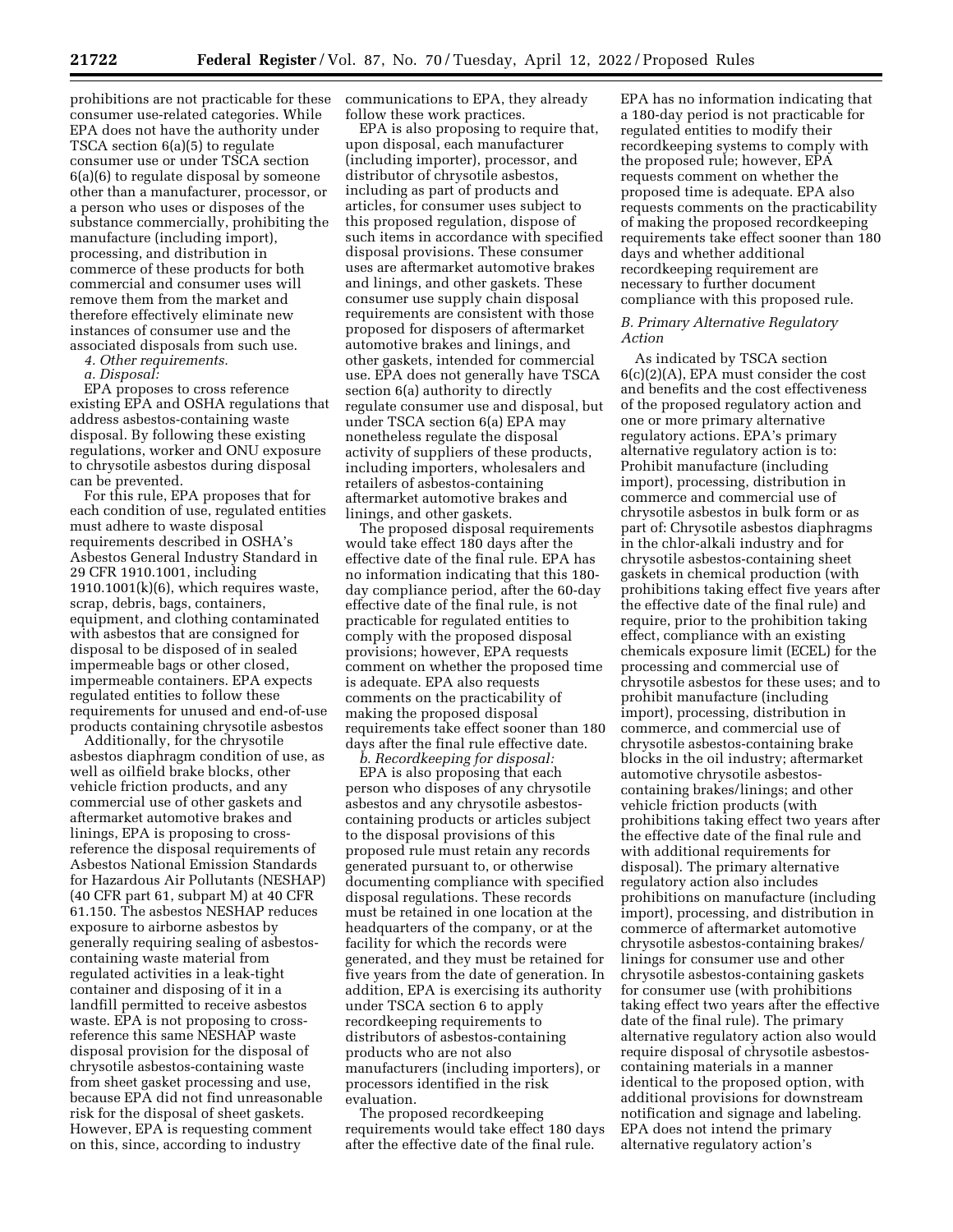prohibitions are not practicable for these consumer use-related categories. While EPA does not have the authority under TSCA section 6(a)(5) to regulate consumer use or under TSCA section 6(a)(6) to regulate disposal by someone other than a manufacturer, processor, or a person who uses or disposes of the substance commercially, prohibiting the manufacture (including import), processing, and distribution in commerce of these products for both commercial and consumer uses will remove them from the market and therefore effectively eliminate new instances of consumer use and the associated disposals from such use.

*4. Other requirements.*

*a. Disposal:*

EPA proposes to cross reference existing EPA and OSHA regulations that address asbestos-containing waste disposal. By following these existing regulations, worker and ONU exposure to chrysotile asbestos during disposal can be prevented.

For this rule, EPA proposes that for each condition of use, regulated entities must adhere to waste disposal requirements described in OSHA's Asbestos General Industry Standard in 29 CFR 1910.1001, including 1910.1001(k)(6), which requires waste, scrap, debris, bags, containers, equipment, and clothing contaminated with asbestos that are consigned for disposal to be disposed of in sealed impermeable bags or other closed, impermeable containers. EPA expects regulated entities to follow these requirements for unused and end-of-use products containing chrysotile asbestos

Additionally, for the chrysotile asbestos diaphragm condition of use, as well as oilfield brake blocks, other vehicle friction products, and any commercial use of other gaskets and aftermarket automotive brakes and linings, EPA is proposing to cross-reference the disposal requirements of Asbestos National Emission Standards for Hazardous Air Pollutants (NESHAP) (40 CFR part 61, subpart M) at 40 CFR 61.150. The asbestos NESHAP reduces exposure to airborne asbestos by generally requiring sealing of asbestos-containing waste material from regulated activities in a leak-tight container and disposing of it in a landfill permitted to receive asbestos waste. EPA is not proposing to cross-reference this same NESHAP waste disposal provision for the disposal of chrysotile asbestos-containing waste from sheet gasket processing and use, because EPA did not find unreasonable risk for the disposal of sheet gaskets. However, EPA is requesting comment on this, since, according to industry communications to EPA, they already follow these work practices.

EPA is also proposing to require that, upon disposal, each manufacturer (including importer), processor, and distributor of chrysotile asbestos, including as part of products and articles, for consumer uses subject to this proposed regulation, dispose of such items in accordance with specified disposal provisions. These consumer uses are aftermarket automotive brakes and linings, and other gaskets. These consumer use supply chain disposal requirements are consistent with those proposed for disposers of aftermarket automotive brakes and linings, and other gaskets, intended for commercial use. EPA does not generally have TSCA section 6(a) authority to directly regulate consumer use and disposal, but under TSCA section 6(a) EPA may nonetheless regulate the disposal activity of suppliers of these products, including importers, wholesalers and retailers of asbestos-containing aftermarket automotive brakes and linings, and other gaskets.

The proposed disposal requirements would take effect 180 days after the effective date of the final rule. EPA has no information indicating that this 180-day compliance period, after the 60-day effective date of the final rule, is not practicable for regulated entities to comply with the proposed disposal provisions; however, EPA requests comment on whether the proposed time is adequate. EPA also requests comments on the practicability of making the proposed disposal requirements take effect sooner than 180 days after the final rule effective date.

*b. Recordkeeping for disposal:*

EPA is also proposing that each person who disposes of any chrysotile asbestos and any chrysotile asbestos-containing products or articles subject to the disposal provisions of this proposed rule must retain any records generated pursuant to, or otherwise documenting compliance with specified disposal regulations. These records must be retained in one location at the headquarters of the company, or at the facility for which the records were generated, and they must be retained for five years from the date of generation. In addition, EPA is exercising its authority under TSCA section 6 to apply recordkeeping requirements to distributors of asbestos-containing products who are not also manufacturers (including importers), or processors identified in the risk evaluation.

The proposed recordkeeping requirements would take effect 180 days after the effective date of the final rule. EPA has no information indicating that a 180-day period is not practicable for regulated entities to modify their recordkeeping systems to comply with the proposed rule; however, EPA requests comment on whether the proposed time is adequate. EPA also requests comments on the practicability of making the proposed recordkeeping requirements take effect sooner than 180 days and whether additional recordkeeping requirement are necessary to further document compliance with this proposed rule.

### *B. Primary Alternative Regulatory Action*

As indicated by TSCA section 6(c)(2)(A), EPA must consider the cost and benefits and the cost effectiveness of the proposed regulatory action and one or more primary alternative regulatory actions. EPA's primary alternative regulatory action is to: Prohibit manufacture (including import), processing, distribution in commerce and commercial use of chrysotile asbestos in bulk form or as part of: Chrysotile asbestos diaphragms in the chlor-alkali industry and for chrysotile asbestos-containing sheet gaskets in chemical production (with prohibitions taking effect five years after the effective date of the final rule) and require, prior to the prohibition taking effect, compliance with an existing chemicals exposure limit (ECEL) for the processing and commercial use of chrysotile asbestos for these uses; and to prohibit manufacture (including import), processing, distribution in commerce, and commercial use of chrysotile asbestos-containing brake blocks in the oil industry; aftermarket automotive chrysotile asbestos-containing brakes/linings; and other vehicle friction products (with prohibitions taking effect two years after the effective date of the final rule and with additional requirements for disposal). The primary alternative regulatory action also includes prohibitions on manufacture (including import), processing, and distribution in commerce of aftermarket automotive chrysotile asbestos-containing brakes/linings for consumer use and other chrysotile asbestos-containing gaskets for consumer use (with prohibitions taking effect two years after the effective date of the final rule). The primary alternative regulatory action also would require disposal of chrysotile asbestos-containing materials in a manner identical to the proposed option, with additional provisions for downstream notification and signage and labeling. EPA does not intend the primary alternative regulatory action's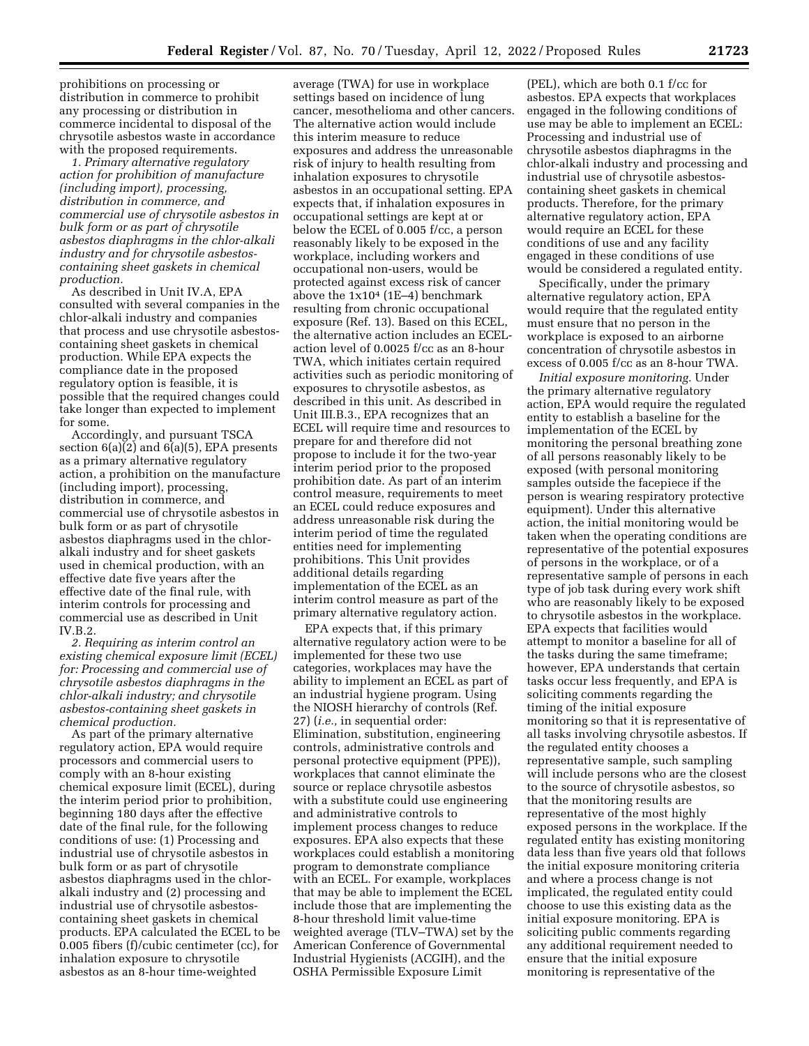prohibitions on processing or distribution in commerce to prohibit any processing or distribution in commerce incidental to disposal of the chrysotile asbestos waste in accordance with the proposed requirements.

*1. Primary alternative regulatory action for prohibition of manufacture (including import), processing, distribution in commerce, and commercial use of chrysotile asbestos in bulk form or as part of chrysotile asbestos diaphragms in the chlor-alkali industry and for chrysotile asbestos-containing sheet gaskets in chemical production.*

As described in Unit IV.A, EPA consulted with several companies in the chlor-alkali industry and companies that process and use chrysotile asbestos-containing sheet gaskets in chemical production. While EPA expects the compliance date in the proposed regulatory option is feasible, it is possible that the required changes could take longer than expected to implement for some.

Accordingly, and pursuant TSCA section 6(a)(2) and 6(a)(5), EPA presents as a primary alternative regulatory action, a prohibition on the manufacture (including import), processing, distribution in commerce, and commercial use of chrysotile asbestos in bulk form or as part of chrysotile asbestos diaphragms used in the chlor-alkali industry and for sheet gaskets used in chemical production, with an effective date five years after the effective date of the final rule, with interim controls for processing and commercial use as described in Unit IV.B.2.

*2. Requiring as interim control an existing chemical exposure limit (ECEL) for: Processing and commercial use of chrysotile asbestos diaphragms in the chlor-alkali industry; and chrysotile asbestos-containing sheet gaskets in chemical production.*

As part of the primary alternative regulatory action, EPA would require processors and commercial users to comply with an 8-hour existing chemical exposure limit (ECEL), during the interim period prior to prohibition, beginning 180 days after the effective date of the final rule, for the following conditions of use: (1) Processing and industrial use of chrysotile asbestos in bulk form or as part of chrysotile asbestos diaphragms used in the chlor-alkali industry and (2) processing and industrial use of chrysotile asbestos-containing sheet gaskets in chemical products. EPA calculated the ECEL to be 0.005 fibers (f)/cubic centimeter (cc), for inhalation exposure to chrysotile asbestos as an 8-hour time-weighted average (TWA) for use in workplace settings based on incidence of lung cancer, mesothelioma and other cancers. The alternative action would include this interim measure to reduce exposures and address the unreasonable risk of injury to health resulting from inhalation exposures to chrysotile asbestos in an occupational setting. EPA expects that, if inhalation exposures in occupational settings are kept at or below the ECEL of 0.005 f/cc, a person reasonably likely to be exposed in the workplace, including workers and occupational non-users, would be protected against excess risk of cancer above the $1 \times 10^{4}$ (1E–4) benchmark resulting from chronic occupational exposure (Ref. 13). Based on this ECEL, the alternative action includes an ECEL-action level of 0.0025 f/cc as an 8-hour TWA, which initiates certain required activities such as periodic monitoring of exposures to chrysotile asbestos, as described in this unit. As described in Unit III.B.3., EPA recognizes that an ECEL will require time and resources to prepare for and therefore did not propose to include it for the two-year interim period prior to the proposed prohibition date. As part of an interim control measure, requirements to meet an ECEL could reduce exposures and address unreasonable risk during the interim period of time the regulated entities need for implementing prohibitions. This Unit provides additional details regarding implementation of the ECEL as an interim control measure as part of the primary alternative regulatory action.

EPA expects that, if this primary alternative regulatory action were to be implemented for these two use categories, workplaces may have the ability to implement an ECEL as part of an industrial hygiene program. Using the NIOSH hierarchy of controls (Ref. 27) (*i.e.,* in sequential order: Elimination, substitution, engineering controls, administrative controls and personal protective equipment (PPE)), workplaces that cannot eliminate the source or replace chrysotile asbestos with a substitute could use engineering and administrative controls to implement process changes to reduce exposures. EPA also expects that these workplaces could establish a monitoring program to demonstrate compliance with an ECEL. For example, workplaces that may be able to implement the ECEL include those that are implementing the 8-hour threshold limit value-time weighted average (TLV–TWA) set by the American Conference of Governmental Industrial Hygienists (ACGIH), and the OSHA Permissible Exposure Limit (PEL), which are both 0.1 f/cc for asbestos. EPA expects that workplaces engaged in the following conditions of use may be able to implement an ECEL: Processing and industrial use of chrysotile asbestos diaphragms in the chlor-alkali industry and processing and industrial use of chrysotile asbestos-containing sheet gaskets in chemical products. Therefore, for the primary alternative regulatory action, EPA would require an ECEL for these conditions of use and any facility engaged in these conditions of use would be considered a regulated entity.

Specifically, under the primary alternative regulatory action, EPA would require that the regulated entity must ensure that no person in the workplace is exposed to an airborne concentration of chrysotile asbestos in excess of 0.005 f/cc as an 8-hour TWA.

*Initial exposure monitoring.* Under the primary alternative regulatory action, EPA would require the regulated entity to establish a baseline for the implementation of the ECEL by monitoring the personal breathing zone of all persons reasonably likely to be exposed (with personal monitoring samples outside the facepiece if the person is wearing respiratory protective equipment). Under this alternative action, the initial monitoring would be taken when the operating conditions are representative of the potential exposures of persons in the workplace, or of a representative sample of persons in each type of job task during every work shift who are reasonably likely to be exposed to chrysotile asbestos in the workplace. EPA expects that facilities would attempt to monitor a baseline for all of the tasks during the same timeframe; however, EPA understands that certain tasks occur less frequently, and EPA is soliciting comments regarding the timing of the initial exposure monitoring so that it is representative of all tasks involving chrysotile asbestos. If the regulated entity chooses a representative sample, such sampling will include persons who are the closest to the source of chrysotile asbestos, so that the monitoring results are representative of the most highly exposed persons in the workplace. If the regulated entity has existing monitoring data less than five years old that follows the initial exposure monitoring criteria and where a process change is not implicated, the regulated entity could choose to use this existing data as the initial exposure monitoring. EPA is soliciting public comments regarding any additional requirement needed to ensure that the initial exposure monitoring is representative of the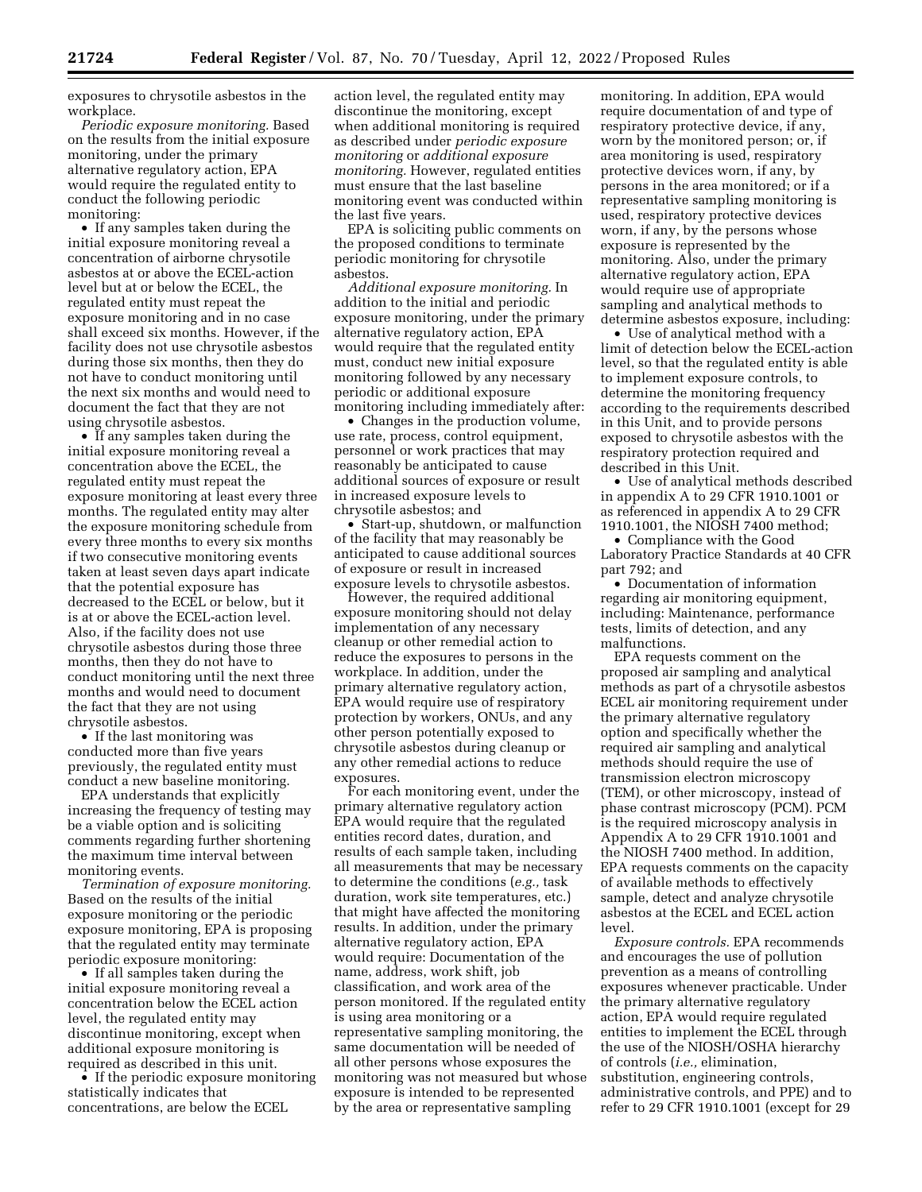exposures to chrysotile asbestos in the workplace.

*Periodic exposure monitoring.* Based on the results from the initial exposure monitoring, under the primary alternative regulatory action, EPA would require the regulated entity to conduct the following periodic monitoring:

- If any samples taken during the initial exposure monitoring reveal a concentration of airborne chrysotile asbestos at or above the ECEL-action level but at or below the ECEL, the regulated entity must repeat the exposure monitoring and in no case shall exceed six months. However, if the facility does not use chrysotile asbestos during those six months, then they do not have to conduct monitoring until the next six months and would need to document the fact that they are not using chrysotile asbestos.
- If any samples taken during the initial exposure monitoring reveal a concentration above the ECEL, the regulated entity must repeat the exposure monitoring at least every three months. The regulated entity may alter the exposure monitoring schedule from every three months to every six months if two consecutive monitoring events taken at least seven days apart indicate that the potential exposure has decreased to the ECEL or below, but it is at or above the ECEL-action level. Also, if the facility does not use chrysotile asbestos during those three months, then they do not have to conduct monitoring until the next three months and would need to document the fact that they are not using chrysotile asbestos.
- If the last monitoring was conducted more than five years previously, the regulated entity must conduct a new baseline monitoring.

EPA understands that explicitly increasing the frequency of testing may be a viable option and is soliciting comments regarding further shortening the maximum time interval between monitoring events.

*Termination of exposure monitoring.* Based on the results of the initial exposure monitoring or the periodic exposure monitoring, EPA is proposing that the regulated entity may terminate periodic exposure monitoring:

- If all samples taken during the initial exposure monitoring reveal a concentration below the ECEL action level, the regulated entity may discontinue monitoring, except when additional exposure monitoring is required as described in this unit.
- If the periodic exposure monitoring statistically indicates that concentrations, are below the ECEL action level, the regulated entity may discontinue the monitoring, except when additional monitoring is required as described under *periodic exposure monitoring* or *additional exposure monitoring.* However, regulated entities must ensure that the last baseline monitoring event was conducted within the last five years.

EPA is soliciting public comments on the proposed conditions to terminate periodic monitoring for chrysotile asbestos.

*Additional exposure monitoring.* In addition to the initial and periodic exposure monitoring, under the primary alternative regulatory action, EPA would require that the regulated entity must, conduct new initial exposure monitoring followed by any necessary periodic or additional exposure monitoring including immediately after:

- Changes in the production volume, use rate, process, control equipment, personnel or work practices that may reasonably be anticipated to cause additional sources of exposure or result in increased exposure levels to chrysotile asbestos; and
- Start-up, shutdown, or malfunction of the facility that may reasonably be anticipated to cause additional sources of exposure or result in increased exposure levels to chrysotile asbestos.

However, the required additional exposure monitoring should not delay implementation of any necessary cleanup or other remedial action to reduce the exposures to persons in the workplace. In addition, under the primary alternative regulatory action, EPA would require use of respiratory protection by workers, ONUs, and any other person potentially exposed to chrysotile asbestos during cleanup or any other remedial actions to reduce exposures.

For each monitoring event, under the primary alternative regulatory action EPA would require that the regulated entities record dates, duration, and results of each sample taken, including all measurements that may be necessary to determine the conditions (*e.g.,* task duration, work site temperatures, etc.) that might have affected the monitoring results. In addition, under the primary alternative regulatory action, EPA would require: Documentation of the name, address, work shift, job classification, and work area of the person monitored. If the regulated entity is using area monitoring or a representative sampling monitoring, the same documentation will be needed of all other persons whose exposures the monitoring was not measured but whose exposure is intended to be represented by the area or representative sampling monitoring. In addition, EPA would require documentation of and type of respiratory protective device, if any, worn by the monitored person; or, if area monitoring is used, respiratory protective devices worn, if any, by persons in the area monitored; or if a representative sampling monitoring is used, respiratory protective devices worn, if any, by the persons whose exposure is represented by the monitoring. Also, under the primary alternative regulatory action, EPA would require use of appropriate sampling and analytical methods to determine asbestos exposure, including:

- Use of analytical method with a limit of detection below the ECEL-action level, so that the regulated entity is able to implement exposure controls, to determine the monitoring frequency according to the requirements described in this Unit, and to provide persons exposed to chrysotile asbestos with the respiratory protection required and described in this Unit.
- Use of analytical methods described in appendix A to 29 CFR 1910.1001 or as referenced in appendix A to 29 CFR 1910.1001, the NIOSH 7400 method;
- Compliance with the Good Laboratory Practice Standards at 40 CFR part 792; and
- Documentation of information regarding air monitoring equipment, including: Maintenance, performance tests, limits of detection, and any malfunctions.

EPA requests comment on the proposed air sampling and analytical methods as part of a chrysotile asbestos ECEL air monitoring requirement under the primary alternative regulatory option and specifically whether the required air sampling and analytical methods should require the use of transmission electron microscopy (TEM), or other microscopy, instead of phase contrast microscopy (PCM). PCM is the required microscopy analysis in Appendix A to 29 CFR 1910.1001 and the NIOSH 7400 method. In addition, EPA requests comments on the capacity of available methods to effectively sample, detect and analyze chrysotile asbestos at the ECEL and ECEL action level.

*Exposure controls.* EPA recommends and encourages the use of pollution prevention as a means of controlling exposures whenever practicable. Under the primary alternative regulatory action, EPA would require regulated entities to implement the ECEL through the use of the NIOSH/OSHA hierarchy of controls (*i.e.,* elimination, substitution, engineering controls, administrative controls, and PPE) and to refer to 29 CFR 1910.1001 (except for 29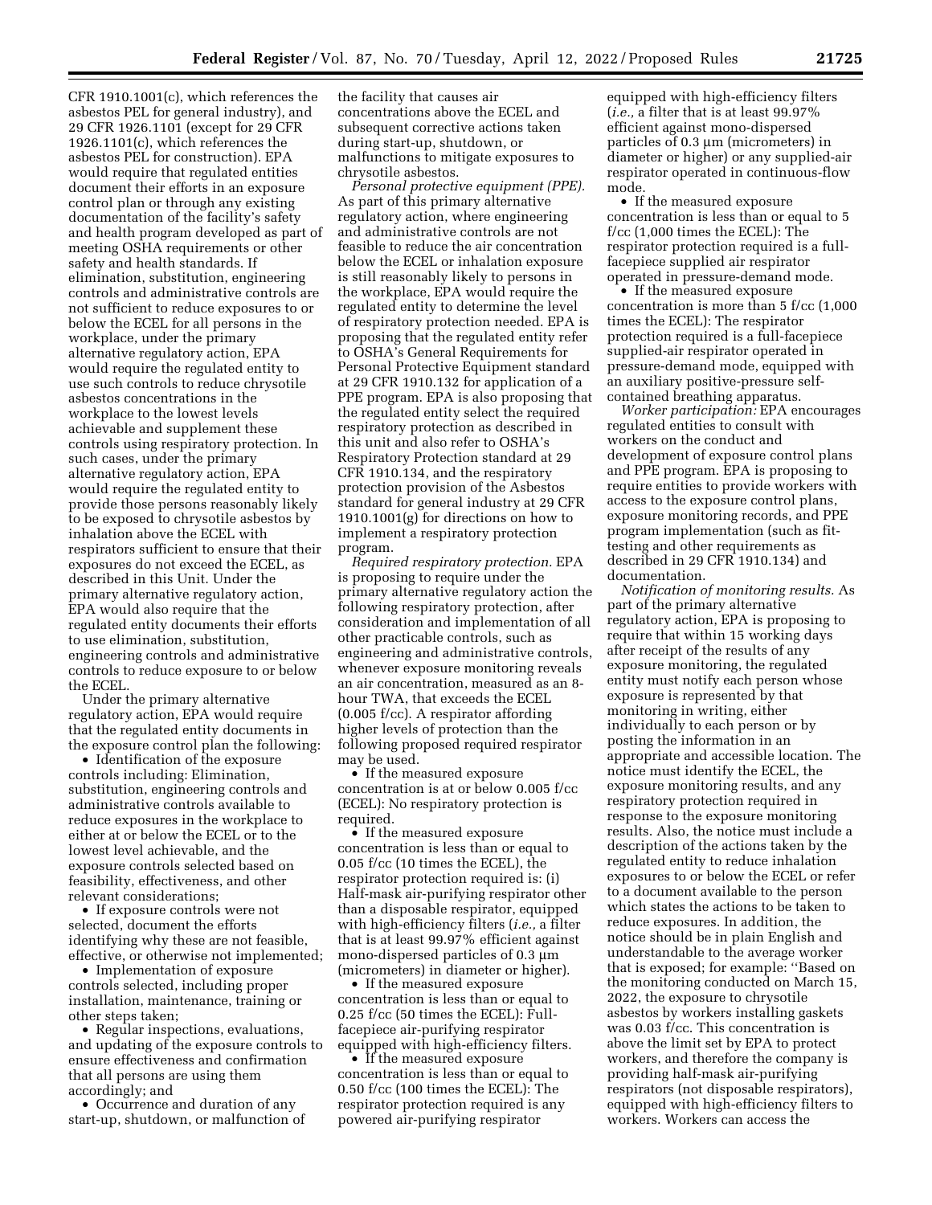CFR 1910.1001(c), which references the asbestos PEL for general industry), and 29 CFR 1926.1101 (except for 29 CFR 1926.1101(c), which references the asbestos PEL for construction). EPA would require that regulated entities document their efforts in an exposure control plan or through any existing documentation of the facility's safety and health program developed as part of meeting OSHA requirements or other safety and health standards. If elimination, substitution, engineering controls and administrative controls are not sufficient to reduce exposures to or below the ECEL for all persons in the workplace, under the primary alternative regulatory action, EPA would require the regulated entity to use such controls to reduce chrysotile asbestos concentrations in the workplace to the lowest levels achievable and supplement these controls using respiratory protection. In such cases, under the primary alternative regulatory action, EPA would require the regulated entity to provide those persons reasonably likely to be exposed to chrysotile asbestos by inhalation above the ECEL with respirators sufficient to ensure that their exposures do not exceed the ECEL, as described in this Unit. Under the primary alternative regulatory action, EPA would also require that the regulated entity documents their efforts to use elimination, substitution, engineering controls and administrative controls to reduce exposure to or below the ECEL.

Under the primary alternative regulatory action, EPA would require that the regulated entity documents in the exposure control plan the following:

- Identification of the exposure controls including: Elimination, substitution, engineering controls and administrative controls available to reduce exposures in the workplace to either at or below the ECEL or to the lowest level achievable, and the exposure controls selected based on feasibility, effectiveness, and other relevant considerations;
- If exposure controls were not selected, document the efforts identifying why these are not feasible, effective, or otherwise not implemented;
- Implementation of exposure controls selected, including proper installation, maintenance, training or other steps taken;
- Regular inspections, evaluations, and updating of the exposure controls to ensure effectiveness and confirmation that all persons are using them accordingly; and
- Occurrence and duration of any start-up, shutdown, or malfunction of the facility that causes air concentrations above the ECEL and subsequent corrective actions taken during start-up, shutdown, or malfunctions to mitigate exposures to chrysotile asbestos.

*Personal protective equipment (PPE).* As part of this primary alternative regulatory action, where engineering and administrative controls are not feasible to reduce the air concentration below the ECEL or inhalation exposure is still reasonably likely to persons in the workplace, EPA would require the regulated entity to determine the level of respiratory protection needed. EPA is proposing that the regulated entity refer to OSHA's General Requirements for Personal Protective Equipment standard at 29 CFR 1910.132 for application of a PPE program. EPA is also proposing that the regulated entity select the required respiratory protection as described in this unit and also refer to OSHA's Respiratory Protection standard at 29 CFR 1910.134, and the respiratory protection provision of the Asbestos standard for general industry at 29 CFR 1910.1001(g) for directions on how to implement a respiratory protection program.

*Required respiratory protection.* EPA is proposing to require under the primary alternative regulatory action the following respiratory protection, after consideration and implementation of all other practicable controls, such as engineering and administrative controls, whenever exposure monitoring reveals an air concentration, measured as an 8-hour TWA, that exceeds the ECEL (0.005 f/cc). A respirator affording higher levels of protection than the following proposed required respirator may be used.

- If the measured exposure concentration is at or below 0.005 f/cc (ECEL): No respiratory protection is required.
- If the measured exposure concentration is less than or equal to 0.05 f/cc (10 times the ECEL), the respirator protection required is: (i) Half-mask air-purifying respirator other than a disposable respirator, equipped with high-efficiency filters (*i.e.,* a filter that is at least 99.97% efficient against mono-dispersed particles of 0.3 µm (micrometers) in diameter or higher).
- If the measured exposure concentration is less than or equal to 0.25 f/cc (50 times the ECEL): Full-facepiece air-purifying respirator equipped with high-efficiency filters.
- If the measured exposure concentration is less than or equal to 0.50 f/cc (100 times the ECEL): The respirator protection required is any powered air-purifying respirator equipped with high-efficiency filters (*i.e.,* a filter that is at least 99.97% efficient against mono-dispersed particles of 0.3 µm (micrometers) in diameter or higher) or any supplied-air respirator operated in continuous-flow mode.
- If the measured exposure concentration is less than or equal to 5 f/cc (1,000 times the ECEL): The respirator protection required is a full-facepiece supplied air respirator operated in pressure-demand mode.
- If the measured exposure concentration is more than 5 f/cc (1,000 times the ECEL): The respirator protection required is a full-facepiece supplied-air respirator operated in pressure-demand mode, equipped with an auxiliary positive-pressure self-contained breathing apparatus.

*Worker participation:* EPA encourages regulated entities to consult with workers on the conduct and development of exposure control plans and PPE program. EPA is proposing to require entities to provide workers with access to the exposure control plans, exposure monitoring records, and PPE program implementation (such as fit-testing and other requirements as described in 29 CFR 1910.134) and documentation.

*Notification of monitoring results.* As part of the primary alternative regulatory action, EPA is proposing to require that within 15 working days after receipt of the results of any exposure monitoring, the regulated entity must notify each person whose exposure is represented by that monitoring in writing, either individually to each person or by posting the information in an appropriate and accessible location. The notice must identify the ECEL, the exposure monitoring results, and any respiratory protection required in response to the exposure monitoring results. Also, the notice must include a description of the actions taken by the regulated entity to reduce inhalation exposures to or below the ECEL or refer to a document available to the person which states the actions to be taken to reduce exposures. In addition, the notice should be in plain English and understandable to the average worker that is exposed; for example: ''Based on the monitoring conducted on March 15, 2022, the exposure to chrysotile asbestos by workers installing gaskets was 0.03 f/cc. This concentration is above the limit set by EPA to protect workers, and therefore the company is providing half-mask air-purifying respirators (not disposable respirators), equipped with high-efficiency filters to workers. Workers can access the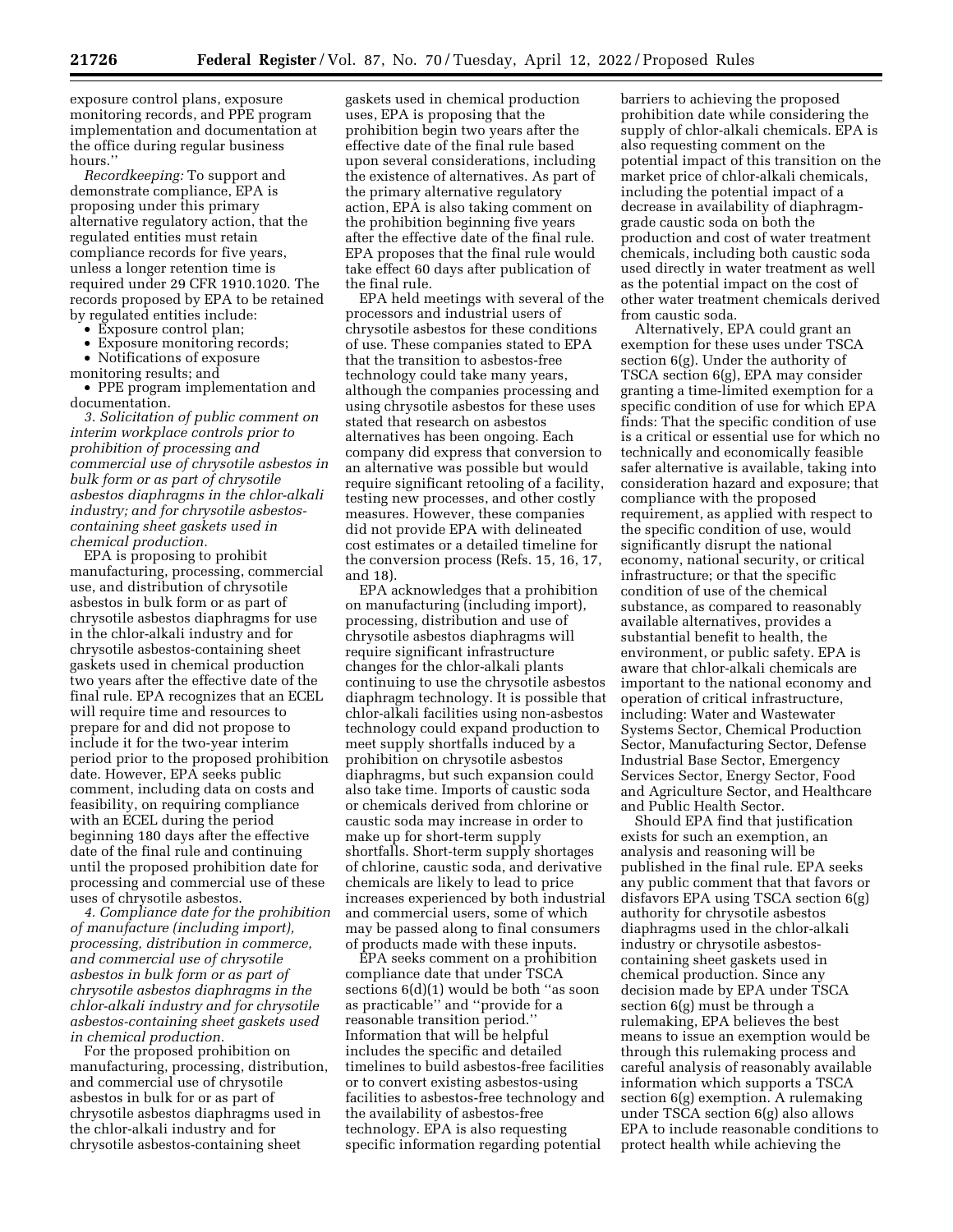exposure control plans, exposure monitoring records, and PPE program implementation and documentation at the office during regular business hours.''

*Recordkeeping:* To support and demonstrate compliance, EPA is proposing under this primary alternative regulatory action, that the regulated entities must retain compliance records for five years, unless a longer retention time is required under 29 CFR 1910.1020. The records proposed by EPA to be retained by regulated entities include:

- Exposure control plan;
- Exposure monitoring records;
- Notifications of exposure monitoring results; and
- PPE program implementation and documentation.

*3. Solicitation of public comment on interim workplace controls prior to prohibition of processing and commercial use of chrysotile asbestos in bulk form or as part of chrysotile asbestos diaphragms in the chlor-alkali industry; and for chrysotile asbestos-containing sheet gaskets used in chemical production.*

EPA is proposing to prohibit manufacturing, processing, commercial use, and distribution of chrysotile asbestos in bulk form or as part of chrysotile asbestos diaphragms for use in the chlor-alkali industry and for chrysotile asbestos-containing sheet gaskets used in chemical production two years after the effective date of the final rule. EPA recognizes that an ECEL will require time and resources to prepare for and did not propose to include it for the two-year interim period prior to the proposed prohibition date. However, EPA seeks public comment, including data on costs and feasibility, on requiring compliance with an ECEL during the period beginning 180 days after the effective date of the final rule and continuing until the proposed prohibition date for processing and commercial use of these uses of chrysotile asbestos.

*4. Compliance date for the prohibition of manufacture (including import), processing, distribution in commerce, and commercial use of chrysotile asbestos in bulk form or as part of chrysotile asbestos diaphragms in the chlor-alkali industry and for chrysotile asbestos-containing sheet gaskets used in chemical production.*

For the proposed prohibition on manufacturing, processing, distribution, and commercial use of chrysotile asbestos in bulk for or as part of chrysotile asbestos diaphragms used in the chlor-alkali industry and for chrysotile asbestos-containing sheet gaskets used in chemical production uses, EPA is proposing that the prohibition begin two years after the effective date of the final rule based upon several considerations, including the existence of alternatives. As part of the primary alternative regulatory action, EPA is also taking comment on the prohibition beginning five years after the effective date of the final rule. EPA proposes that the final rule would take effect 60 days after publication of the final rule.

EPA held meetings with several of the processors and industrial users of chrysotile asbestos for these conditions of use. These companies stated to EPA that the transition to asbestos-free technology could take many years, although the companies processing and using chrysotile asbestos for these uses stated that research on asbestos alternatives has been ongoing. Each company did express that conversion to an alternative was possible but would require significant retooling of a facility, testing new processes, and other costly measures. However, these companies did not provide EPA with delineated cost estimates or a detailed timeline for the conversion process (Refs. 15, 16, 17, and 18).

EPA acknowledges that a prohibition on manufacturing (including import), processing, distribution and use of chrysotile asbestos diaphragms will require significant infrastructure changes for the chlor-alkali plants continuing to use the chrysotile asbestos diaphragm technology. It is possible that chlor-alkali facilities using non-asbestos technology could expand production to meet supply shortfalls induced by a prohibition on chrysotile asbestos diaphragms, but such expansion could also take time. Imports of caustic soda or chemicals derived from chlorine or caustic soda may increase in order to make up for short-term supply shortfalls. Short-term supply shortages of chlorine, caustic soda, and derivative chemicals are likely to lead to price increases experienced by both industrial and commercial users, some of which may be passed along to final consumers of products made with these inputs.

EPA seeks comment on a prohibition compliance date that under TSCA sections 6(d)(1) would be both ''as soon as practicable'' and ''provide for a reasonable transition period.'' Information that will be helpful includes the specific and detailed timelines to build asbestos-free facilities or to convert existing asbestos-using facilities to asbestos-free technology and the availability of asbestos-free technology. EPA is also requesting specific information regarding potential barriers to achieving the proposed prohibition date while considering the supply of chlor-alkali chemicals. EPA is also requesting comment on the potential impact of this transition on the market price of chlor-alkali chemicals, including the potential impact of a decrease in availability of diaphragm-grade caustic soda on both the production and cost of water treatment chemicals, including both caustic soda used directly in water treatment as well as the potential impact on the cost of other water treatment chemicals derived from caustic soda.

Alternatively, EPA could grant an exemption for these uses under TSCA section 6(g). Under the authority of TSCA section 6(g), EPA may consider granting a time-limited exemption for a specific condition of use for which EPA finds: That the specific condition of use is a critical or essential use for which no technically and economically feasible safer alternative is available, taking into consideration hazard and exposure; that compliance with the proposed requirement, as applied with respect to the specific condition of use, would significantly disrupt the national economy, national security, or critical infrastructure; or that the specific condition of use of the chemical substance, as compared to reasonably available alternatives, provides a substantial benefit to health, the environment, or public safety. EPA is aware that chlor-alkali chemicals are important to the national economy and operation of critical infrastructure, including: Water and Wastewater Systems Sector, Chemical Production Sector, Manufacturing Sector, Defense Industrial Base Sector, Emergency Services Sector, Energy Sector, Food and Agriculture Sector, and Healthcare and Public Health Sector.

Should EPA find that justification exists for such an exemption, an analysis and reasoning will be published in the final rule. EPA seeks any public comment that that favors or disfavors EPA using TSCA section 6(g) authority for chrysotile asbestos diaphragms used in the chlor-alkali industry or chrysotile asbestos-containing sheet gaskets used in chemical production. Since any decision made by EPA under TSCA section 6(g) must be through a rulemaking, EPA believes the best means to issue an exemption would be through this rulemaking process and careful analysis of reasonably available information which supports a TSCA section 6(g) exemption. A rulemaking under TSCA section 6(g) also allows EPA to include reasonable conditions to protect health while achieving the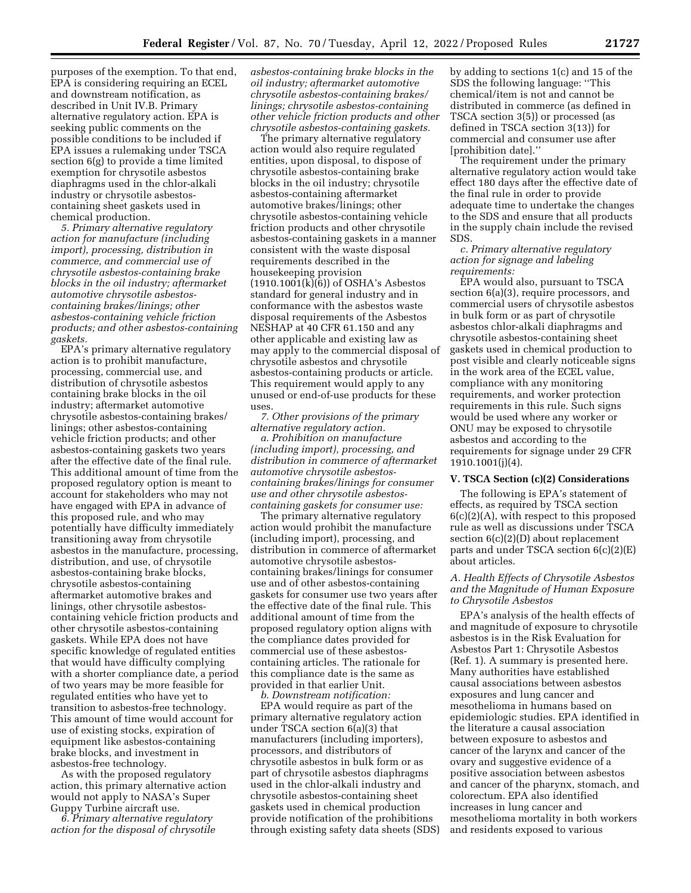purposes of the exemption. To that end, EPA is considering requiring an ECEL and downstream notification, as described in Unit IV.B. Primary alternative regulatory action. EPA is seeking public comments on the possible conditions to be included if EPA issues a rulemaking under TSCA section 6(g) to provide a time limited exemption for chrysotile asbestos diaphragms used in the chlor-alkali industry or chrysotile asbestos-containing sheet gaskets used in chemical production.

*5. Primary alternative regulatory action for manufacture (including import), processing, distribution in commerce, and commercial use of chrysotile asbestos-containing brake blocks in the oil industry; aftermarket automotive chrysotile asbestos-containing brakes/linings; other asbestos-containing vehicle friction products; and other asbestos-containing gaskets.*

EPA's primary alternative regulatory action is to prohibit manufacture, processing, commercial use, and distribution of chrysotile asbestos containing brake blocks in the oil industry; aftermarket automotive chrysotile asbestos-containing brakes/linings; other asbestos-containing vehicle friction products; and other asbestos-containing gaskets two years after the effective date of the final rule. This additional amount of time from the proposed regulatory option is meant to account for stakeholders who may not have engaged with EPA in advance of this proposed rule, and who may potentially have difficulty immediately transitioning away from chrysotile asbestos in the manufacture, processing, distribution, and use, of chrysotile asbestos-containing brake blocks, chrysotile asbestos-containing aftermarket automotive brakes and linings, other chrysotile asbestos-containing vehicle friction products and other chrysotile asbestos-containing gaskets. While EPA does not have specific knowledge of regulated entities that would have difficulty complying with a shorter compliance date, a period of two years may be more feasible for regulated entities who have yet to transition to asbestos-free technology. This amount of time would account for use of existing stocks, expiration of equipment like asbestos-containing brake blocks, and investment in asbestos-free technology.

As with the proposed regulatory action, this primary alternative action would not apply to NASA's Super Guppy Turbine aircraft use.

*6. Primary alternative regulatory action for the disposal of chrysotile asbestos-containing brake blocks in the oil industry; aftermarket automotive chrysotile asbestos-containing brakes/linings; chrysotile asbestos-containing other vehicle friction products and other chrysotile asbestos-containing gaskets.*

The primary alternative regulatory action would also require regulated entities, upon disposal, to dispose of chrysotile asbestos-containing brake blocks in the oil industry; chrysotile asbestos-containing aftermarket automotive brakes/linings; other chrysotile asbestos-containing vehicle friction products and other chrysotile asbestos-containing gaskets in a manner consistent with the waste disposal requirements described in the housekeeping provision (1910.1001(k)(6)) of OSHA's Asbestos standard for general industry and in conformance with the asbestos waste disposal requirements of the Asbestos NESHAP at 40 CFR 61.150 and any other applicable and existing law as may apply to the commercial disposal of chrysotile asbestos and chrysotile asbestos-containing products or article. This requirement would apply to any unused or end-of-use products for these uses.

*7. Other provisions of the primary alternative regulatory action.*

*a. Prohibition on manufacture (including import), processing, and distribution in commerce of aftermarket automotive chrysotile asbestos-containing brakes/linings for consumer use and other chrysotile asbestos-containing gaskets for consumer use:*

The primary alternative regulatory action would prohibit the manufacture (including import), processing, and distribution in commerce of aftermarket automotive chrysotile asbestos-containing brakes/linings for consumer use and of other asbestos-containing gaskets for consumer use two years after the effective date of the final rule. This additional amount of time from the proposed regulatory option aligns with the compliance dates provided for commercial use of these asbestos-containing articles. The rationale for this compliance date is the same as provided in that earlier Unit.

*b. Downstream notification:*

EPA would require as part of the primary alternative regulatory action under TSCA section 6(a)(3) that manufacturers (including importers), processors, and distributors of chrysotile asbestos in bulk form or as part of chrysotile asbestos diaphragms used in the chlor-alkali industry and chrysotile asbestos-containing sheet gaskets used in chemical production provide notification of the prohibitions through existing safety data sheets (SDS) by adding to sections 1(c) and 15 of the SDS the following language: ''This chemical/item is not and cannot be distributed in commerce (as defined in TSCA section 3(5)) or processed (as defined in TSCA section 3(13)) for commercial and consumer use after [prohibition date].''

The requirement under the primary alternative regulatory action would take effect 180 days after the effective date of the final rule in order to provide adequate time to undertake the changes to the SDS and ensure that all products in the supply chain include the revised SDS.

*c. Primary alternative regulatory action for signage and labeling requirements:*

EPA would also, pursuant to TSCA section 6(a)(3), require processors, and commercial users of chrysotile asbestos in bulk form or as part of chrysotile asbestos chlor-alkali diaphragms and chrysotile asbestos-containing sheet gaskets used in chemical production to post visible and clearly noticeable signs in the work area of the ECEL value, compliance with any monitoring requirements, and worker protection requirements in this rule. Such signs would be used where any worker or ONU may be exposed to chrysotile asbestos and according to the requirements for signage under 29 CFR 1910.1001(j)(4).

## V. TSCA Section (c)(2) Considerations

The following is EPA's statement of effects, as required by TSCA section 6(c)(2)(A), with respect to this proposed rule as well as discussions under TSCA section 6(c)(2)(D) about replacement parts and under TSCA section 6(c)(2)(E) about articles.

### *A. Health Effects of Chrysotile Asbestos and the Magnitude of Human Exposure to Chrysotile Asbestos*

EPA's analysis of the health effects of and magnitude of exposure to chrysotile asbestos is in the Risk Evaluation for Asbestos Part 1: Chrysotile Asbestos (Ref. 1). A summary is presented here. Many authorities have established causal associations between asbestos exposures and lung cancer and mesothelioma in humans based on epidemiologic studies. EPA identified in the literature a causal association between exposure to asbestos and cancer of the larynx and cancer of the ovary and suggestive evidence of a positive association between asbestos and cancer of the pharynx, stomach, and colorectum. EPA also identified increases in lung cancer and mesothelioma mortality in both workers and residents exposed to various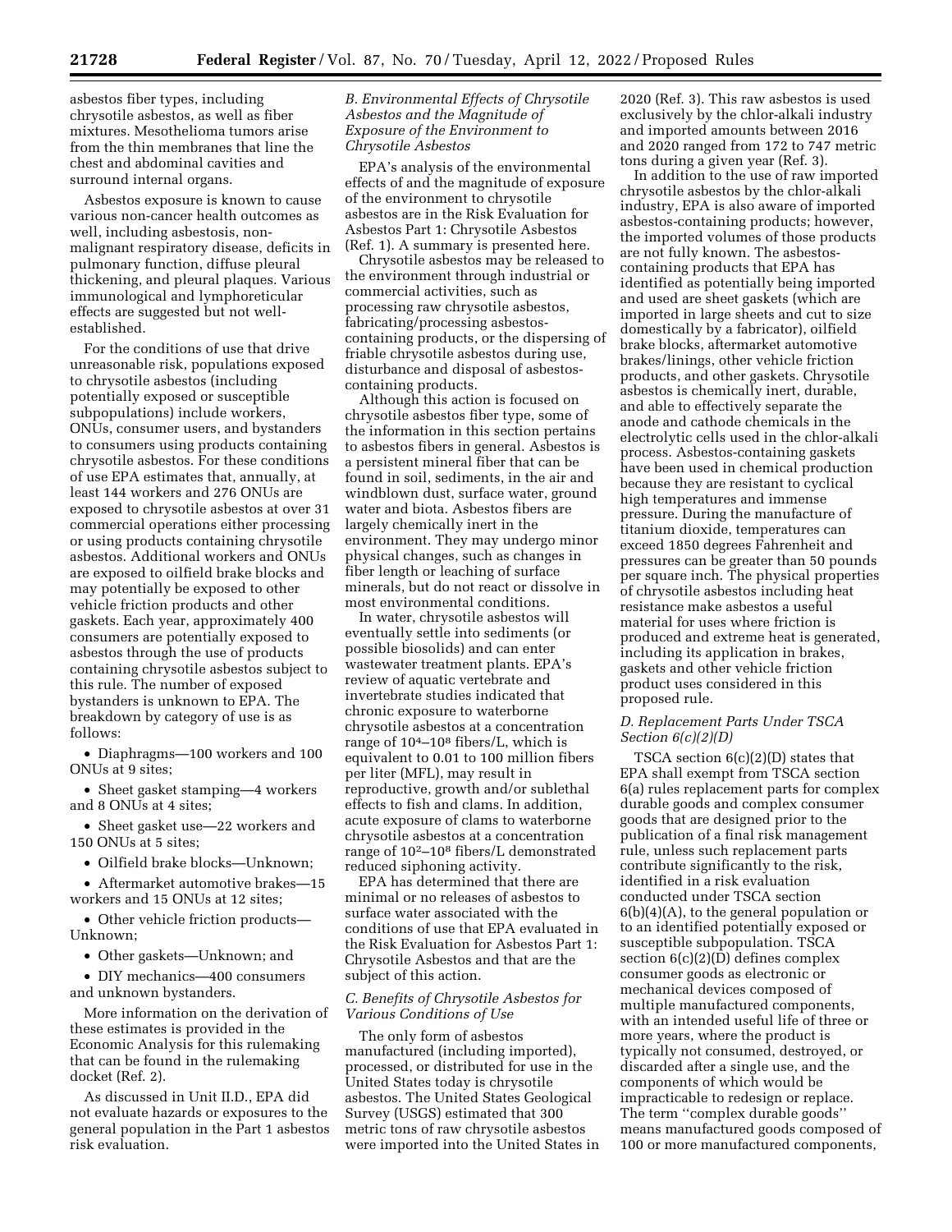asbestos fiber types, including chrysotile asbestos, as well as fiber mixtures. Mesothelioma tumors arise from the thin membranes that line the chest and abdominal cavities and surround internal organs.

Asbestos exposure is known to cause various non-cancer health outcomes as well, including asbestosis, non-malignant respiratory disease, deficits in pulmonary function, diffuse pleural thickening, and pleural plaques. Various immunological and lymphoreticular effects are suggested but not well-established.

For the conditions of use that drive unreasonable risk, populations exposed to chrysotile asbestos (including potentially exposed or susceptible subpopulations) include workers, ONUs, consumer users, and bystanders to consumers using products containing chrysotile asbestos. For these conditions of use EPA estimates that, annually, at least 144 workers and 276 ONUs are exposed to chrysotile asbestos at over 31 commercial operations either processing or using products containing chrysotile asbestos. Additional workers and ONUs are exposed to oilfield brake blocks and may potentially be exposed to other vehicle friction products and other gaskets. Each year, approximately 400 consumers are potentially exposed to asbestos through the use of products containing chrysotile asbestos subject to this rule. The number of exposed bystanders is unknown to EPA. The breakdown by category of use is as follows:

- Diaphragms—100 workers and 100 ONUs at 9 sites;
- Sheet gasket stamping—4 workers and 8 ONUs at 4 sites;
- Sheet gasket use—22 workers and 150 ONUs at 5 sites;
- Oilfield brake blocks—Unknown;
- Aftermarket automotive brakes—15 workers and 15 ONUs at 12 sites;
- Other vehicle friction products—Unknown;
- Other gaskets—Unknown; and
- DIY mechanics—400 consumers and unknown bystanders.

More information on the derivation of these estimates is provided in the Economic Analysis for this rulemaking that can be found in the rulemaking docket (Ref. 2).

As discussed in Unit II.D., EPA did not evaluate hazards or exposures to the general population in the Part 1 asbestos risk evaluation.

### *B. Environmental Effects of Chrysotile Asbestos and the Magnitude of Exposure of the Environment to Chrysotile Asbestos*

EPA's analysis of the environmental effects of and the magnitude of exposure of the environment to chrysotile asbestos are in the Risk Evaluation for Asbestos Part 1: Chrysotile Asbestos (Ref. 1). A summary is presented here.

Chrysotile asbestos may be released to the environment through industrial or commercial activities, such as processing raw chrysotile asbestos, fabricating/processing asbestos-containing products, or the dispersing of friable chrysotile asbestos during use, disturbance and disposal of asbestos-containing products.

Although this action is focused on chrysotile asbestos fiber type, some of the information in this section pertains to asbestos fibers in general. Asbestos is a persistent mineral fiber that can be found in soil, sediments, in the air and windblown dust, surface water, ground water and biota. Asbestos fibers are largely chemically inert in the environment. They may undergo minor physical changes, such as changes in fiber length or leaching of surface minerals, but do not react or dissolve in most environmental conditions.

In water, chrysotile asbestos will eventually settle into sediments (or possible biosolids) and can enter wastewater treatment plants. EPA's review of aquatic vertebrate and invertebrate studies indicated that chronic exposure to waterborne chrysotile asbestos at a concentration range of $10^4$–$10^8$ fibers/L, which is equivalent to 0.01 to 100 million fibers per liter (MFL), may result in reproductive, growth and/or sublethal effects to fish and clams. In addition, acute exposure of clams to waterborne chrysotile asbestos at a concentration range of $10^2$–$10^8$ fibers/L demonstrated reduced siphoning activity.

EPA has determined that there are minimal or no releases of asbestos to surface water associated with the conditions of use that EPA evaluated in the Risk Evaluation for Asbestos Part 1: Chrysotile Asbestos and that are the subject of this action.

### *C. Benefits of Chrysotile Asbestos for Various Conditions of Use*

The only form of asbestos manufactured (including imported), processed, or distributed for use in the United States today is chrysotile asbestos. The United States Geological Survey (USGS) estimated that 300 metric tons of raw chrysotile asbestos were imported into the United States in 2020 (Ref. 3). This raw asbestos is used exclusively by the chlor-alkali industry and imported amounts between 2016 and 2020 ranged from 172 to 747 metric tons during a given year (Ref. 3).

In addition to the use of raw imported chrysotile asbestos by the chlor-alkali industry, EPA is also aware of imported asbestos-containing products; however, the imported volumes of those products are not fully known. The asbestos-containing products that EPA has identified as potentially being imported and used are sheet gaskets (which are imported in large sheets and cut to size domestically by a fabricator), oilfield brake blocks, aftermarket automotive brakes/linings, other vehicle friction products, and other gaskets. Chrysotile asbestos is chemically inert, durable, and able to effectively separate the anode and cathode chemicals in the electrolytic cells used in the chlor-alkali process. Asbestos-containing gaskets have been used in chemical production because they are resistant to cyclical high temperatures and immense pressure. During the manufacture of titanium dioxide, temperatures can exceed 1850 degrees Fahrenheit and pressures can be greater than 50 pounds per square inch. The physical properties of chrysotile asbestos including heat resistance make asbestos a useful material for uses where friction is produced and extreme heat is generated, including its application in brakes, gaskets and other vehicle friction product uses considered in this proposed rule.

### *D. Replacement Parts Under TSCA Section 6(c)(2)(D)*

TSCA section 6(c)(2)(D) states that EPA shall exempt from TSCA section 6(a) rules replacement parts for complex durable goods and complex consumer goods that are designed prior to the publication of a final risk management rule, unless such replacement parts contribute significantly to the risk, identified in a risk evaluation conducted under TSCA section 6(b)(4)(A), to the general population or to an identified potentially exposed or susceptible subpopulation. TSCA section 6(c)(2)(D) defines complex consumer goods as electronic or mechanical devices composed of multiple manufactured components, with an intended useful life of three or more years, where the product is typically not consumed, destroyed, or discarded after a single use, and the components of which would be impracticable to redesign or replace. The term ''complex durable goods'' means manufactured goods composed of 100 or more manufactured components,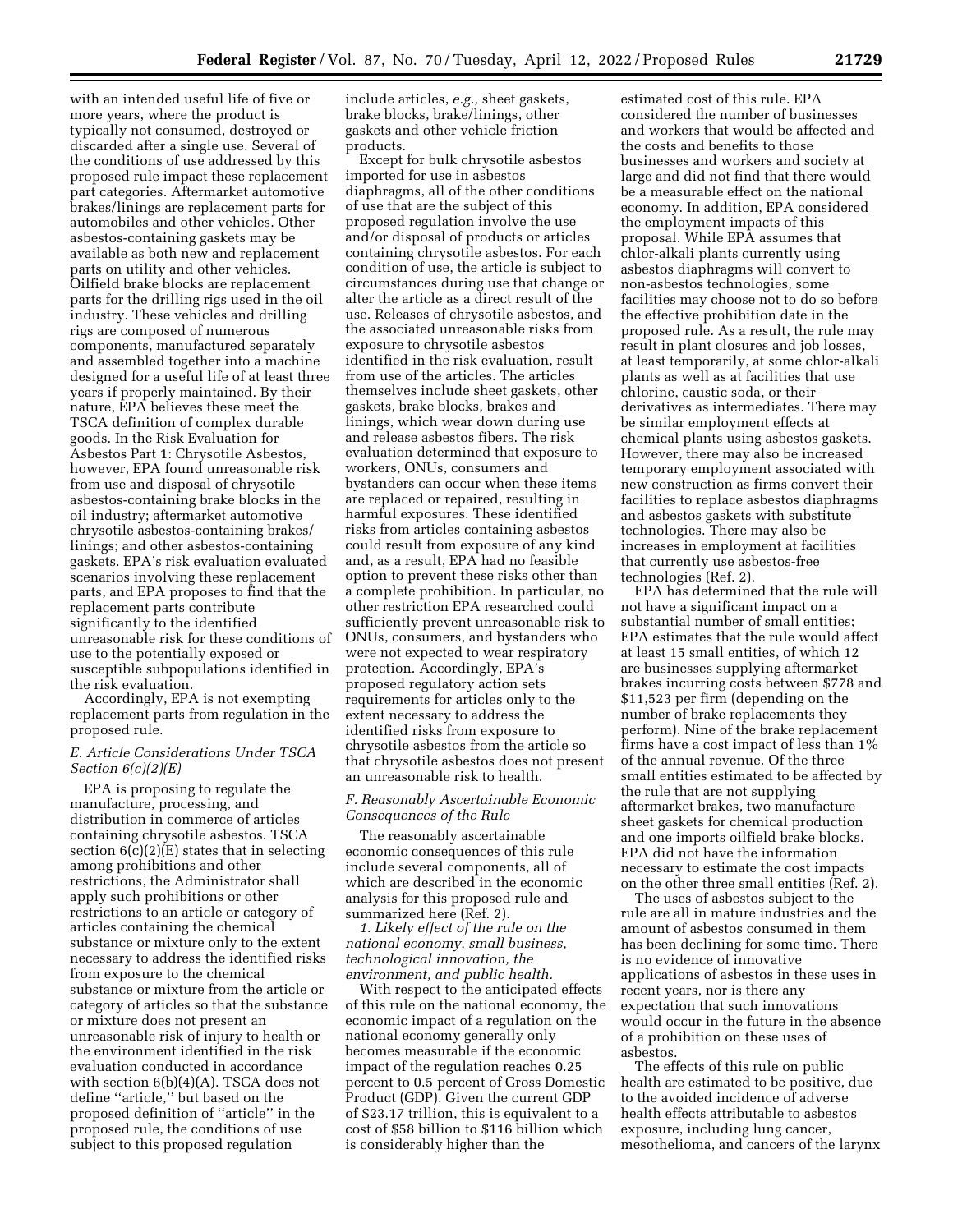with an intended useful life of five or more years, where the product is typically not consumed, destroyed or discarded after a single use. Several of the conditions of use addressed by this proposed rule impact these replacement part categories. Aftermarket automotive brakes/linings are replacement parts for automobiles and other vehicles. Other asbestos-containing gaskets may be available as both new and replacement parts on utility and other vehicles. Oilfield brake blocks are replacement parts for the drilling rigs used in the oil industry. These vehicles and drilling rigs are composed of numerous components, manufactured separately and assembled together into a machine designed for a useful life of at least three years if properly maintained. By their nature, EPA believes these meet the TSCA definition of complex durable goods. In the Risk Evaluation for Asbestos Part 1: Chrysotile Asbestos, however, EPA found unreasonable risk from use and disposal of chrysotile asbestos-containing brake blocks in the oil industry; aftermarket automotive chrysotile asbestos-containing brakes/linings; and other asbestos-containing gaskets. EPA's risk evaluation evaluated scenarios involving these replacement parts, and EPA proposes to find that the replacement parts contribute significantly to the identified unreasonable risk for these conditions of use to the potentially exposed or susceptible subpopulations identified in the risk evaluation.

Accordingly, EPA is not exempting replacement parts from regulation in the proposed rule.

### *E. Article Considerations Under TSCA Section 6(c)(2)(E)*

EPA is proposing to regulate the manufacture, processing, and distribution in commerce of articles containing chrysotile asbestos. TSCA section 6(c)(2)(E) states that in selecting among prohibitions and other restrictions, the Administrator shall apply such prohibitions or other restrictions to an article or category of articles containing the chemical substance or mixture only to the extent necessary to address the identified risks from exposure to the chemical substance or mixture from the article or category of articles so that the substance or mixture does not present an unreasonable risk of injury to health or the environment identified in the risk evaluation conducted in accordance with section 6(b)(4)(A). TSCA does not define ''article,'' but based on the proposed definition of ''article'' in the proposed rule, the conditions of use subject to this proposed regulation include articles, *e.g.,* sheet gaskets, brake blocks, brake/linings, other gaskets and other vehicle friction products.

Except for bulk chrysotile asbestos imported for use in asbestos diaphragms, all of the other conditions of use that are the subject of this proposed regulation involve the use and/or disposal of products or articles containing chrysotile asbestos. For each condition of use, the article is subject to circumstances during use that change or alter the article as a direct result of the use. Releases of chrysotile asbestos, and the associated unreasonable risks from exposure to chrysotile asbestos identified in the risk evaluation, result from use of the articles. The articles themselves include sheet gaskets, other gaskets, brake blocks, brakes and linings, which wear down during use and release asbestos fibers. The risk evaluation determined that exposure to workers, ONUs, consumers and bystanders can occur when these items are replaced or repaired, resulting in harmful exposures. These identified risks from articles containing asbestos could result from exposure of any kind and, as a result, EPA had no feasible option to prevent these risks other than a complete prohibition. In particular, no other restriction EPA researched could sufficiently prevent unreasonable risk to ONUs, consumers, and bystanders who were not expected to wear respiratory protection. Accordingly, EPA's proposed regulatory action sets requirements for articles only to the extent necessary to address the identified risks from exposure to chrysotile asbestos from the article so that chrysotile asbestos does not present an unreasonable risk to health.

### *F. Reasonably Ascertainable Economic Consequences of the Rule*

The reasonably ascertainable economic consequences of this rule include several components, all of which are described in the economic analysis for this proposed rule and summarized here (Ref. 2).

*1. Likely effect of the rule on the national economy, small business, technological innovation, the environment, and public health.*

With respect to the anticipated effects of this rule on the national economy, the economic impact of a regulation on the national economy generally only becomes measurable if the economic impact of the regulation reaches 0.25 percent to 0.5 percent of Gross Domestic Product (GDP). Given the current GDP of $23.17 trillion, this is equivalent to a cost of $58 billion to $116 billion which is considerably higher than the estimated cost of this rule. EPA considered the number of businesses and workers that would be affected and the costs and benefits to those businesses and workers and society at large and did not find that there would be a measurable effect on the national economy. In addition, EPA considered the employment impacts of this proposal. While EPA assumes that chlor-alkali plants currently using asbestos diaphragms will convert to non-asbestos technologies, some facilities may choose not to do so before the effective prohibition date in the proposed rule. As a result, the rule may result in plant closures and job losses, at least temporarily, at some chlor-alkali plants as well as at facilities that use chlorine, caustic soda, or their derivatives as intermediates. There may be similar employment effects at chemical plants using asbestos gaskets. However, there may also be increased temporary employment associated with new construction as firms convert their facilities to replace asbestos diaphragms and asbestos gaskets with substitute technologies. There may also be increases in employment at facilities that currently use asbestos-free technologies (Ref. 2).

EPA has determined that the rule will not have a significant impact on a substantial number of small entities; EPA estimates that the rule would affect at least 15 small entities, of which 12 are businesses supplying aftermarket brakes incurring costs between $778 and $11,523 per firm (depending on the number of brake replacements they perform). Nine of the brake replacement firms have a cost impact of less than 1% of the annual revenue. Of the three small entities estimated to be affected by the rule that are not supplying aftermarket brakes, two manufacture sheet gaskets for chemical production and one imports oilfield brake blocks. EPA did not have the information necessary to estimate the cost impacts on the other three small entities (Ref. 2).

The uses of asbestos subject to the rule are all in mature industries and the amount of asbestos consumed in them has been declining for some time. There is no evidence of innovative applications of asbestos in these uses in recent years, nor is there any expectation that such innovations would occur in the future in the absence of a prohibition on these uses of asbestos.

The effects of this rule on public health are estimated to be positive, due to the avoided incidence of adverse health effects attributable to asbestos exposure, including lung cancer, mesothelioma, and cancers of the larynx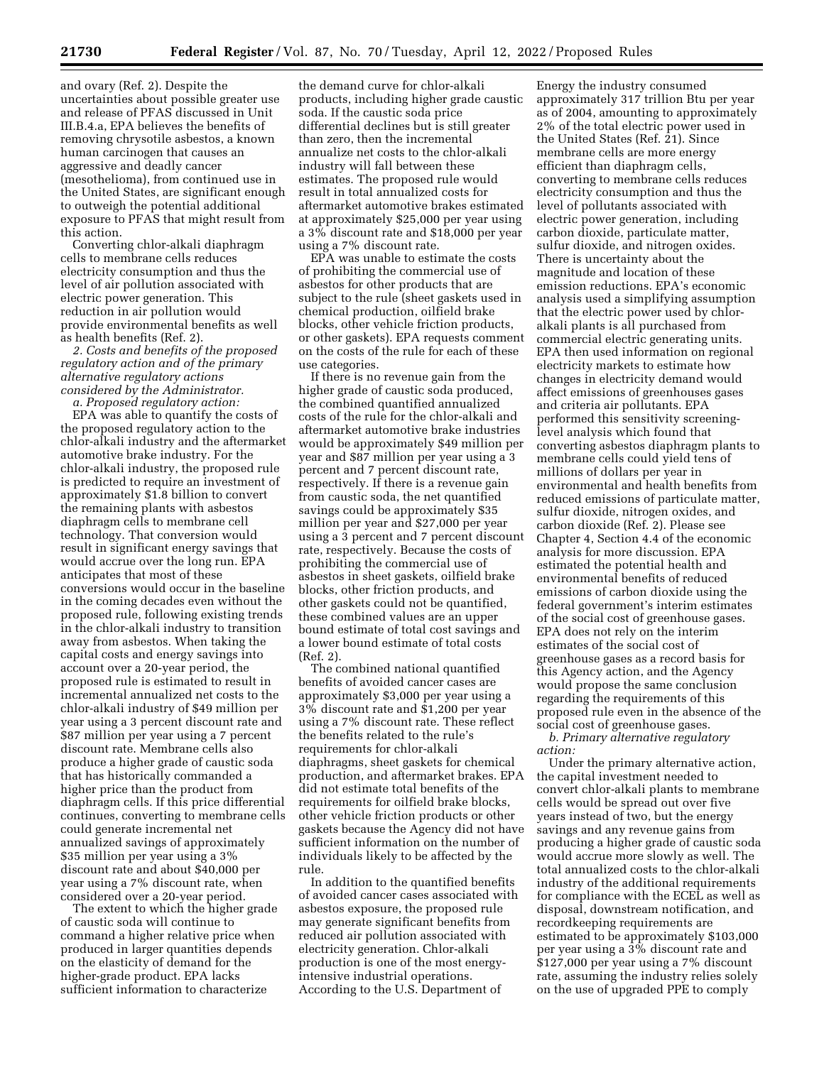and ovary (Ref. 2). Despite the uncertainties about possible greater use and release of PFAS discussed in Unit III.B.4.a, EPA believes the benefits of removing chrysotile asbestos, a known human carcinogen that causes an aggressive and deadly cancer (mesothelioma), from continued use in the United States, are significant enough to outweigh the potential additional exposure to PFAS that might result from this action.

Converting chlor-alkali diaphragm cells to membrane cells reduces electricity consumption and thus the level of air pollution associated with electric power generation. This reduction in air pollution would provide environmental benefits as well as health benefits (Ref. 2).

*2. Costs and benefits of the proposed regulatory action and of the primary alternative regulatory actions considered by the Administrator.*

*a. Proposed regulatory action:*

EPA was able to quantify the costs of the proposed regulatory action to the chlor-alkali industry and the aftermarket automotive brake industry. For the chlor-alkali industry, the proposed rule is predicted to require an investment of approximately $1.8 billion to convert the remaining plants with asbestos diaphragm cells to membrane cell technology. That conversion would result in significant energy savings that would accrue over the long run. EPA anticipates that most of these conversions would occur in the baseline in the coming decades even without the proposed rule, following existing trends in the chlor-alkali industry to transition away from asbestos. When taking the capital costs and energy savings into account over a 20-year period, the proposed rule is estimated to result in incremental annualized net costs to the chlor-alkali industry of $49 million per year using a 3 percent discount rate and $87 million per year using a 7 percent discount rate. Membrane cells also produce a higher grade of caustic soda that has historically commanded a higher price than the product from diaphragm cells. If this price differential continues, converting to membrane cells could generate incremental net annualized savings of approximately $35 million per year using a 3% discount rate and about $40,000 per year using a 7% discount rate, when considered over a 20-year period.

The extent to which the higher grade of caustic soda will continue to command a higher relative price when produced in larger quantities depends on the elasticity of demand for the higher-grade product. EPA lacks sufficient information to characterize the demand curve for chlor-alkali products, including higher grade caustic soda. If the caustic soda price differential declines but is still greater than zero, then the incremental annualize net costs to the chlor-alkali industry will fall between these estimates. The proposed rule would result in total annualized costs for aftermarket automotive brakes estimated at approximately $25,000 per year using a 3% discount rate and $18,000 per year using a 7% discount rate.

EPA was unable to estimate the costs of prohibiting the commercial use of asbestos for other products that are subject to the rule (sheet gaskets used in chemical production, oilfield brake blocks, other vehicle friction products, or other gaskets). EPA requests comment on the costs of the rule for each of these use categories.

If there is no revenue gain from the higher grade of caustic soda produced, the combined quantified annualized costs of the rule for the chlor-alkali and aftermarket automotive brake industries would be approximately $49 million per year and $87 million per year using a 3 percent and 7 percent discount rate, respectively. If there is a revenue gain from caustic soda, the net quantified savings could be approximately $35 million per year and $27,000 per year using a 3 percent and 7 percent discount rate, respectively. Because the costs of prohibiting the commercial use of asbestos in sheet gaskets, oilfield brake blocks, other friction products, and other gaskets could not be quantified, these combined values are an upper bound estimate of total cost savings and a lower bound estimate of total costs (Ref. 2).

The combined national quantified benefits of avoided cancer cases are approximately $3,000 per year using a 3% discount rate and $1,200 per year using a 7% discount rate. These reflect the benefits related to the rule's requirements for chlor-alkali diaphragms, sheet gaskets for chemical production, and aftermarket brakes. EPA did not estimate total benefits of the requirements for oilfield brake blocks, other vehicle friction products or other gaskets because the Agency did not have sufficient information on the number of individuals likely to be affected by the rule.

In addition to the quantified benefits of avoided cancer cases associated with asbestos exposure, the proposed rule may generate significant benefits from reduced air pollution associated with electricity generation. Chlor-alkali production is one of the most energy-intensive industrial operations. According to the U.S. Department of Energy the industry consumed approximately 317 trillion Btu per year as of 2004, amounting to approximately 2% of the total electric power used in the United States (Ref. 21). Since membrane cells are more energy efficient than diaphragm cells, converting to membrane cells reduces electricity consumption and thus the level of pollutants associated with electric power generation, including carbon dioxide, particulate matter, sulfur dioxide, and nitrogen oxides. There is uncertainty about the magnitude and location of these emission reductions. EPA's economic analysis used a simplifying assumption that the electric power used by chlor-alkali plants is all purchased from commercial electric generating units. EPA then used information on regional electricity markets to estimate how changes in electricity demand would affect emissions of greenhouses gases and criteria air pollutants. EPA performed this sensitivity screening-level analysis which found that converting asbestos diaphragm plants to membrane cells could yield tens of millions of dollars per year in environmental and health benefits from reduced emissions of particulate matter, sulfur dioxide, nitrogen oxides, and carbon dioxide (Ref. 2). Please see Chapter 4, Section 4.4 of the economic analysis for more discussion. EPA estimated the potential health and environmental benefits of reduced emissions of carbon dioxide using the federal government's interim estimates of the social cost of greenhouse gases. EPA does not rely on the interim estimates of the social cost of greenhouse gases as a record basis for this Agency action, and the Agency would propose the same conclusion regarding the requirements of this proposed rule even in the absence of the social cost of greenhouse gases.

*b. Primary alternative regulatory action:*

Under the primary alternative action, the capital investment needed to convert chlor-alkali plants to membrane cells would be spread out over five years instead of two, but the energy savings and any revenue gains from producing a higher grade of caustic soda would accrue more slowly as well. The total annualized costs to the chlor-alkali industry of the additional requirements for compliance with the ECEL as well as disposal, downstream notification, and recordkeeping requirements are estimated to be approximately $103,000 per year using a 3% discount rate and $127,000 per year using a 7% discount rate, assuming the industry relies solely on the use of upgraded PPE to comply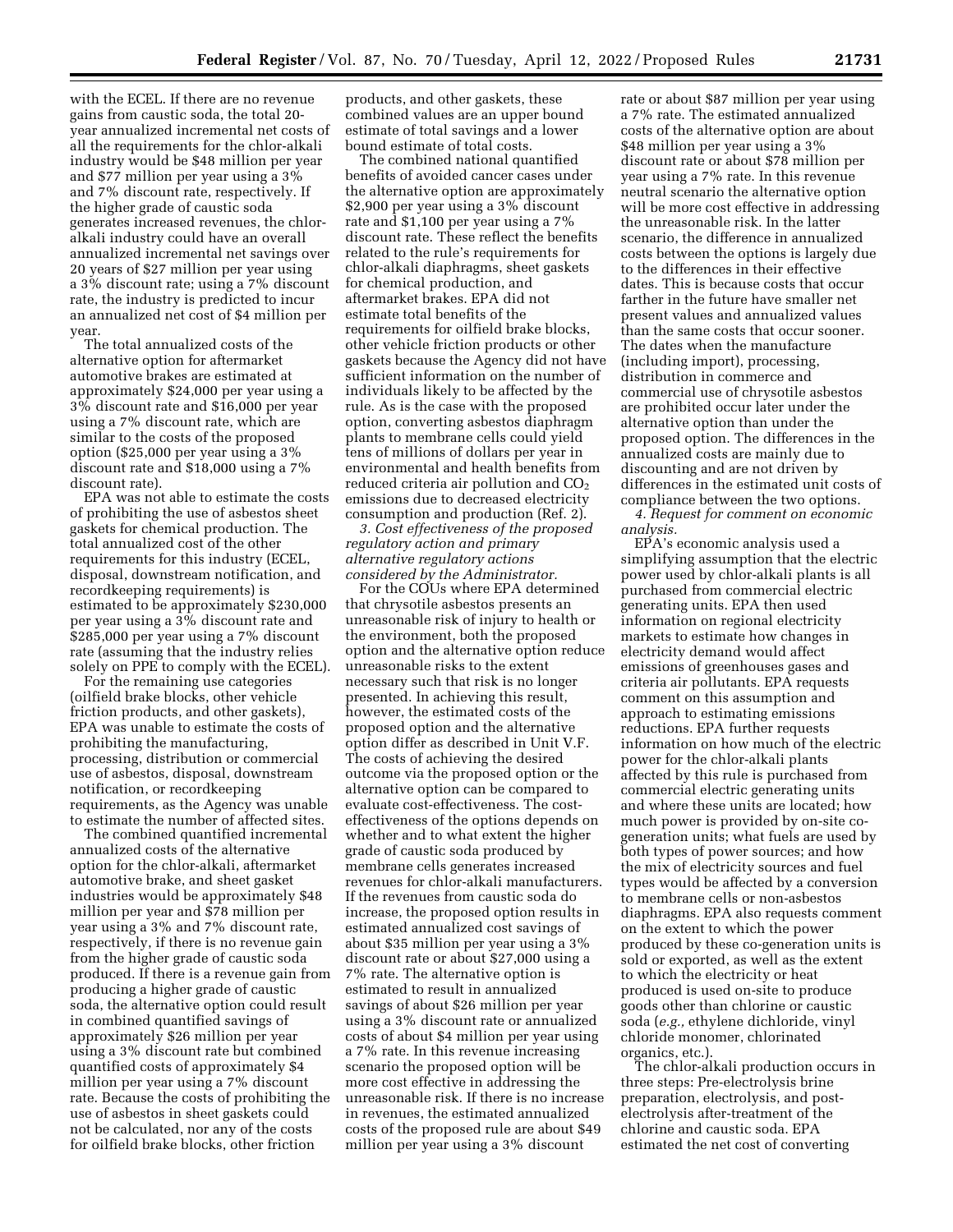with the ECEL. If there are no revenue gains from caustic soda, the total 20-year annualized incremental net costs of all the requirements for the chlor-alkali industry would be $48 million per year and $77 million per year using a 3% and 7% discount rate, respectively. If the higher grade of caustic soda generates increased revenues, the chlor-alkali industry could have an overall annualized incremental net savings over 20 years of $27 million per year using a 3% discount rate; using a 7% discount rate, the industry is predicted to incur an annualized net cost of $4 million per year.

The total annualized costs of the alternative option for aftermarket automotive brakes are estimated at approximately $24,000 per year using a 3% discount rate and $16,000 per year using a 7% discount rate, which are similar to the costs of the proposed option ($25,000 per year using a 3% discount rate and $18,000 using a 7% discount rate).

EPA was not able to estimate the costs of prohibiting the use of asbestos sheet gaskets for chemical production. The total annualized cost of the other requirements for this industry (ECEL, disposal, downstream notification, and recordkeeping requirements) is estimated to be approximately $230,000 per year using a 3% discount rate and $285,000 per year using a 7% discount rate (assuming that the industry relies solely on PPE to comply with the ECEL).

For the remaining use categories (oilfield brake blocks, other vehicle friction products, and other gaskets), EPA was unable to estimate the costs of prohibiting the manufacturing, processing, distribution or commercial use of asbestos, disposal, downstream notification, or recordkeeping requirements, as the Agency was unable to estimate the number of affected sites.

The combined quantified incremental annualized costs of the alternative option for the chlor-alkali, aftermarket automotive brake, and sheet gasket industries would be approximately $48 million per year and $78 million per year using a 3% and 7% discount rate, respectively, if there is no revenue gain from the higher grade of caustic soda produced. If there is a revenue gain from producing a higher grade of caustic soda, the alternative option could result in combined quantified savings of approximately $26 million per year using a 3% discount rate but combined quantified costs of approximately $4 million per year using a 7% discount rate. Because the costs of prohibiting the use of asbestos in sheet gaskets could not be calculated, nor any of the costs for oilfield brake blocks, other friction products, and other gaskets, these combined values are an upper bound estimate of total savings and a lower bound estimate of total costs.

The combined national quantified benefits of avoided cancer cases under the alternative option are approximately $2,900 per year using a 3% discount rate and $1,100 per year using a 7% discount rate. These reflect the benefits related to the rule's requirements for chlor-alkali diaphragms, sheet gaskets for chemical production, and aftermarket brakes. EPA did not estimate total benefits of the requirements for oilfield brake blocks, other vehicle friction products or other gaskets because the Agency did not have sufficient information on the number of individuals likely to be affected by the rule. As is the case with the proposed option, converting asbestos diaphragm plants to membrane cells could yield tens of millions of dollars per year in environmental and health benefits from reduced criteria air pollution and $CO_2$ emissions due to decreased electricity consumption and production (Ref. 2).

*3. Cost effectiveness of the proposed regulatory action and primary alternative regulatory actions considered by the Administrator.*

For the COUs where EPA determined that chrysotile asbestos presents an unreasonable risk of injury to health or the environment, both the proposed option and the alternative option reduce unreasonable risks to the extent necessary such that risk is no longer presented. In achieving this result, however, the estimated costs of the proposed option and the alternative option differ as described in Unit V.F. The costs of achieving the desired outcome via the proposed option or the alternative option can be compared to evaluate cost-effectiveness. The cost-effectiveness of the options depends on whether and to what extent the higher grade of caustic soda produced by membrane cells generates increased revenues for chlor-alkali manufacturers. If the revenues from caustic soda do increase, the proposed option results in estimated annualized cost savings of about $35 million per year using a 3% discount rate or about $27,000 using a 7% rate. The alternative option is estimated to result in annualized savings of about $26 million per year using a 3% discount rate or annualized costs of about $4 million per year using a 7% rate. In this revenue increasing scenario the proposed option will be more cost effective in addressing the unreasonable risk. If there is no increase in revenues, the estimated annualized costs of the proposed rule are about $49 million per year using a 3% discount rate or about $87 million per year using a 7% rate. The estimated annualized costs of the alternative option are about $48 million per year using a 3% discount rate or about $78 million per year using a 7% rate. In this revenue neutral scenario the alternative option will be more cost effective in addressing the unreasonable risk. In the latter scenario, the difference in annualized costs between the options is largely due to the differences in their effective dates. This is because costs that occur farther in the future have smaller net present values and annualized values than the same costs that occur sooner. The dates when the manufacture (including import), processing, distribution in commerce and commercial use of chrysotile asbestos are prohibited occur later under the alternative option than under the proposed option. The differences in the annualized costs are mainly due to discounting and are not driven by differences in the estimated unit costs of compliance between the two options.

*4. Request for comment on economic analysis.*

EPA's economic analysis used a simplifying assumption that the electric power used by chlor-alkali plants is all purchased from commercial electric generating units. EPA then used information on regional electricity markets to estimate how changes in electricity demand would affect emissions of greenhouses gases and criteria air pollutants. EPA requests comment on this assumption and approach to estimating emissions reductions. EPA further requests information on how much of the electric power for the chlor-alkali plants affected by this rule is purchased from commercial electric generating units and where these units are located; how much power is provided by on-site co-generation units; what fuels are used by both types of power sources; and how the mix of electricity sources and fuel types would be affected by a conversion to membrane cells or non-asbestos diaphragms. EPA also requests comment on the extent to which the power produced by these co-generation units is sold or exported, as well as the extent to which the electricity or heat produced is used on-site to produce goods other than chlorine or caustic soda (*e.g.,* ethylene dichloride, vinyl chloride monomer, chlorinated organics, etc.).

The chlor-alkali production occurs in three steps: Pre-electrolysis brine preparation, electrolysis, and post-electrolysis after-treatment of the chlorine and caustic soda. EPA estimated the net cost of converting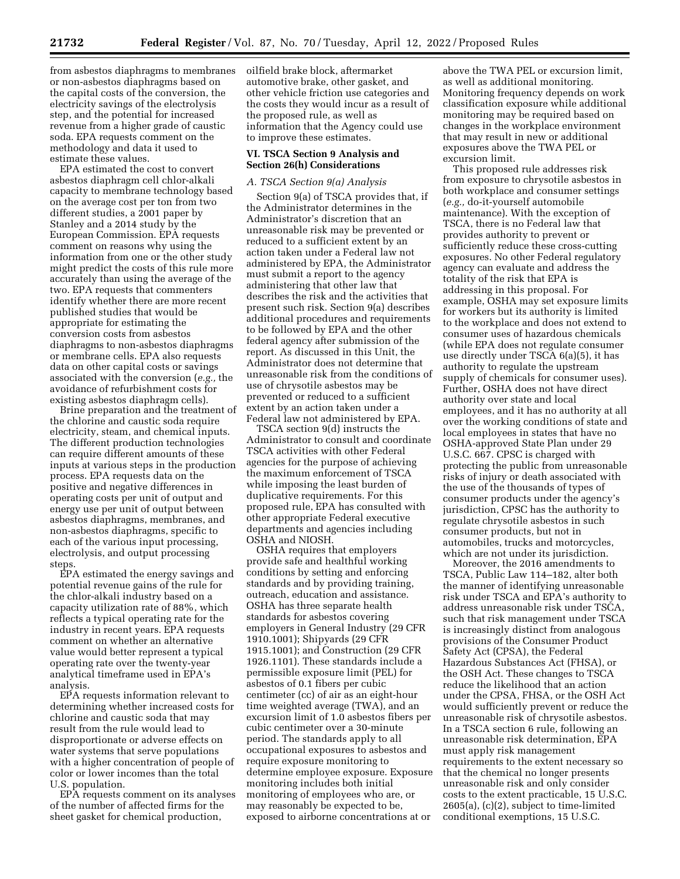from asbestos diaphragms to membranes or non-asbestos diaphragms based on the capital costs of the conversion, the electricity savings of the electrolysis step, and the potential for increased revenue from a higher grade of caustic soda. EPA requests comment on the methodology and data it used to estimate these values.

EPA estimated the cost to convert asbestos diaphragm cell chlor-alkali capacity to membrane technology based on the average cost per ton from two different studies, a 2001 paper by Stanley and a 2014 study by the European Commission. EPA requests comment on reasons why using the information from one or the other study might predict the costs of this rule more accurately than using the average of the two. EPA requests that commenters identify whether there are more recent published studies that would be appropriate for estimating the conversion costs from asbestos diaphragms to non-asbestos diaphragms or membrane cells. EPA also requests data on other capital costs or savings associated with the conversion (*e.g.,* the avoidance of refurbishment costs for existing asbestos diaphragm cells).

Brine preparation and the treatment of the chlorine and caustic soda require electricity, steam, and chemical inputs. The different production technologies can require different amounts of these inputs at various steps in the production process. EPA requests data on the positive and negative differences in operating costs per unit of output and energy use per unit of output between asbestos diaphragms, membranes, and non-asbestos diaphragms, specific to each of the various input processing, electrolysis, and output processing steps.

EPA estimated the energy savings and potential revenue gains of the rule for the chlor-alkali industry based on a capacity utilization rate of 88%, which reflects a typical operating rate for the industry in recent years. EPA requests comment on whether an alternative value would better represent a typical operating rate over the twenty-year analytical timeframe used in EPA's analysis.

EPA requests information relevant to determining whether increased costs for chlorine and caustic soda that may result from the rule would lead to disproportionate or adverse effects on water systems that serve populations with a higher concentration of people of color or lower incomes than the total U.S. population.

EPA requests comment on its analyses of the number of affected firms for the sheet gasket for chemical production, oilfield brake block, aftermarket automotive brake, other gasket, and other vehicle friction use categories and the costs they would incur as a result of the proposed rule, as well as information that the Agency could use to improve these estimates.

## VI. TSCA Section 9 Analysis and Section 26(h) Considerations

### *A. TSCA Section 9(a) Analysis*

Section 9(a) of TSCA provides that, if the Administrator determines in the Administrator's discretion that an unreasonable risk may be prevented or reduced to a sufficient extent by an action taken under a Federal law not administered by EPA, the Administrator must submit a report to the agency administering that other law that describes the risk and the activities that present such risk. Section 9(a) describes additional procedures and requirements to be followed by EPA and the other federal agency after submission of the report. As discussed in this Unit, the Administrator does not determine that unreasonable risk from the conditions of use of chrysotile asbestos may be prevented or reduced to a sufficient extent by an action taken under a Federal law not administered by EPA.

TSCA section 9(d) instructs the Administrator to consult and coordinate TSCA activities with other Federal agencies for the purpose of achieving the maximum enforcement of TSCA while imposing the least burden of duplicative requirements. For this proposed rule, EPA has consulted with other appropriate Federal executive departments and agencies including OSHA and NIOSH.

OSHA requires that employers provide safe and healthful working conditions by setting and enforcing standards and by providing training, outreach, education and assistance. OSHA has three separate health standards for asbestos covering employers in General Industry (29 CFR 1910.1001); Shipyards (29 CFR 1915.1001); and Construction (29 CFR 1926.1101). These standards include a permissible exposure limit (PEL) for asbestos of 0.1 fibers per cubic centimeter (cc) of air as an eight-hour time weighted average (TWA), and an excursion limit of 1.0 asbestos fibers per cubic centimeter over a 30-minute period. The standards apply to all occupational exposures to asbestos and require exposure monitoring to determine employee exposure. Exposure monitoring includes both initial monitoring of employees who are, or may reasonably be expected to be, exposed to airborne concentrations at or above the TWA PEL or excursion limit, as well as additional monitoring. Monitoring frequency depends on work classification exposure while additional monitoring may be required based on changes in the workplace environment that may result in new or additional exposures above the TWA PEL or excursion limit.

This proposed rule addresses risk from exposure to chrysotile asbestos in both workplace and consumer settings (*e.g.,* do-it-yourself automobile maintenance). With the exception of TSCA, there is no Federal law that provides authority to prevent or sufficiently reduce these cross-cutting exposures. No other Federal regulatory agency can evaluate and address the totality of the risk that EPA is addressing in this proposal. For example, OSHA may set exposure limits for workers but its authority is limited to the workplace and does not extend to consumer uses of hazardous chemicals (while EPA does not regulate consumer use directly under TSCA 6(a)(5), it has authority to regulate the upstream supply of chemicals for consumer uses). Further, OSHA does not have direct authority over state and local employees, and it has no authority at all over the working conditions of state and local employees in states that have no OSHA-approved State Plan under 29 U.S.C. 667. CPSC is charged with protecting the public from unreasonable risks of injury or death associated with the use of the thousands of types of consumer products under the agency's jurisdiction. CPSC has the authority to regulate chrysotile asbestos in such consumer products, but not in automobiles, trucks and motorcycles, which are not under its jurisdiction.

Moreover, the 2016 amendments to TSCA, Public Law 114–182, alter both the manner of identifying unreasonable risk under TSCA and EPA's authority to address unreasonable risk under TSCA, such that risk management under TSCA is increasingly distinct from analogous provisions of the Consumer Product Safety Act (CPSA), the Federal Hazardous Substances Act (FHSA), or the OSH Act. These changes to TSCA reduce the likelihood that an action under the CPSA, FHSA, or the OSH Act would sufficiently prevent or reduce the unreasonable risk of chrysotile asbestos. In a TSCA section 6 rule, following an unreasonable risk determination, EPA must apply risk management requirements to the extent necessary so that the chemical no longer presents unreasonable risk and only consider costs to the extent practicable, 15 U.S.C. 2605(a), (c)(2), subject to time-limited conditional exemptions, 15 U.S.C.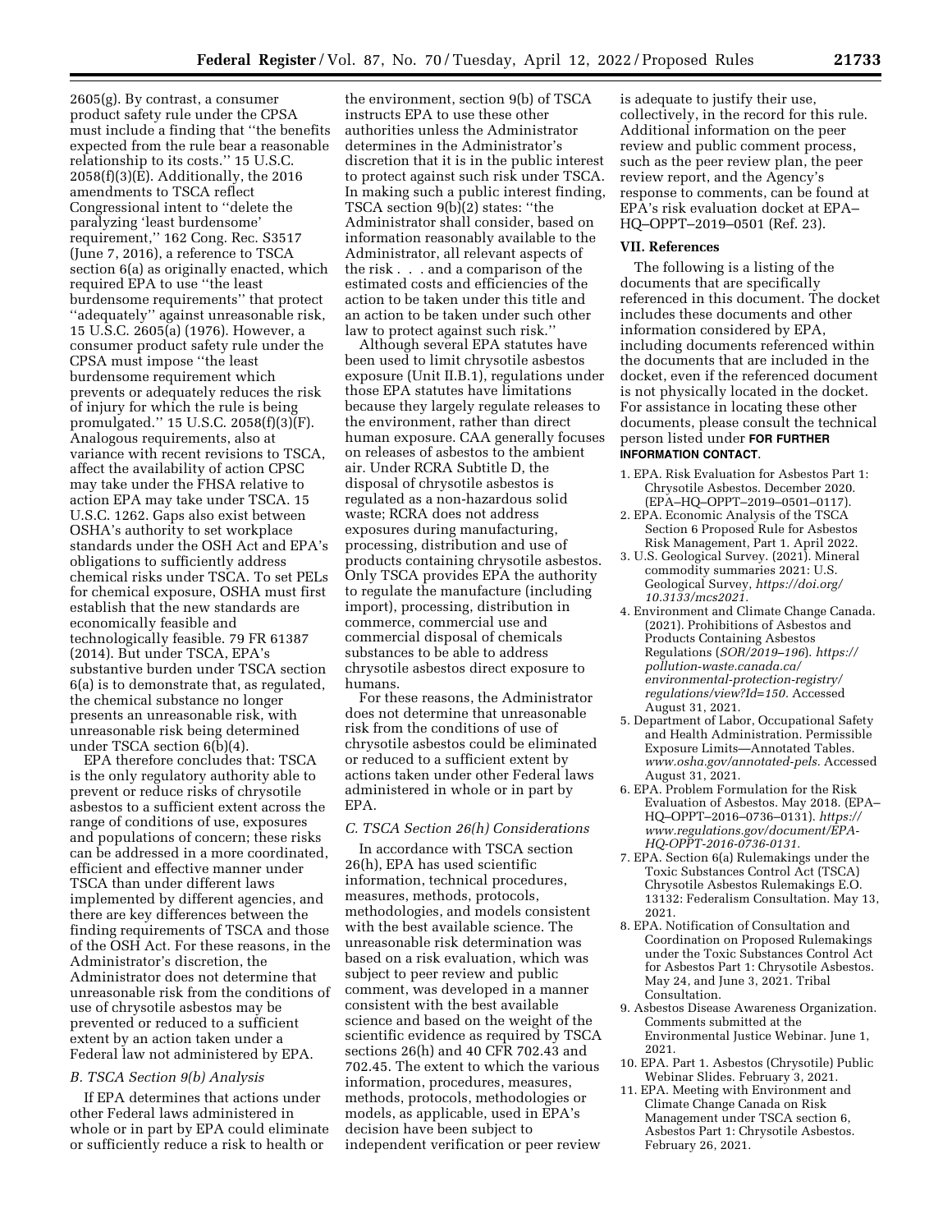2605(g). By contrast, a consumer product safety rule under the CPSA must include a finding that ''the benefits expected from the rule bear a reasonable relationship to its costs.'' 15 U.S.C. 2058(f)(3)(E). Additionally, the 2016 amendments to TSCA reflect Congressional intent to ''delete the paralyzing 'least burdensome' requirement,'' 162 Cong. Rec. S3517 (June 7, 2016), a reference to TSCA section 6(a) as originally enacted, which required EPA to use ''the least burdensome requirements'' that protect ''adequately'' against unreasonable risk, 15 U.S.C. 2605(a) (1976). However, a consumer product safety rule under the CPSA must impose ''the least burdensome requirement which prevents or adequately reduces the risk of injury for which the rule is being promulgated.'' 15 U.S.C. 2058(f)(3)(F). Analogous requirements, also at variance with recent revisions to TSCA, affect the availability of action CPSC may take under the FHSA relative to action EPA may take under TSCA. 15 U.S.C. 1262. Gaps also exist between OSHA's authority to set workplace standards under the OSH Act and EPA's obligations to sufficiently address chemical risks under TSCA. To set PELs for chemical exposure, OSHA must first establish that the new standards are economically feasible and technologically feasible. 79 FR 61387 (2014). But under TSCA, EPA's substantive burden under TSCA section 6(a) is to demonstrate that, as regulated, the chemical substance no longer presents an unreasonable risk, with unreasonable risk being determined under TSCA section 6(b)(4).

EPA therefore concludes that: TSCA is the only regulatory authority able to prevent or reduce risks of chrysotile asbestos to a sufficient extent across the range of conditions of use, exposures and populations of concern; these risks can be addressed in a more coordinated, efficient and effective manner under TSCA than under different laws implemented by different agencies, and there are key differences between the finding requirements of TSCA and those of the OSH Act. For these reasons, in the Administrator's discretion, the Administrator does not determine that unreasonable risk from the conditions of use of chrysotile asbestos may be prevented or reduced to a sufficient extent by an action taken under a Federal law not administered by EPA.

### B. TSCA Section 9(b) Analysis

If EPA determines that actions under other Federal laws administered in whole or in part by EPA could eliminate or sufficiently reduce a risk to health or the environment, section 9(b) of TSCA instructs EPA to use these other authorities unless the Administrator determines in the Administrator's discretion that it is in the public interest to protect against such risk under TSCA. In making such a public interest finding, TSCA section 9(b)(2) states: ''the Administrator shall consider, based on information reasonably available to the Administrator, all relevant aspects of the risk . . . and a comparison of the estimated costs and efficiencies of the action to be taken under this title and an action to be taken under such other law to protect against such risk.''

Although several EPA statutes have been used to limit chrysotile asbestos exposure (Unit II.B.1), regulations under those EPA statutes have limitations because they largely regulate releases to the environment, rather than direct human exposure. CAA generally focuses on releases of asbestos to the ambient air. Under RCRA Subtitle D, the disposal of chrysotile asbestos is regulated as a non-hazardous solid waste; RCRA does not address exposures during manufacturing, processing, distribution and use of products containing chrysotile asbestos. Only TSCA provides EPA the authority to regulate the manufacture (including import), processing, distribution in commerce, commercial use and commercial disposal of chemicals substances to be able to address chrysotile asbestos direct exposure to humans.

For these reasons, the Administrator does not determine that unreasonable risk from the conditions of use of chrysotile asbestos could be eliminated or reduced to a sufficient extent by actions taken under other Federal laws administered in whole or in part by EPA.

### C. TSCA Section 26(h) Considerations

In accordance with TSCA section 26(h), EPA has used scientific information, technical procedures, measures, methods, protocols, methodologies, and models consistent with the best available science. The unreasonable risk determination was based on a risk evaluation, which was subject to peer review and public comment, was developed in a manner consistent with the best available science and based on the weight of the scientific evidence as required by TSCA sections 26(h) and 40 CFR 702.43 and 702.45. The extent to which the various information, procedures, measures, methods, protocols, methodologies or models, as applicable, used in EPA's decision have been subject to independent verification or peer review is adequate to justify their use, collectively, in the record for this rule. Additional information on the peer review and public comment process, such as the peer review plan, the peer review report, and the Agency's response to comments, can be found at EPA's risk evaluation docket at EPA–HQ–OPPT–2019–0501 (Ref. 23).

## VII. References

The following is a listing of the documents that are specifically referenced in this document. The docket includes these documents and other information considered by EPA, including documents referenced within the documents that are included in the docket, even if the referenced document is not physically located in the docket. For assistance in locating these other documents, please consult the technical person listed under **FOR FURTHER INFORMATION CONTACT**.

1. EPA. Risk Evaluation for Asbestos Part 1: Chrysotile Asbestos. December 2020. (EPA–HQ–OPPT–2019–0501–0117).
2. EPA. Economic Analysis of the TSCA Section 6 Proposed Rule for Asbestos Risk Management, Part 1. April 2022.
3. U.S. Geological Survey. (2021). Mineral commodity summaries 2021: U.S. Geological Survey, *https://doi.org/10.3133/mcs2021*.
4. Environment and Climate Change Canada. (2021). Prohibitions of Asbestos and Products Containing Asbestos Regulations (*SOR/2019–196*). *https://pollution-waste.canada.ca/environmental-protection-registry/regulations/view?Id=150.* Accessed August 31, 2021.
5. Department of Labor, Occupational Safety and Health Administration. Permissible Exposure Limits—Annotated Tables. *www.osha.gov/annotated-pels.* Accessed August 31, 2021.
6. EPA. Problem Formulation for the Risk Evaluation of Asbestos. May 2018. (EPA–HQ–OPPT–2016–0736–0131). *https://www.regulations.gov/document/EPA-HQ-OPPT-2016-0736-0131.*
7. EPA. Section 6(a) Rulemakings under the Toxic Substances Control Act (TSCA) Chrysotile Asbestos Rulemakings E.O. 13132: Federalism Consultation. May 13, 2021.
8. EPA. Notification of Consultation and Coordination on Proposed Rulemakings under the Toxic Substances Control Act for Asbestos Part 1: Chrysotile Asbestos. May 24, and June 3, 2021. Tribal Consultation.
9. Asbestos Disease Awareness Organization. Comments submitted at the Environmental Justice Webinar. June 1, 2021.
10. EPA. Part 1. Asbestos (Chrysotile) Public Webinar Slides. February 3, 2021.
11. EPA. Meeting with Environment and Climate Change Canada on Risk Management under TSCA section 6, Asbestos Part 1: Chrysotile Asbestos. February 26, 2021.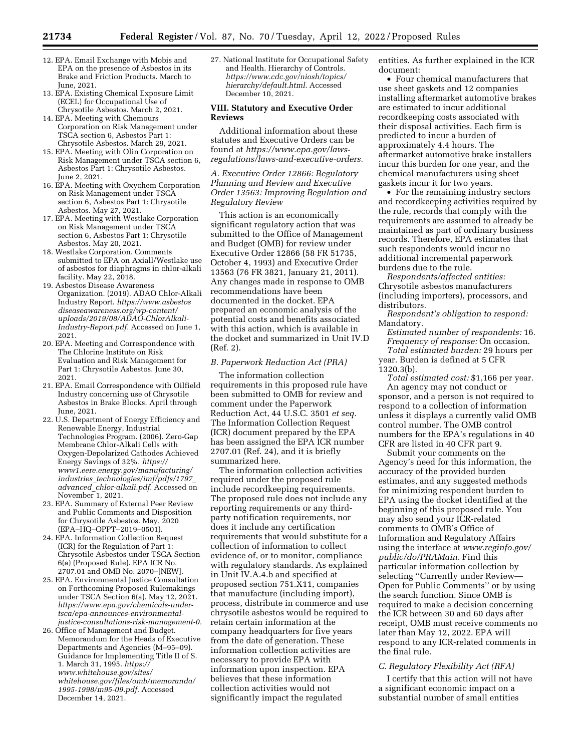12. EPA. Email Exchange with Mobis and EPA on the presence of Asbestos in its Brake and Friction Products. March to June, 2021.
13. EPA. Existing Chemical Exposure Limit (ECEL) for Occupational Use of Chrysotile Asbestos. March 2, 2021.
14. EPA. Meeting with Chemours Corporation on Risk Management under TSCA section 6, Asbestos Part 1: Chrysotile Asbestos. March 29, 2021.
15. EPA. Meeting with Olin Corporation on Risk Management under TSCA section 6, Asbestos Part 1: Chrysotile Asbestos. June 2, 2021.
16. EPA. Meeting with Oxychem Corporation on Risk Management under TSCA section 6, Asbestos Part 1: Chrysotile Asbestos. May 27, 2021.
17. EPA. Meeting with Westlake Corporation on Risk Management under TSCA section 6, Asbestos Part 1: Chrysotile Asbestos. May 20, 2021.
18. Westlake Corporation. Comments submitted to EPA on Axiall/Westlake use of asbestos for diaphragms in chlor-alkali facility. May 22, 2018.
19. Asbestos Disease Awareness Organization. (2019). ADAO Chlor-Alkali Industry Report. *https://www.asbestosdiseaseawareness.org/wp-content/uploads/2019/08/ADAO-ChlorAlkali-Industry-Report.pdf*. Accessed on June 1, 2021.
20. EPA. Meeting and Correspondence with The Chlorine Institute on Risk Evaluation and Risk Management for Part 1: Chrysotile Asbestos. June 30, 2021.
21. EPA. Email Correspondence with Oilfield Industry concerning use of Chrysotile Asbestos in Brake Blocks. April through June, 2021.
22. U.S. Department of Energy Efficiency and Renewable Energy, Industrial Technologies Program. (2006). Zero-Gap Membrane Chlor-Alkali Cells with Oxygen-Depolarized Cathodes Achieved Energy Savings of 32%. *https://www1.eere.energy.gov/manufacturing/industries_technologies/imf/pdfs/1797_advanced_chlor-alkali.pdf*. Accessed on November 1, 2021.
23. EPA. Summary of External Peer Review and Public Comments and Disposition for Chrysotile Asbestos. May, 2020 (EPA–HQ–OPPT–2019–0501).
24. EPA. Information Collection Request (ICR) for the Regulation of Part 1: Chrysotile Asbestos under TSCA Section 6(a) (Proposed Rule). EPA ICR No. 2707.01 and OMB No. 2070–[NEW].
25. EPA. Environmental Justice Consultation on Forthcoming Proposed Rulemakings under TSCA Section 6(a). May 12, 2021. *https://www.epa.gov/chemicals-under-tsca/epa-announces-environmental-justice-consultations-risk-management-0*.
26. Office of Management and Budget. Memorandum for the Heads of Executive Departments and Agencies (M–95–09). Guidance for Implementing Title II of S. 1. March 31, 1995. *https://www.whitehouse.gov/sites/whitehouse.gov/files/omb/memoranda/1995-1998/m95-09.pdf*. Accessed December 14, 2021.
27. National Institute for Occupational Safety and Health. Hierarchy of Controls. *https://www.cdc.gov/niosh/topics/hierarchy/default.html*. Accessed December 10, 2021.

## VIII. Statutory and Executive Order Reviews

Additional information about these statutes and Executive Orders can be found at *https://www.epa.gov/laws-regulations/laws-and-executive-orders*.

### *A. Executive Order 12866: Regulatory Planning and Review and Executive Order 13563: Improving Regulation and Regulatory Review*

This action is an economically significant regulatory action that was submitted to the Office of Management and Budget (OMB) for review under Executive Order 12866 (58 FR 51735, October 4, 1993) and Executive Order 13563 (76 FR 3821, January 21, 2011). Any changes made in response to OMB recommendations have been documented in the docket. EPA prepared an economic analysis of the potential costs and benefits associated with this action, which is available in the docket and summarized in Unit IV.D (Ref. 2).

### *B. Paperwork Reduction Act (PRA)*

The information collection requirements in this proposed rule have been submitted to OMB for review and comment under the Paperwork Reduction Act, 44 U.S.C. 3501 *et seq.* The Information Collection Request (ICR) document prepared by the EPA has been assigned the EPA ICR number 2707.01 (Ref. 24), and it is briefly summarized here.

The information collection activities required under the proposed rule include recordkeeping requirements. The proposed rule does not include any reporting requirements or any third-party notification requirements, nor does it include any certification requirements that would substitute for a collection of information to collect evidence of, or to monitor, compliance with regulatory standards. As explained in Unit IV.A.4.b and specified at proposed section 751.X11, companies that manufacture (including import), process, distribute in commerce and use chrysotile asbestos would be required to retain certain information at the company headquarters for five years from the date of generation. These information collection activities are necessary to provide EPA with information upon inspection. EPA believes that these information collection activities would not significantly impact the regulated entities. As further explained in the ICR document:

- Four chemical manufacturers that use sheet gaskets and 12 companies installing aftermarket automotive brakes are estimated to incur additional recordkeeping costs associated with their disposal activities. Each firm is predicted to incur a burden of approximately 4.4 hours. The aftermarket automotive brake installers incur this burden for one year, and the chemical manufacturers using sheet gaskets incur it for two years.
- For the remaining industry sectors and recordkeeping activities required by the rule, records that comply with the requirements are assumed to already be maintained as part of ordinary business records. Therefore, EPA estimates that such respondents would incur no additional incremental paperwork burdens due to the rule.

*Respondents/affected entities:* Chrysotile asbestos manufacturers (including importers), processors, and distributors.

*Respondent's obligation to respond:* Mandatory.

*Estimated number of respondents:* 16.

*Frequency of response:* On occasion.

*Total estimated burden:* 29 hours per year. Burden is defined at 5 CFR 1320.3(b).

*Total estimated cost:* $1,166 per year.

An agency may not conduct or sponsor, and a person is not required to respond to a collection of information unless it displays a currently valid OMB control number. The OMB control numbers for the EPA's regulations in 40 CFR are listed in 40 CFR part 9.

Submit your comments on the Agency's need for this information, the accuracy of the provided burden estimates, and any suggested methods for minimizing respondent burden to EPA using the docket identified at the beginning of this proposed rule. You may also send your ICR-related comments to OMB's Office of Information and Regulatory Affairs using the interface at *www.reginfo.gov/public/do/PRAMain*. Find this particular information collection by selecting "Currently under Review—Open for Public Comments" or by using the search function. Since OMB is required to make a decision concerning the ICR between 30 and 60 days after receipt, OMB must receive comments no later than May 12, 2022. EPA will respond to any ICR-related comments in the final rule.

### *C. Regulatory Flexibility Act (RFA)*

I certify that this action will not have a significant economic impact on a substantial number of small entities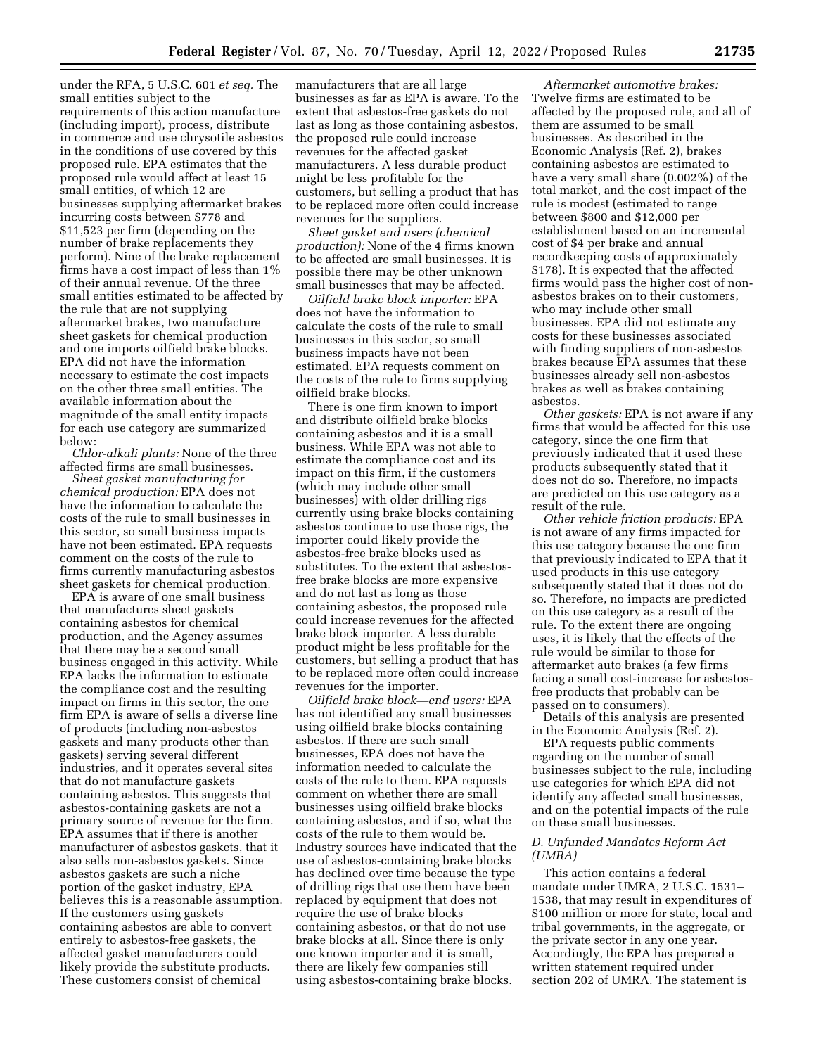under the RFA, 5 U.S.C. 601 *et seq.* The small entities subject to the requirements of this action manufacture (including import), process, distribute in commerce and use chrysotile asbestos in the conditions of use covered by this proposed rule. EPA estimates that the proposed rule would affect at least 15 small entities, of which 12 are businesses supplying aftermarket brakes incurring costs between $778 and $11,523 per firm (depending on the number of brake replacements they perform). Nine of the brake replacement firms have a cost impact of less than 1% of their annual revenue. Of the three small entities estimated to be affected by the rule that are not supplying aftermarket brakes, two manufacture sheet gaskets for chemical production and one imports oilfield brake blocks. EPA did not have the information necessary to estimate the cost impacts on the other three small entities. The available information about the magnitude of the small entity impacts for each use category are summarized below:

*Chlor-alkali plants:* None of the three affected firms are small businesses.

*Sheet gasket manufacturing for chemical production:* EPA does not have the information to calculate the costs of the rule to small businesses in this sector, so small business impacts have not been estimated. EPA requests comment on the costs of the rule to firms currently manufacturing asbestos sheet gaskets for chemical production.

EPA is aware of one small business that manufactures sheet gaskets containing asbestos for chemical production, and the Agency assumes that there may be a second small business engaged in this activity. While EPA lacks the information to estimate the compliance cost and the resulting impact on firms in this sector, the one firm EPA is aware of sells a diverse line of products (including non-asbestos gaskets and many products other than gaskets) serving several different industries, and it operates several sites that do not manufacture gaskets containing asbestos. This suggests that asbestos-containing gaskets are not a primary source of revenue for the firm. EPA assumes that if there is another manufacturer of asbestos gaskets, that it also sells non-asbestos gaskets. Since asbestos gaskets are such a niche portion of the gasket industry, EPA believes this is a reasonable assumption. If the customers using gaskets containing asbestos are able to convert entirely to asbestos-free gaskets, the affected gasket manufacturers could likely provide the substitute products. These customers consist of chemical manufacturers that are all large businesses as far as EPA is aware. To the extent that asbestos-free gaskets do not last as long as those containing asbestos, the proposed rule could increase revenues for the affected gasket manufacturers. A less durable product might be less profitable for the customers, but selling a product that has to be replaced more often could increase revenues for the suppliers.

*Sheet gasket end users (chemical production):* None of the 4 firms known to be affected are small businesses. It is possible there may be other unknown small businesses that may be affected.

*Oilfield brake block importer:* EPA does not have the information to calculate the costs of the rule to small businesses in this sector, so small business impacts have not been estimated. EPA requests comment on the costs of the rule to firms supplying oilfield brake blocks.

There is one firm known to import and distribute oilfield brake blocks containing asbestos and it is a small business. While EPA was not able to estimate the compliance cost and its impact on this firm, if the customers (which may include other small businesses) with older drilling rigs currently using brake blocks containing asbestos continue to use those rigs, the importer could likely provide the asbestos-free brake blocks used as substitutes. To the extent that asbestos-free brake blocks are more expensive and do not last as long as those containing asbestos, the proposed rule could increase revenues for the affected brake block importer. A less durable product might be less profitable for the customers, but selling a product that has to be replaced more often could increase revenues for the importer.

*Oilfield brake block—end users:* EPA has not identified any small businesses using oilfield brake blocks containing asbestos. If there are such small businesses, EPA does not have the information needed to calculate the costs of the rule to them. EPA requests comment on whether there are small businesses using oilfield brake blocks containing asbestos, and if so, what the costs of the rule to them would be. Industry sources have indicated that the use of asbestos-containing brake blocks has declined over time because the type of drilling rigs that use them have been replaced by equipment that does not require the use of brake blocks containing asbestos, or that do not use brake blocks at all. Since there is only one known importer and it is small, there are likely few companies still using asbestos-containing brake blocks.

*Aftermarket automotive brakes:* Twelve firms are estimated to be affected by the proposed rule, and all of them are assumed to be small businesses. As described in the Economic Analysis (Ref. 2), brakes containing asbestos are estimated to have a very small share (0.002%) of the total market, and the cost impact of the rule is modest (estimated to range between $800 and $12,000 per establishment based on an incremental cost of $4 per brake and annual recordkeeping costs of approximately $178). It is expected that the affected firms would pass the higher cost of non-asbestos brakes on to their customers, who may include other small businesses. EPA did not estimate any costs for these businesses associated with finding suppliers of non-asbestos brakes because EPA assumes that these businesses already sell non-asbestos brakes as well as brakes containing asbestos.

*Other gaskets:* EPA is not aware if any firms that would be affected for this use category, since the one firm that previously indicated that it used these products subsequently stated that it does not do so. Therefore, no impacts are predicted on this use category as a result of the rule.

*Other vehicle friction products:* EPA is not aware of any firms impacted for this use category because the one firm that previously indicated to EPA that it used products in this use category subsequently stated that it does not do so. Therefore, no impacts are predicted on this use category as a result of the rule. To the extent there are ongoing uses, it is likely that the effects of the rule would be similar to those for aftermarket auto brakes (a few firms facing a small cost-increase for asbestos-free products that probably can be passed on to consumers).

Details of this analysis are presented in the Economic Analysis (Ref. 2).

EPA requests public comments regarding on the number of small businesses subject to the rule, including use categories for which EPA did not identify any affected small businesses, and on the potential impacts of the rule on these small businesses.

### *D. Unfunded Mandates Reform Act (UMRA)*

This action contains a federal mandate under UMRA, 2 U.S.C. 1531–1538, that may result in expenditures of $100 million or more for state, local and tribal governments, in the aggregate, or the private sector in any one year. Accordingly, the EPA has prepared a written statement required under section 202 of UMRA. The statement is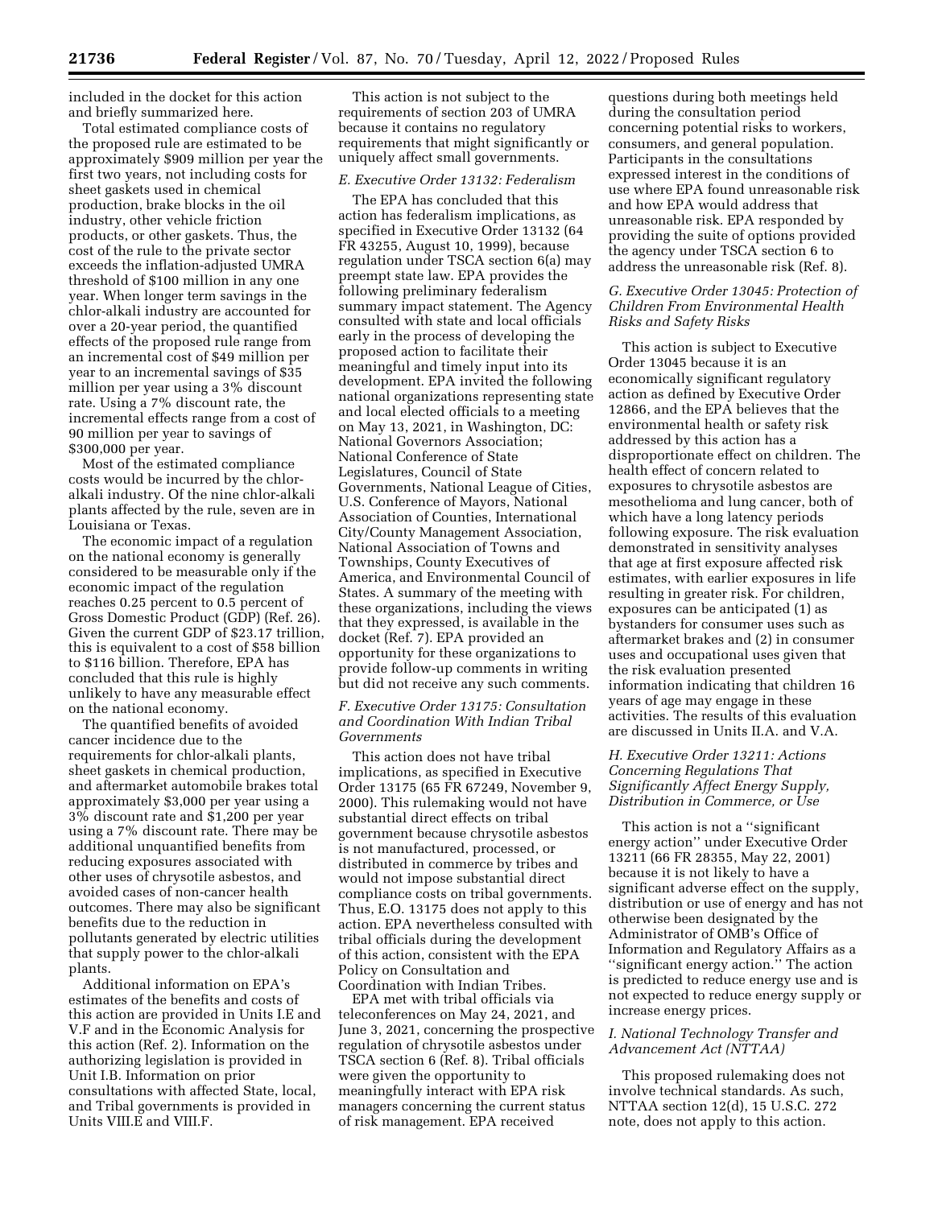included in the docket for this action and briefly summarized here.

Total estimated compliance costs of the proposed rule are estimated to be approximately $909 million per year the first two years, not including costs for sheet gaskets used in chemical production, brake blocks in the oil industry, other vehicle friction products, or other gaskets. Thus, the cost of the rule to the private sector exceeds the inflation-adjusted UMRA threshold of $100 million in any one year. When longer term savings in the chlor-alkali industry are accounted for over a 20-year period, the quantified effects of the proposed rule range from an incremental cost of $49 million per year to an incremental savings of $35 million per year using a 3% discount rate. Using a 7% discount rate, the incremental effects range from a cost of 90 million per year to savings of $300,000 per year.

Most of the estimated compliance costs would be incurred by the chlor-alkali industry. Of the nine chlor-alkali plants affected by the rule, seven are in Louisiana or Texas.

The economic impact of a regulation on the national economy is generally considered to be measurable only if the economic impact of the regulation reaches 0.25 percent to 0.5 percent of Gross Domestic Product (GDP) (Ref. 26). Given the current GDP of $23.17 trillion, this is equivalent to a cost of $58 billion to $116 billion. Therefore, EPA has concluded that this rule is highly unlikely to have any measurable effect on the national economy.

The quantified benefits of avoided cancer incidence due to the requirements for chlor-alkali plants, sheet gaskets in chemical production, and aftermarket automobile brakes total approximately $3,000 per year using a 3% discount rate and $1,200 per year using a 7% discount rate. There may be additional unquantified benefits from reducing exposures associated with other uses of chrysotile asbestos, and avoided cases of non-cancer health outcomes. There may also be significant benefits due to the reduction in pollutants generated by electric utilities that supply power to the chlor-alkali plants.

Additional information on EPA's estimates of the benefits and costs of this action are provided in Units I.E and V.F and in the Economic Analysis for this action (Ref. 2). Information on the authorizing legislation is provided in Unit I.B. Information on prior consultations with affected State, local, and Tribal governments is provided in Units VIII.E and VIII.F.

This action is not subject to the requirements of section 203 of UMRA because it contains no regulatory requirements that might significantly or uniquely affect small governments.

### *E. Executive Order 13132: Federalism*

The EPA has concluded that this action has federalism implications, as specified in Executive Order 13132 (64 FR 43255, August 10, 1999), because regulation under TSCA section 6(a) may preempt state law. EPA provides the following preliminary federalism summary impact statement. The Agency consulted with state and local officials early in the process of developing the proposed action to facilitate their meaningful and timely input into its development. EPA invited the following national organizations representing state and local elected officials to a meeting on May 13, 2021, in Washington, DC: National Governors Association; National Conference of State Legislatures, Council of State Governments, National League of Cities, U.S. Conference of Mayors, National Association of Counties, International City/County Management Association, National Association of Towns and Townships, County Executives of America, and Environmental Council of States. A summary of the meeting with these organizations, including the views that they expressed, is available in the docket (Ref. 7). EPA provided an opportunity for these organizations to provide follow-up comments in writing but did not receive any such comments.

### *F. Executive Order 13175: Consultation and Coordination With Indian Tribal Governments*

This action does not have tribal implications, as specified in Executive Order 13175 (65 FR 67249, November 9, 2000). This rulemaking would not have substantial direct effects on tribal government because chrysotile asbestos is not manufactured, processed, or distributed in commerce by tribes and would not impose substantial direct compliance costs on tribal governments. Thus, E.O. 13175 does not apply to this action. EPA nevertheless consulted with tribal officials during the development of this action, consistent with the EPA Policy on Consultation and Coordination with Indian Tribes.

EPA met with tribal officials via teleconferences on May 24, 2021, and June 3, 2021, concerning the prospective regulation of chrysotile asbestos under TSCA section 6 (Ref. 8). Tribal officials were given the opportunity to meaningfully interact with EPA risk managers concerning the current status of risk management. EPA received questions during both meetings held during the consultation period concerning potential risks to workers, consumers, and general population. Participants in the consultations expressed interest in the conditions of use where EPA found unreasonable risk and how EPA would address that unreasonable risk. EPA responded by providing the suite of options provided the agency under TSCA section 6 to address the unreasonable risk (Ref. 8).

### *G. Executive Order 13045: Protection of Children From Environmental Health Risks and Safety Risks*

This action is subject to Executive Order 13045 because it is an economically significant regulatory action as defined by Executive Order 12866, and the EPA believes that the environmental health or safety risk addressed by this action has a disproportionate effect on children. The health effect of concern related to exposures to chrysotile asbestos are mesothelioma and lung cancer, both of which have a long latency periods following exposure. The risk evaluation demonstrated in sensitivity analyses that age at first exposure affected risk estimates, with earlier exposures in life resulting in greater risk. For children, exposures can be anticipated (1) as bystanders for consumer uses such as aftermarket brakes and (2) in consumer uses and occupational uses given that the risk evaluation presented information indicating that children 16 years of age may engage in these activities. The results of this evaluation are discussed in Units II.A. and V.A.

### *H. Executive Order 13211: Actions Concerning Regulations That Significantly Affect Energy Supply, Distribution in Commerce, or Use*

This action is not a ''significant energy action'' under Executive Order 13211 (66 FR 28355, May 22, 2001) because it is not likely to have a significant adverse effect on the supply, distribution or use of energy and has not otherwise been designated by the Administrator of OMB's Office of Information and Regulatory Affairs as a ''significant energy action.'' The action is predicted to reduce energy use and is not expected to reduce energy supply or increase energy prices.

### *I. National Technology Transfer and Advancement Act (NTTAA)*

This proposed rulemaking does not involve technical standards. As such, NTTAA section 12(d), 15 U.S.C. 272 note, does not apply to this action.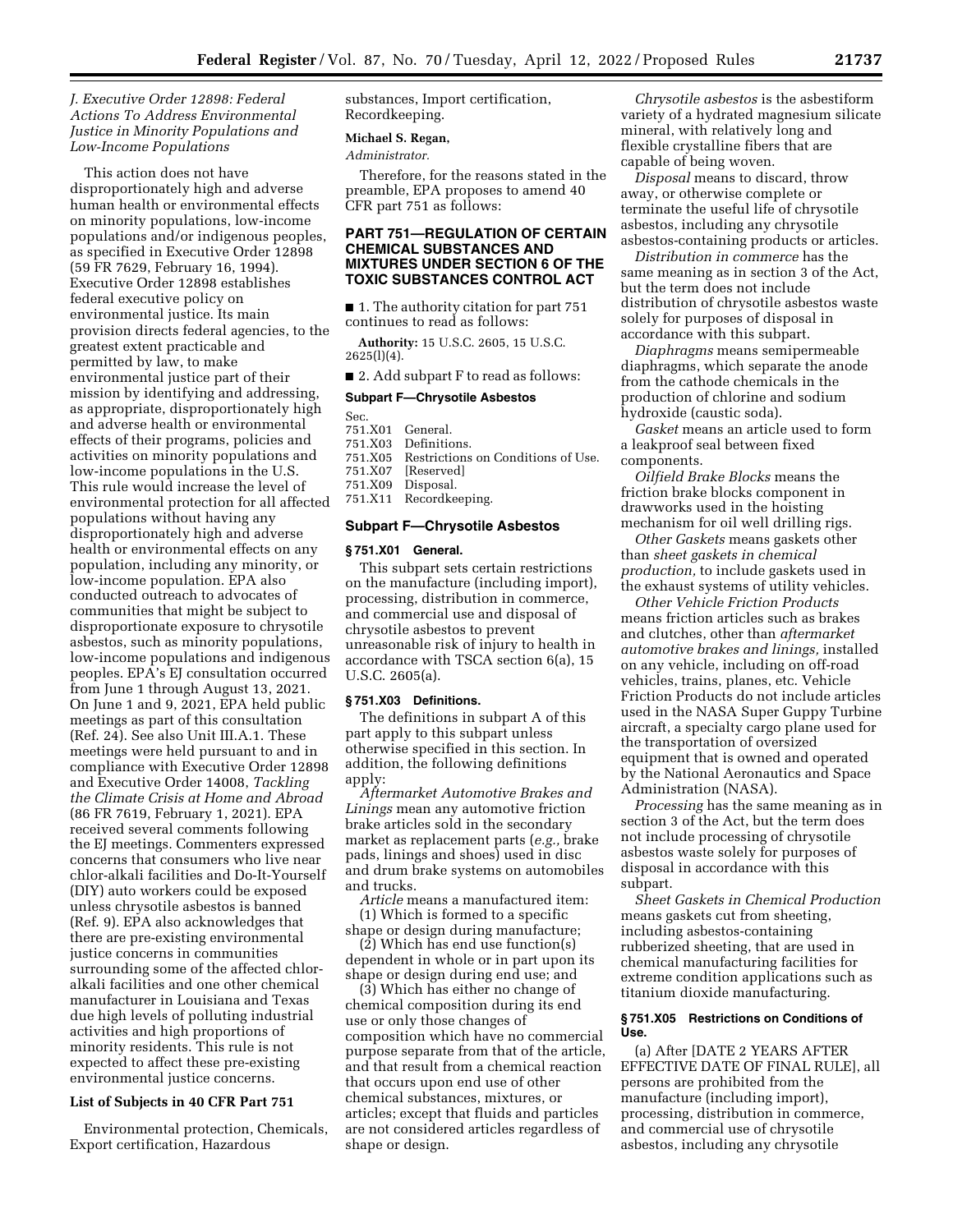### *J. Executive Order 12898: Federal Actions To Address Environmental Justice in Minority Populations and Low-Income Populations*

This action does not have disproportionately high and adverse human health or environmental effects on minority populations, low-income populations and/or indigenous peoples, as specified in Executive Order 12898 (59 FR 7629, February 16, 1994). Executive Order 12898 establishes federal executive policy on environmental justice. Its main provision directs federal agencies, to the greatest extent practicable and permitted by law, to make environmental justice part of their mission by identifying and addressing, as appropriate, disproportionately high and adverse health or environmental effects of their programs, policies and activities on minority populations and low-income populations in the U.S. This rule would increase the level of environmental protection for all affected populations without having any disproportionately high and adverse health or environmental effects on any population, including any minority, or low-income population. EPA also conducted outreach to advocates of communities that might be subject to disproportionate exposure to chrysotile asbestos, such as minority populations, low-income populations and indigenous peoples. EPA's EJ consultation occurred from June 1 through August 13, 2021. On June 1 and 9, 2021, EPA held public meetings as part of this consultation (Ref. 24). See also Unit III.A.1. These meetings were held pursuant to and in compliance with Executive Order 12898 and Executive Order 14008, *Tackling the Climate Crisis at Home and Abroad* (86 FR 7619, February 1, 2021). EPA received several comments following the EJ meetings. Commenters expressed concerns that consumers who live near chlor-alkali facilities and Do-It-Yourself (DIY) auto workers could be exposed unless chrysotile asbestos is banned (Ref. 9). EPA also acknowledges that there are pre-existing environmental justice concerns in communities surrounding some of the affected chlor-alkali facilities and one other chemical manufacturer in Louisiana and Texas due high levels of polluting industrial activities and high proportions of minority residents. This rule is not expected to affect these pre-existing environmental justice concerns.

**List of Subjects in 40 CFR Part 751**

Environmental protection, Chemicals, Export certification, Hazardous substances, Import certification, Recordkeeping.

**Michael S. Regan,**

*Administrator.*

Therefore, for the reasons stated in the preamble, EPA proposes to amend 40 CFR part 751 as follows:

## PART 751—REGULATION OF CERTAIN CHEMICAL SUBSTANCES AND MIXTURES UNDER SECTION 6 OF THE TOXIC SUBSTANCES CONTROL ACT

■ 1. The authority citation for part 751 continues to read as follows:

**Authority:** 15 U.S.C. 2605, 15 U.S.C. 2625(l)(4).

■ 2. Add subpart F to read as follows:

**Subpart F—Chrysotile Asbestos**

Sec.
751.X01 General.
751.X03 Definitions.
751.X05 Restrictions on Conditions of Use.
751.X07 [Reserved]
751.X09 Disposal.
751.X11 Recordkeeping.

### Subpart F—Chrysotile Asbestos

#### § 751.X01 General.

This subpart sets certain restrictions on the manufacture (including import), processing, distribution in commerce, and commercial use and disposal of chrysotile asbestos to prevent unreasonable risk of injury to health in accordance with TSCA section 6(a), 15 U.S.C. 2605(a).

#### § 751.X03 Definitions.

The definitions in subpart A of this part apply to this subpart unless otherwise specified in this section. In addition, the following definitions apply:

*Aftermarket Automotive Brakes and Linings* mean any automotive friction brake articles sold in the secondary market as replacement parts (*e.g.,* brake pads, linings and shoes) used in disc and drum brake systems on automobiles and trucks.

*Article* means a manufactured item:

(1) Which is formed to a specific shape or design during manufacture;

(2) Which has end use function(s) dependent in whole or in part upon its shape or design during end use; and

(3) Which has either no change of chemical composition during its end use or only those changes of composition which have no commercial purpose separate from that of the article, and that result from a chemical reaction that occurs upon end use of other chemical substances, mixtures, or articles; except that fluids and particles are not considered articles regardless of shape or design.

*Chrysotile asbestos* is the asbestiform variety of a hydrated magnesium silicate mineral, with relatively long and flexible crystalline fibers that are capable of being woven.

*Disposal* means to discard, throw away, or otherwise complete or terminate the useful life of chrysotile asbestos, including any chrysotile asbestos-containing products or articles.

*Distribution in commerce* has the same meaning as in section 3 of the Act, but the term does not include distribution of chrysotile asbestos waste solely for purposes of disposal in accordance with this subpart.

*Diaphragms* means semipermeable diaphragms, which separate the anode from the cathode chemicals in the production of chlorine and sodium hydroxide (caustic soda).

*Gasket* means an article used to form a leakproof seal between fixed components.

*Oilfield Brake Blocks* means the friction brake blocks component in drawworks used in the hoisting mechanism for oil well drilling rigs.

*Other Gaskets* means gaskets other than *sheet gaskets in chemical production,* to include gaskets used in the exhaust systems of utility vehicles.

*Other Vehicle Friction Products* means friction articles such as brakes and clutches, other than *aftermarket automotive brakes and linings,* installed on any vehicle, including on off-road vehicles, trains, planes, etc. Vehicle Friction Products do not include articles used in the NASA Super Guppy Turbine aircraft, a specialty cargo plane used for the transportation of oversized equipment that is owned and operated by the National Aeronautics and Space Administration (NASA).

*Processing* has the same meaning as in section 3 of the Act, but the term does not include processing of chrysotile asbestos waste solely for purposes of disposal in accordance with this subpart.

*Sheet Gaskets in Chemical Production* means gaskets cut from sheeting, including asbestos-containing rubberized sheeting, that are used in chemical manufacturing facilities for extreme condition applications such as titanium dioxide manufacturing.

#### § 751.X05 Restrictions on Conditions of Use.

(a) After [DATE 2 YEARS AFTER EFFECTIVE DATE OF FINAL RULE], all persons are prohibited from the manufacture (including import), processing, distribution in commerce, and commercial use of chrysotile asbestos, including any chrysotile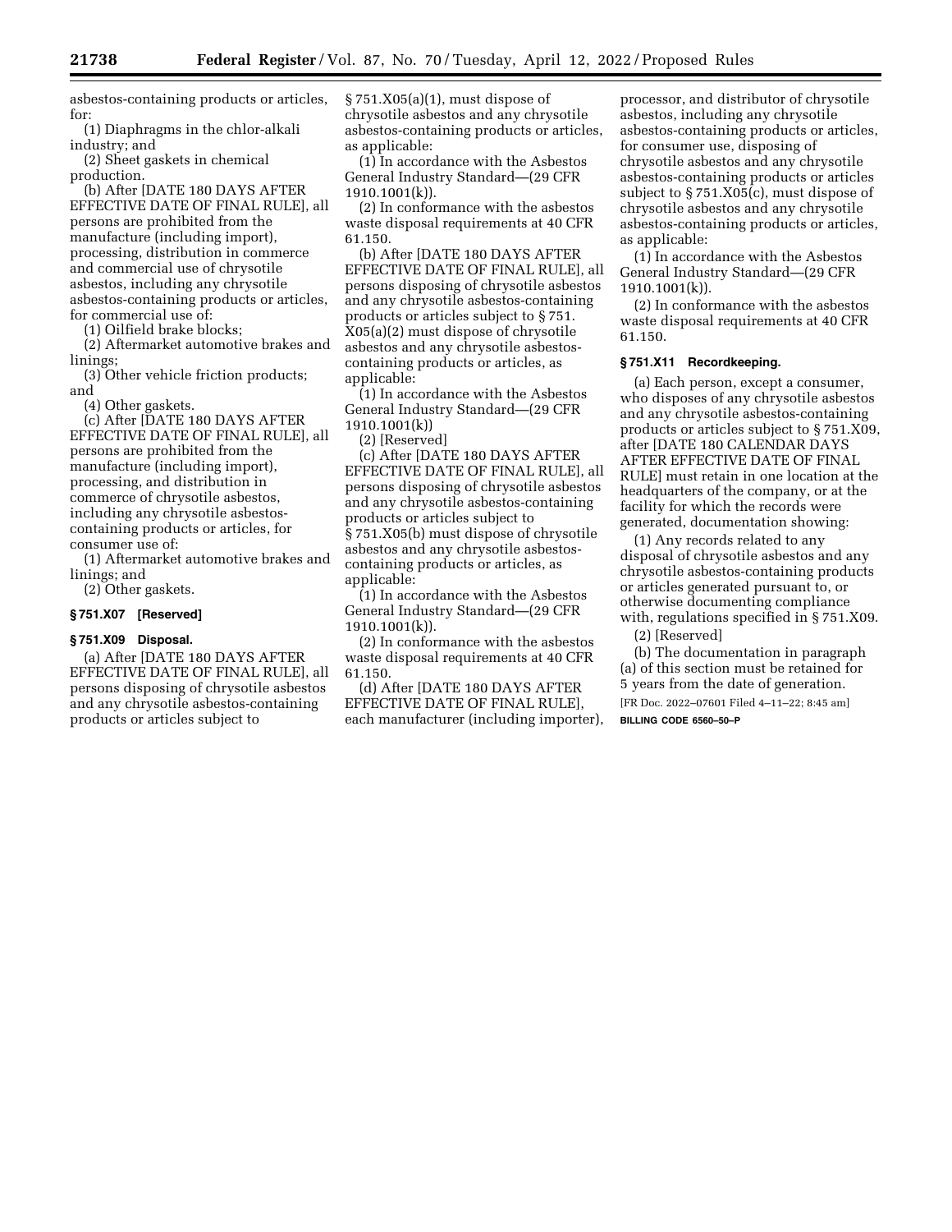asbestos-containing products or articles, for:

(1) Diaphragms in the chlor-alkali industry; and

(2) Sheet gaskets in chemical production.

(b) After [DATE 180 DAYS AFTER EFFECTIVE DATE OF FINAL RULE], all persons are prohibited from the manufacture (including import), processing, distribution in commerce and commercial use of chrysotile asbestos, including any chrysotile asbestos-containing products or articles, for commercial use of:

(1) Oilfield brake blocks;

(2) Aftermarket automotive brakes and linings;

(3) Other vehicle friction products; and

(4) Other gaskets.

(c) After [DATE 180 DAYS AFTER EFFECTIVE DATE OF FINAL RULE], all persons are prohibited from the manufacture (including import), processing, and distribution in commerce of chrysotile asbestos, including any chrysotile asbestos-containing products or articles, for consumer use of:

(1) Aftermarket automotive brakes and linings; and

(2) Other gaskets.

**§ 751.X07 [Reserved]**

**§ 751.X09 Disposal.**

(a) After [DATE 180 DAYS AFTER EFFECTIVE DATE OF FINAL RULE], all persons disposing of chrysotile asbestos and any chrysotile asbestos-containing products or articles subject to § 751.X05(a)(1), must dispose of chrysotile asbestos and any chrysotile asbestos-containing products or articles, as applicable:

(1) In accordance with the Asbestos General Industry Standard—(29 CFR 1910.1001(k)).

(2) In conformance with the asbestos waste disposal requirements at 40 CFR 61.150.

(b) After [DATE 180 DAYS AFTER EFFECTIVE DATE OF FINAL RULE], all persons disposing of chrysotile asbestos and any chrysotile asbestos-containing products or articles subject to § 751. X05(a)(2) must dispose of chrysotile asbestos and any chrysotile asbestos-containing products or articles, as applicable:

(1) In accordance with the Asbestos General Industry Standard—(29 CFR 1910.1001(k))

(2) [Reserved]

(c) After [DATE 180 DAYS AFTER EFFECTIVE DATE OF FINAL RULE], all persons disposing of chrysotile asbestos and any chrysotile asbestos-containing products or articles subject to § 751.X05(b) must dispose of chrysotile asbestos and any chrysotile asbestos-containing products or articles, as applicable:

(1) In accordance with the Asbestos General Industry Standard—(29 CFR 1910.1001(k)).

(2) In conformance with the asbestos waste disposal requirements at 40 CFR 61.150.

(d) After [DATE 180 DAYS AFTER EFFECTIVE DATE OF FINAL RULE], each manufacturer (including importer), processor, and distributor of chrysotile asbestos, including any chrysotile asbestos-containing products or articles, for consumer use, disposing of chrysotile asbestos and any chrysotile asbestos-containing products or articles subject to § 751.X05(c), must dispose of chrysotile asbestos and any chrysotile asbestos-containing products or articles, as applicable:

(1) In accordance with the Asbestos General Industry Standard—(29 CFR 1910.1001(k)).

(2) In conformance with the asbestos waste disposal requirements at 40 CFR 61.150.

**§ 751.X11 Recordkeeping.**

(a) Each person, except a consumer, who disposes of any chrysotile asbestos and any chrysotile asbestos-containing products or articles subject to § 751.X09, after [DATE 180 CALENDAR DAYS AFTER EFFECTIVE DATE OF FINAL RULE] must retain in one location at the headquarters of the company, or at the facility for which the records were generated, documentation showing:

(1) Any records related to any disposal of chrysotile asbestos and any chrysotile asbestos-containing products or articles generated pursuant to, or otherwise documenting compliance with, regulations specified in § 751.X09.

(2) [Reserved]

(b) The documentation in paragraph (a) of this section must be retained for 5 years from the date of generation.

[FR Doc. 2022–07601 Filed 4–11–22; 8:45 am]

**BILLING CODE 6560–50–P**